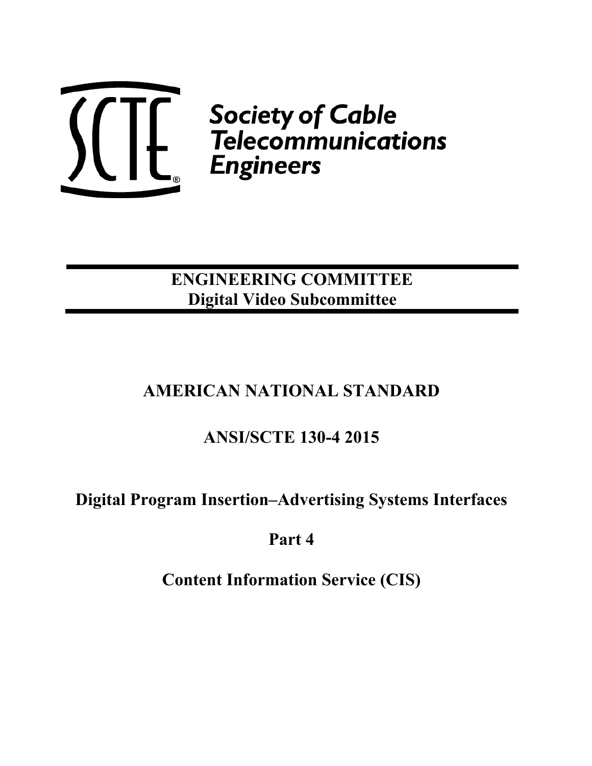Society of Cable Telecommunications Engineers

**ENGINEERING COMMITTEE**
**Digital Video Subcommittee**

# AMERICAN NATIONAL STANDARD

# ANSI/SCTE 130-4 2015

# Digital Program Insertion–Advertising Systems Interfaces

# Part 4

# Content Information Service (CIS)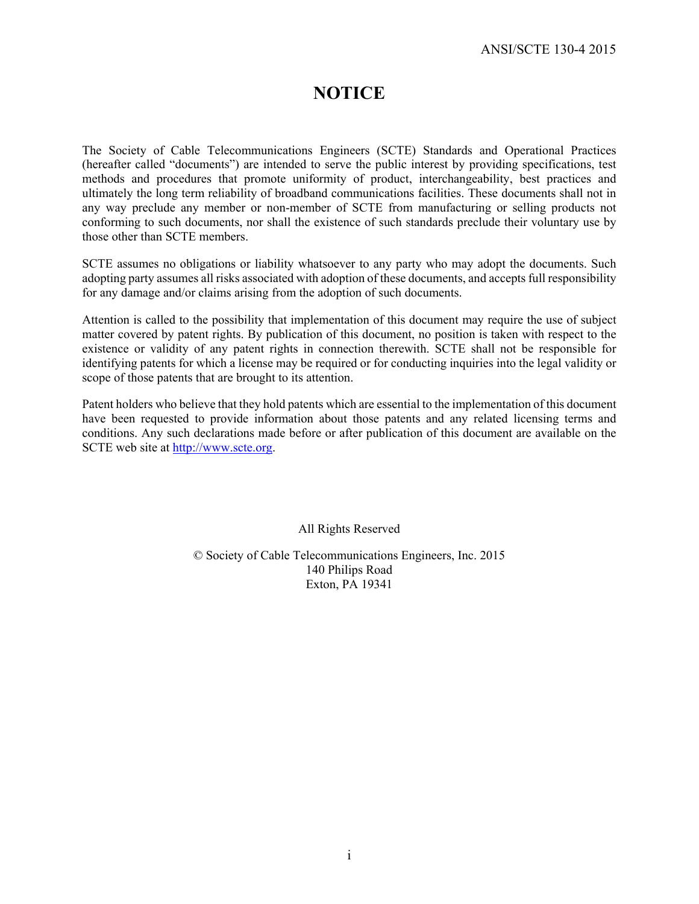# NOTICE

The Society of Cable Telecommunications Engineers (SCTE) Standards and Operational Practices (hereafter called "documents") are intended to serve the public interest by providing specifications, test methods and procedures that promote uniformity of product, interchangeability, best practices and ultimately the long term reliability of broadband communications facilities. These documents shall not in any way preclude any member or non-member of SCTE from manufacturing or selling products not conforming to such documents, nor shall the existence of such standards preclude their voluntary use by those other than SCTE members.

SCTE assumes no obligations or liability whatsoever to any party who may adopt the documents. Such adopting party assumes all risks associated with adoption of these documents, and accepts full responsibility for any damage and/or claims arising from the adoption of such documents.

Attention is called to the possibility that implementation of this document may require the use of subject matter covered by patent rights. By publication of this document, no position is taken with respect to the existence or validity of any patent rights in connection therewith. SCTE shall not be responsible for identifying patents for which a license may be required or for conducting inquiries into the legal validity or scope of those patents that are brought to its attention.

Patent holders who believe that they hold patents which are essential to the implementation of this document have been requested to provide information about those patents and any related licensing terms and conditions. Any such declarations made before or after publication of this document are available on the SCTE web site at http://www.scte.org.

All Rights Reserved

© Society of Cable Telecommunications Engineers, Inc. 2015
140 Philips Road
Exton, PA 19341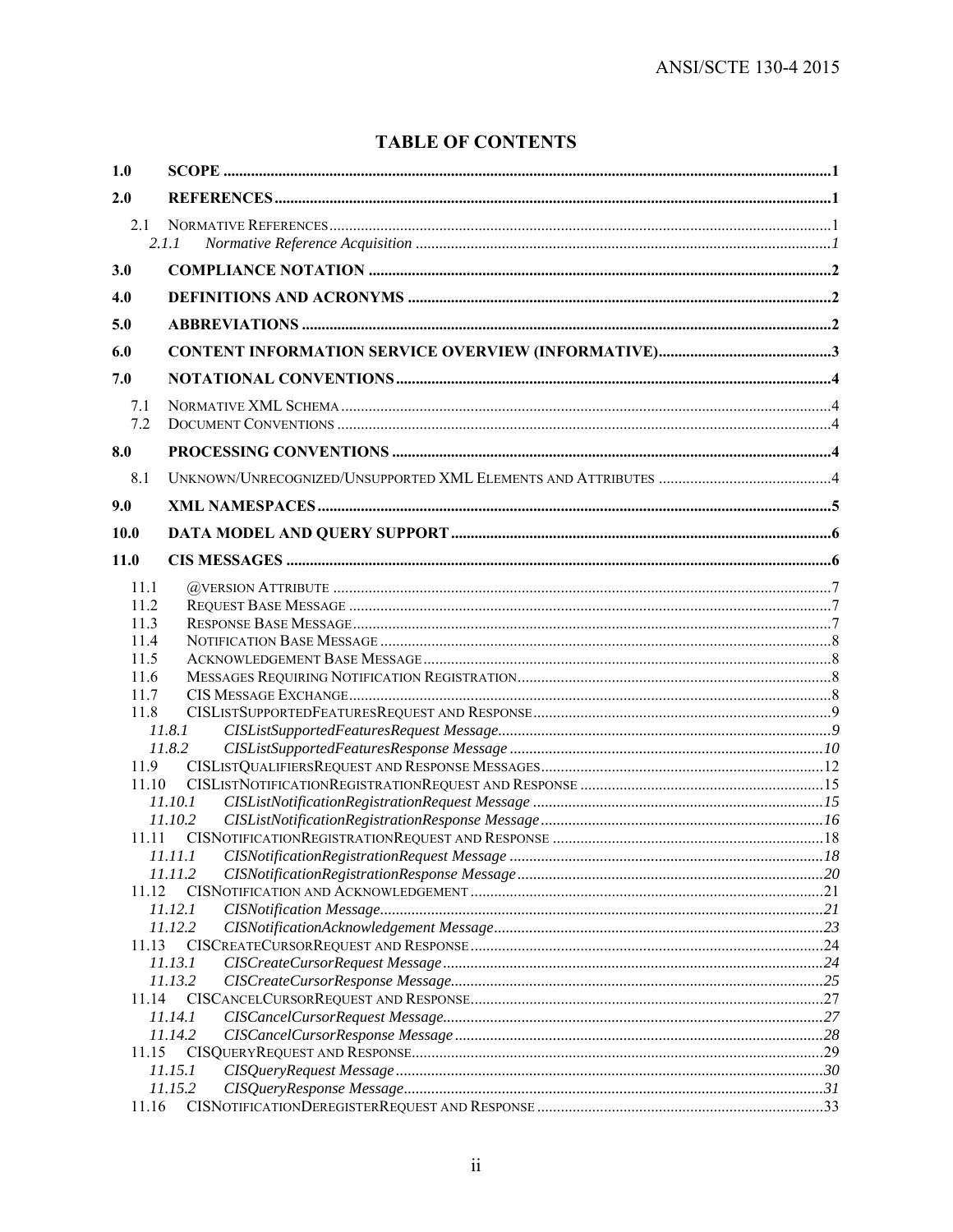# TABLE OF CONTENTS

**1.0 SCOPE** ..... 1

**2.0 REFERENCES** ..... 1

- 2.1 NORMATIVE REFERENCES ..... 1
  - *2.1.1 Normative Reference Acquisition* ..... *1*

**3.0 COMPLIANCE NOTATION** ..... 2

**4.0 DEFINITIONS AND ACRONYMS** ..... 2

**5.0 ABBREVIATIONS** ..... 2

**6.0 CONTENT INFORMATION SERVICE OVERVIEW (INFORMATIVE)** ..... 3

**7.0 NOTATIONAL CONVENTIONS** ..... 4

- 7.1 NORMATIVE XML SCHEMA ..... 4
- 7.2 DOCUMENT CONVENTIONS ..... 4

**8.0 PROCESSING CONVENTIONS** ..... 4

- 8.1 UNKNOWN/UNRECOGNIZED/UNSUPPORTED XML ELEMENTS AND ATTRIBUTES ..... 4

**9.0 XML NAMESPACES** ..... 5

**10.0 DATA MODEL AND QUERY SUPPORT** ..... 6

**11.0 CIS MESSAGES** ..... 6

- 11.1 @VERSION ATTRIBUTE ..... 7
- 11.2 REQUEST BASE MESSAGE ..... 7
- 11.3 RESPONSE BASE MESSAGE ..... 7
- 11.4 NOTIFICATION BASE MESSAGE ..... 8
- 11.5 ACKNOWLEDGEMENT BASE MESSAGE ..... 8
- 11.6 MESSAGES REQUIRING NOTIFICATION REGISTRATION ..... 8
- 11.7 CIS MESSAGE EXCHANGE ..... 8
- 11.8 CISLISTSUPPORTEDFEATURESREQUEST AND RESPONSE ..... 9
  - *11.8.1 CISListSupportedFeaturesRequest Message* ..... *9*
  - *11.8.2 CISListSupportedFeaturesResponse Message* ..... *10*
- 11.9 CISLISTQUALIFIERSREQUEST AND RESPONSE MESSAGES ..... 12
- 11.10 CISLISTNOTIFICATIONREGISTRATIONREQUEST AND RESPONSE ..... 15
  - *11.10.1 CISListNotificationRegistrationRequest Message* ..... *15*
  - *11.10.2 CISListNotificationRegistrationResponse Message* ..... *16*
- 11.11 CISNOTIFICATIONREGISTRATIONREQUEST AND RESPONSE ..... 18
  - *11.11.1 CISNotificationRegistrationRequest Message* ..... *18*
  - *11.11.2 CISNotificationRegistrationResponse Message* ..... *20*
- 11.12 CISNOTIFICATION AND ACKNOWLEDGEMENT ..... 21
  - *11.12.1 CISNotification Message* ..... *21*
  - *11.12.2 CISNotificationAcknowledgement Message* ..... *23*
- 11.13 CISCREATECURSORREQUEST AND RESPONSE ..... 24
  - *11.13.1 CISCreateCursorRequest Message* ..... *24*
  - *11.13.2 CISCreateCursorResponse Message* ..... *25*
- 11.14 CISCANCELCURSORREQUEST AND RESPONSE ..... 27
  - *11.14.1 CISCancelCursorRequest Message* ..... *27*
  - *11.14.2 CISCancelCursorResponse Message* ..... *28*
- 11.15 CISQUERYREQUEST AND RESPONSE ..... 29
  - *11.15.1 CISQueryRequest Message* ..... *30*
  - *11.15.2 CISQueryResponse Message* ..... *31*
- 11.16 CISNOTIFICATIONDEREGISTERREQUEST AND RESPONSE ..... 33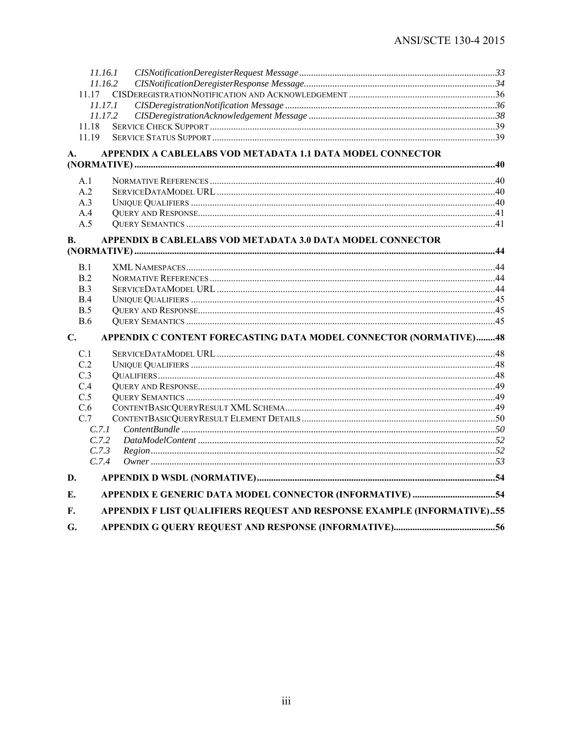11.16.1 *CISNotificationDeregisterRequest Message* ... 33
11.16.2 *CISNotificationDeregisterResponse Message* ... 34
11.17 CISDeregistrationNotification and Acknowledgement ... 36
11.17.1 *CISDeregistrationNotification Message* ... 36
11.17.2 *CISDeregistrationAcknowledgement Message* ... 38
11.18 Service Check Support ... 39
11.19 Service Status Support ... 39

**A. APPENDIX A CABLELABS VOD METADATA 1.1 DATA MODEL CONNECTOR (NORMATIVE) ... 40**

A.1 Normative References ... 40
A.2 ServiceDataModel URL ... 40
A.3 Unique Qualifiers ... 40
A.4 Query and Response ... 41
A.5 Query Semantics ... 41

**B. APPENDIX B CABLELABS VOD METADATA 3.0 DATA MODEL CONNECTOR (NORMATIVE) ... 44**

B.1 XML Namespaces ... 44
B.2 Normative References ... 44
B.3 ServiceDataModel URL ... 44
B.4 Unique Qualifiers ... 45
B.5 Query and Response ... 45
B.6 Query Semantics ... 45

**C. APPENDIX C CONTENT FORECASTING DATA MODEL CONNECTOR (NORMATIVE) ... 48**

C.1 ServiceDataModel URL ... 48
C.2 Unique Qualifiers ... 48
C.3 Qualifiers ... 48
C.4 Query and Response ... 49
C.5 Query Semantics ... 49
C.6 ContentBasicQueryResult XML Schema ... 49
C.7 ContentBasicQueryResult Element Details ... 50
C.7.1 *ContentBundle* ... 50
C.7.2 *DataModelContent* ... 52
C.7.3 *Region* ... 52
C.7.4 *Owner* ... 53

**D. APPENDIX D WSDL (NORMATIVE) ... 54**

**E. APPENDIX E GENERIC DATA MODEL CONNECTOR (INFORMATIVE) ... 54**

**F. APPENDIX F LIST QUALIFIERS REQUEST AND RESPONSE EXAMPLE (INFORMATIVE) .. 55**

**G. APPENDIX G QUERY REQUEST AND RESPONSE (INFORMATIVE) ... 56**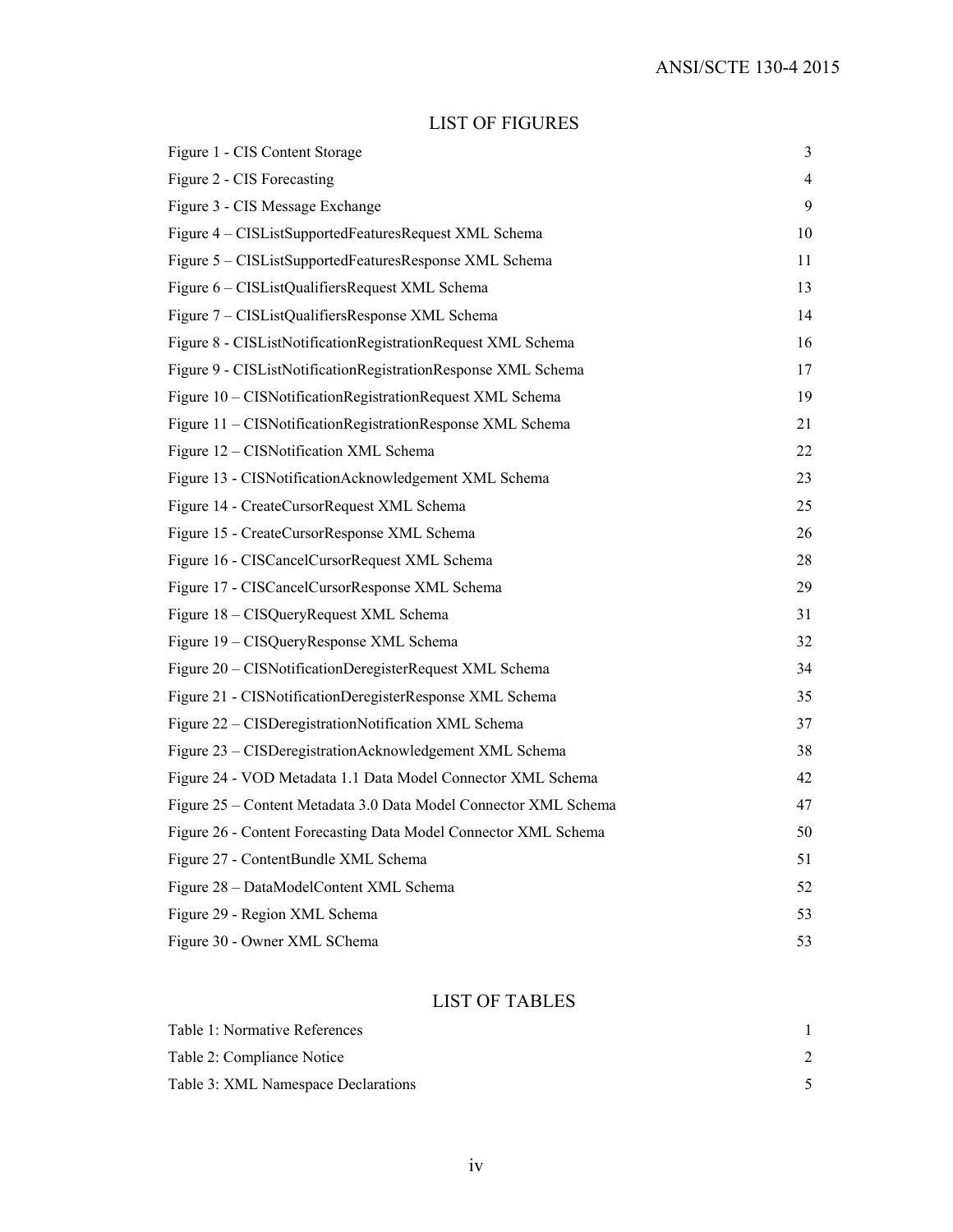## LIST OF FIGURES

| | |
|---|---|
| Figure 1 - CIS Content Storage | 3 |
| Figure 2 - CIS Forecasting | 4 |
| Figure 3 - CIS Message Exchange | 9 |
| Figure 4 – CISListSupportedFeaturesRequest XML Schema | 10 |
| Figure 5 – CISListSupportedFeaturesResponse XML Schema | 11 |
| Figure 6 – CISListQualifiersRequest XML Schema | 13 |
| Figure 7 – CISListQualifiersResponse XML Schema | 14 |
| Figure 8 - CISListNotificationRegistrationRequest XML Schema | 16 |
| Figure 9 - CISListNotificationRegistrationResponse XML Schema | 17 |
| Figure 10 – CISNotificationRegistrationRequest XML Schema | 19 |
| Figure 11 – CISNotificationRegistrationResponse XML Schema | 21 |
| Figure 12 – CISNotification XML Schema | 22 |
| Figure 13 - CISNotificationAcknowledgement XML Schema | 23 |
| Figure 14 - CreateCursorRequest XML Schema | 25 |
| Figure 15 - CreateCursorResponse XML Schema | 26 |
| Figure 16 - CISCancelCursorRequest XML Schema | 28 |
| Figure 17 - CISCancelCursorResponse XML Schema | 29 |
| Figure 18 – CISQueryRequest XML Schema | 31 |
| Figure 19 – CISQueryResponse XML Schema | 32 |
| Figure 20 – CISNotificationDeregisterRequest XML Schema | 34 |
| Figure 21 - CISNotificationDeregisterResponse XML Schema | 35 |
| Figure 22 – CISDeregistrationNotification XML Schema | 37 |
| Figure 23 – CISDeregistrationAcknowledgement XML Schema | 38 |
| Figure 24 - VOD Metadata 1.1 Data Model Connector XML Schema | 42 |
| Figure 25 – Content Metadata 3.0 Data Model Connector XML Schema | 47 |
| Figure 26 - Content Forecasting Data Model Connector XML Schema | 50 |
| Figure 27 - ContentBundle XML Schema | 51 |
| Figure 28 – DataModelContent XML Schema | 52 |
| Figure 29 - Region XML Schema | 53 |
| Figure 30 - Owner XML SChema | 53 |

## LIST OF TABLES

| | |
|---|---|
| Table 1: Normative References | 1 |
| Table 2: Compliance Notice | 2 |
| Table 3: XML Namespace Declarations | 5 |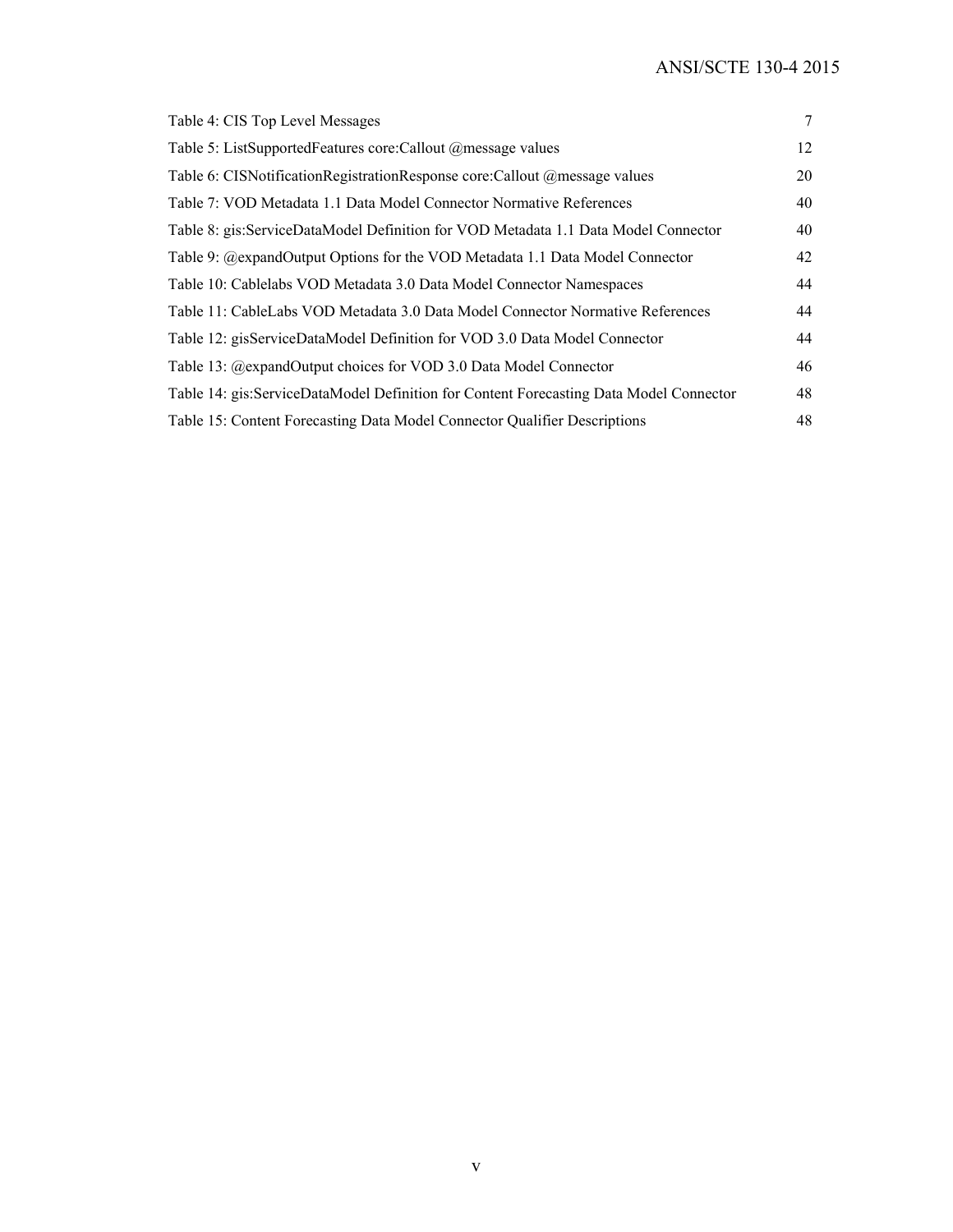Table 4: CIS Top Level Messages 7

Table 5: ListSupportedFeatures core:Callout @message values 12

Table 6: CISNotificationRegistrationResponse core:Callout @message values 20

Table 7: VOD Metadata 1.1 Data Model Connector Normative References 40

Table 8: gis:ServiceDataModel Definition for VOD Metadata 1.1 Data Model Connector 40

Table 9: @expandOutput Options for the VOD Metadata 1.1 Data Model Connector 42

Table 10: Cablelabs VOD Metadata 3.0 Data Model Connector Namespaces 44

Table 11: CableLabs VOD Metadata 3.0 Data Model Connector Normative References 44

Table 12: gisServiceDataModel Definition for VOD 3.0 Data Model Connector 44

Table 13: @expandOutput choices for VOD 3.0 Data Model Connector 46

Table 14: gis:ServiceDataModel Definition for Content Forecasting Data Model Connector 48

Table 15: Content Forecasting Data Model Connector Qualifier Descriptions 48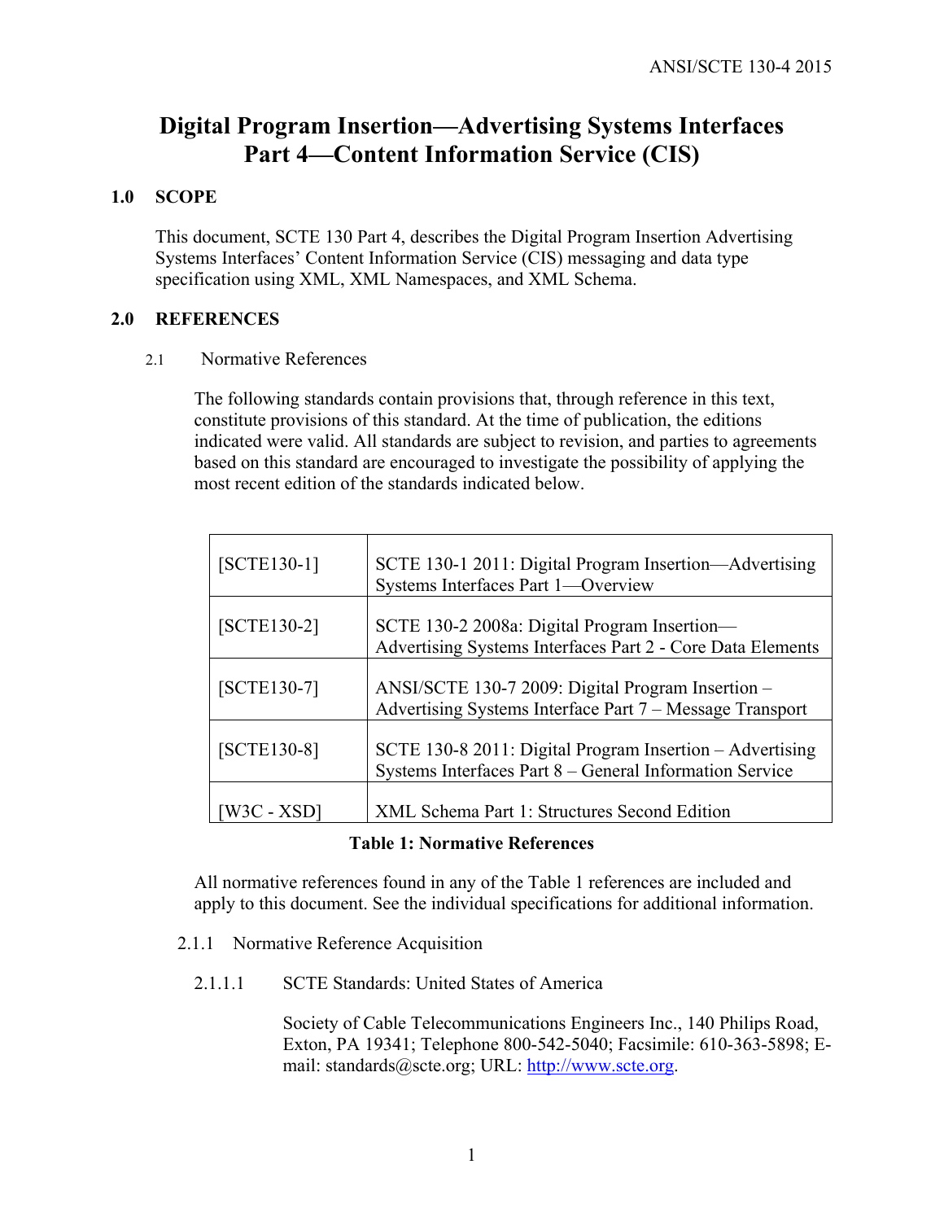# Digital Program Insertion—Advertising Systems Interfaces Part 4—Content Information Service (CIS)

## 1.0 SCOPE

This document, SCTE 130 Part 4, describes the Digital Program Insertion Advertising Systems Interfaces' Content Information Service (CIS) messaging and data type specification using XML, XML Namespaces, and XML Schema.

## 2.0 REFERENCES

### 2.1 Normative References

The following standards contain provisions that, through reference in this text, constitute provisions of this standard. At the time of publication, the editions indicated were valid. All standards are subject to revision, and parties to agreements based on this standard are encouraged to investigate the possibility of applying the most recent edition of the standards indicated below.

| | |
|---|---|
| [SCTE130-1] | SCTE 130-1 2011: Digital Program Insertion—Advertising Systems Interfaces Part 1—Overview |
| [SCTE130-2] | SCTE 130-2 2008a: Digital Program Insertion—Advertising Systems Interfaces Part 2 - Core Data Elements |
| [SCTE130-7] | ANSI/SCTE 130-7 2009: Digital Program Insertion – Advertising Systems Interface Part 7 – Message Transport |
| [SCTE130-8] | SCTE 130-8 2011: Digital Program Insertion – Advertising Systems Interfaces Part 8 – General Information Service |
| [W3C - XSD] | XML Schema Part 1: Structures Second Edition |

**Table 1: Normative References**

All normative references found in any of the Table 1 references are included and apply to this document. See the individual specifications for additional information.

#### 2.1.1 Normative Reference Acquisition

##### 2.1.1.1 SCTE Standards: United States of America

Society of Cable Telecommunications Engineers Inc., 140 Philips Road, Exton, PA 19341; Telephone 800-542-5040; Facsimile: 610-363-5898; E-mail: standards@scte.org; URL: http://www.scte.org.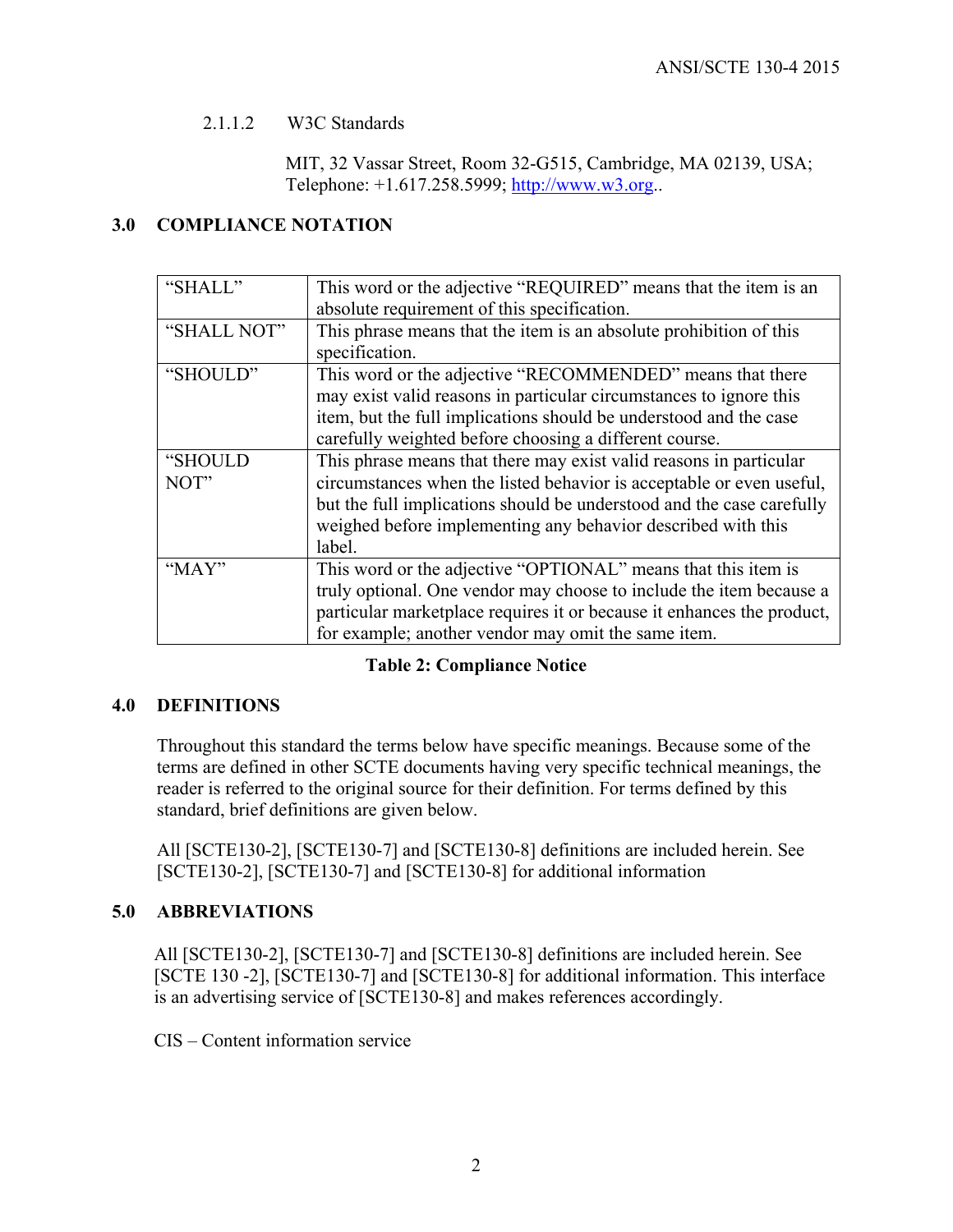#### 2.1.1.2 W3C Standards

MIT, 32 Vassar Street, Room 32-G515, Cambridge, MA 02139, USA; Telephone: +1.617.258.5999; http://www.w3.org..

## 3.0 COMPLIANCE NOTATION

| | |
|---|---|
| "SHALL" | This word or the adjective "REQUIRED" means that the item is an absolute requirement of this specification. |
| "SHALL NOT" | This phrase means that the item is an absolute prohibition of this specification. |
| "SHOULD" | This word or the adjective "RECOMMENDED" means that there may exist valid reasons in particular circumstances to ignore this item, but the full implications should be understood and the case carefully weighted before choosing a different course. |
| "SHOULD NOT" | This phrase means that there may exist valid reasons in particular circumstances when the listed behavior is acceptable or even useful, but the full implications should be understood and the case carefully weighed before implementing any behavior described with this label. |
| "MAY" | This word or the adjective "OPTIONAL" means that this item is truly optional. One vendor may choose to include the item because a particular marketplace requires it or because it enhances the product, for example; another vendor may omit the same item. |

**Table 2: Compliance Notice**

## 4.0 DEFINITIONS

Throughout this standard the terms below have specific meanings. Because some of the terms are defined in other SCTE documents having very specific technical meanings, the reader is referred to the original source for their definition. For terms defined by this standard, brief definitions are given below.

All [SCTE130-2], [SCTE130-7] and [SCTE130-8] definitions are included herein. See [SCTE130-2], [SCTE130-7] and [SCTE130-8] for additional information

## 5.0 ABBREVIATIONS

All [SCTE130-2], [SCTE130-7] and [SCTE130-8] definitions are included herein. See [SCTE 130 -2], [SCTE130-7] and [SCTE130-8] for additional information. This interface is an advertising service of [SCTE130-8] and makes references accordingly.

CIS – Content information service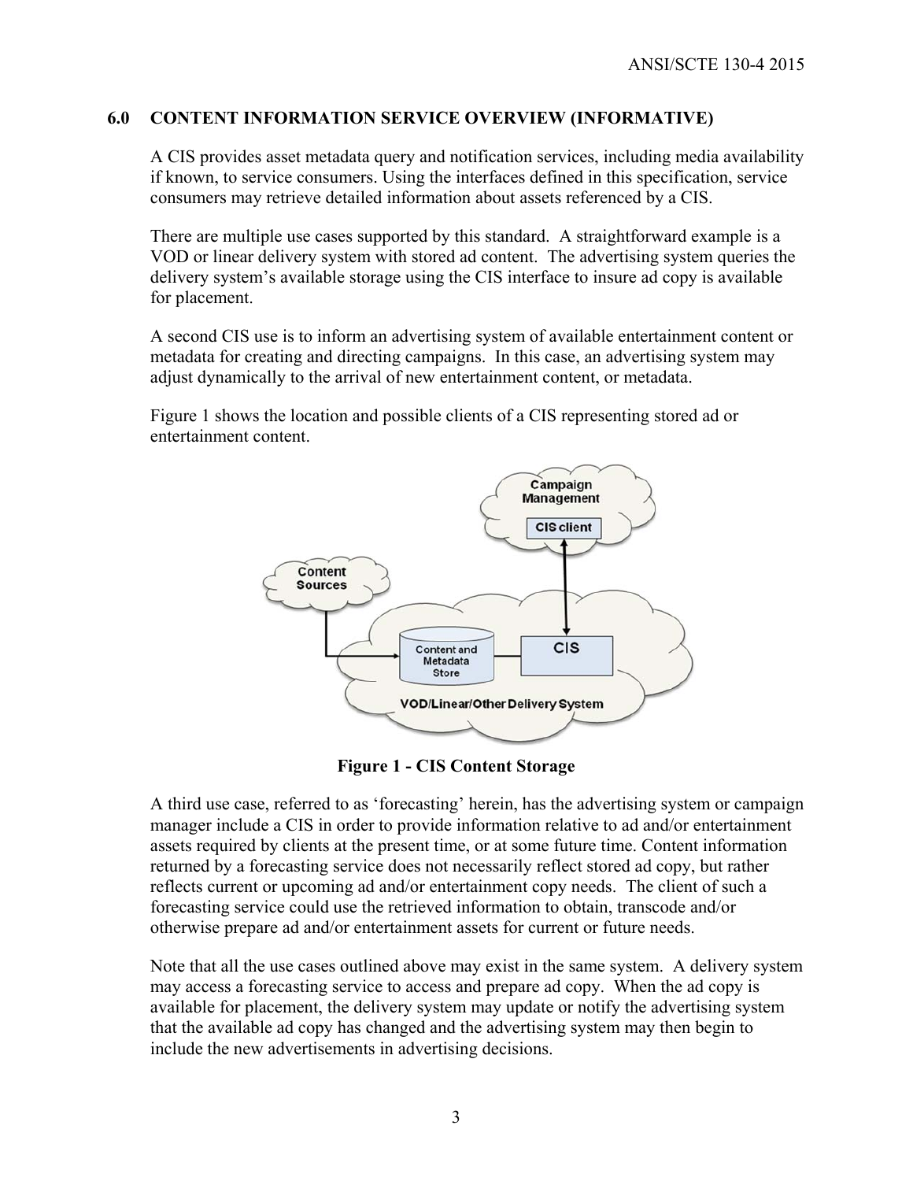## 6.0 CONTENT INFORMATION SERVICE OVERVIEW (INFORMATIVE)

A CIS provides asset metadata query and notification services, including media availability if known, to service consumers. Using the interfaces defined in this specification, service consumers may retrieve detailed information about assets referenced by a CIS.

There are multiple use cases supported by this standard. A straightforward example is a VOD or linear delivery system with stored ad content. The advertising system queries the delivery system's available storage using the CIS interface to insure ad copy is available for placement.

A second CIS use is to inform an advertising system of available entertainment content or metadata for creating and directing campaigns. In this case, an advertising system may adjust dynamically to the arrival of new entertainment content, or metadata.

Figure 1 shows the location and possible clients of a CIS representing stored ad or entertainment content.

**Figure 1 - CIS Content Storage**

A third use case, referred to as 'forecasting' herein, has the advertising system or campaign manager include a CIS in order to provide information relative to ad and/or entertainment assets required by clients at the present time, or at some future time. Content information returned by a forecasting service does not necessarily reflect stored ad copy, but rather reflects current or upcoming ad and/or entertainment copy needs. The client of such a forecasting service could use the retrieved information to obtain, transcode and/or otherwise prepare ad and/or entertainment assets for current or future needs.

Note that all the use cases outlined above may exist in the same system. A delivery system may access a forecasting service to access and prepare ad copy. When the ad copy is available for placement, the delivery system may update or notify the advertising system that the available ad copy has changed and the advertising system may then begin to include the new advertisements in advertising decisions.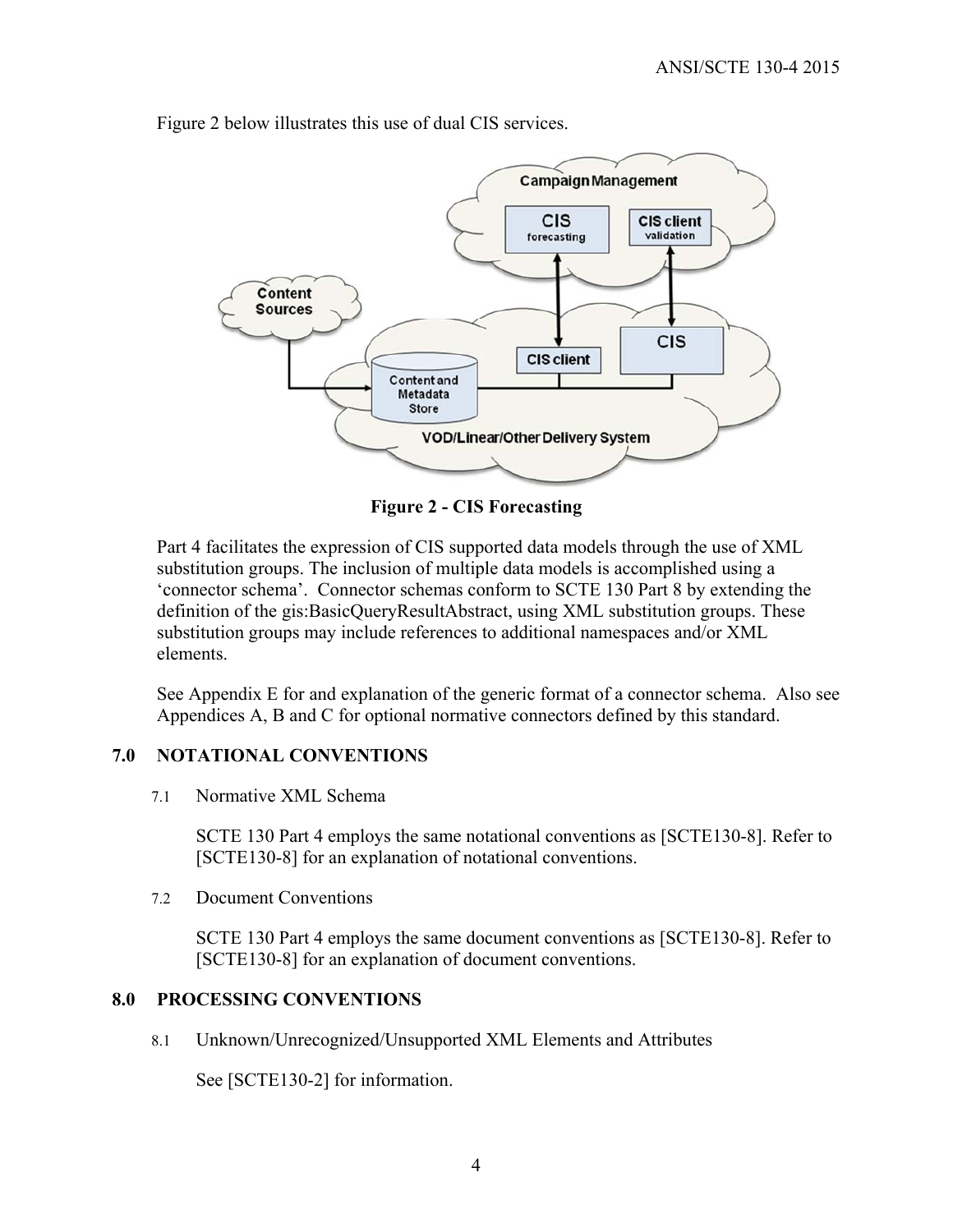Figure 2 below illustrates this use of dual CIS services.

**Figure 2 - CIS Forecasting**

Part 4 facilitates the expression of CIS supported data models through the use of XML substitution groups. The inclusion of multiple data models is accomplished using a 'connector schema'. Connector schemas conform to SCTE 130 Part 8 by extending the definition of the gis:BasicQueryResultAbstract, using XML substitution groups. These substitution groups may include references to additional namespaces and/or XML elements.

See Appendix E for and explanation of the generic format of a connector schema. Also see Appendices A, B and C for optional normative connectors defined by this standard.

## 7.0 NOTATIONAL CONVENTIONS

### 7.1 Normative XML Schema

SCTE 130 Part 4 employs the same notational conventions as [SCTE130-8]. Refer to [SCTE130-8] for an explanation of notational conventions.

### 7.2 Document Conventions

SCTE 130 Part 4 employs the same document conventions as [SCTE130-8]. Refer to [SCTE130-8] for an explanation of document conventions.

## 8.0 PROCESSING CONVENTIONS

### 8.1 Unknown/Unrecognized/Unsupported XML Elements and Attributes

See [SCTE130-2] for information.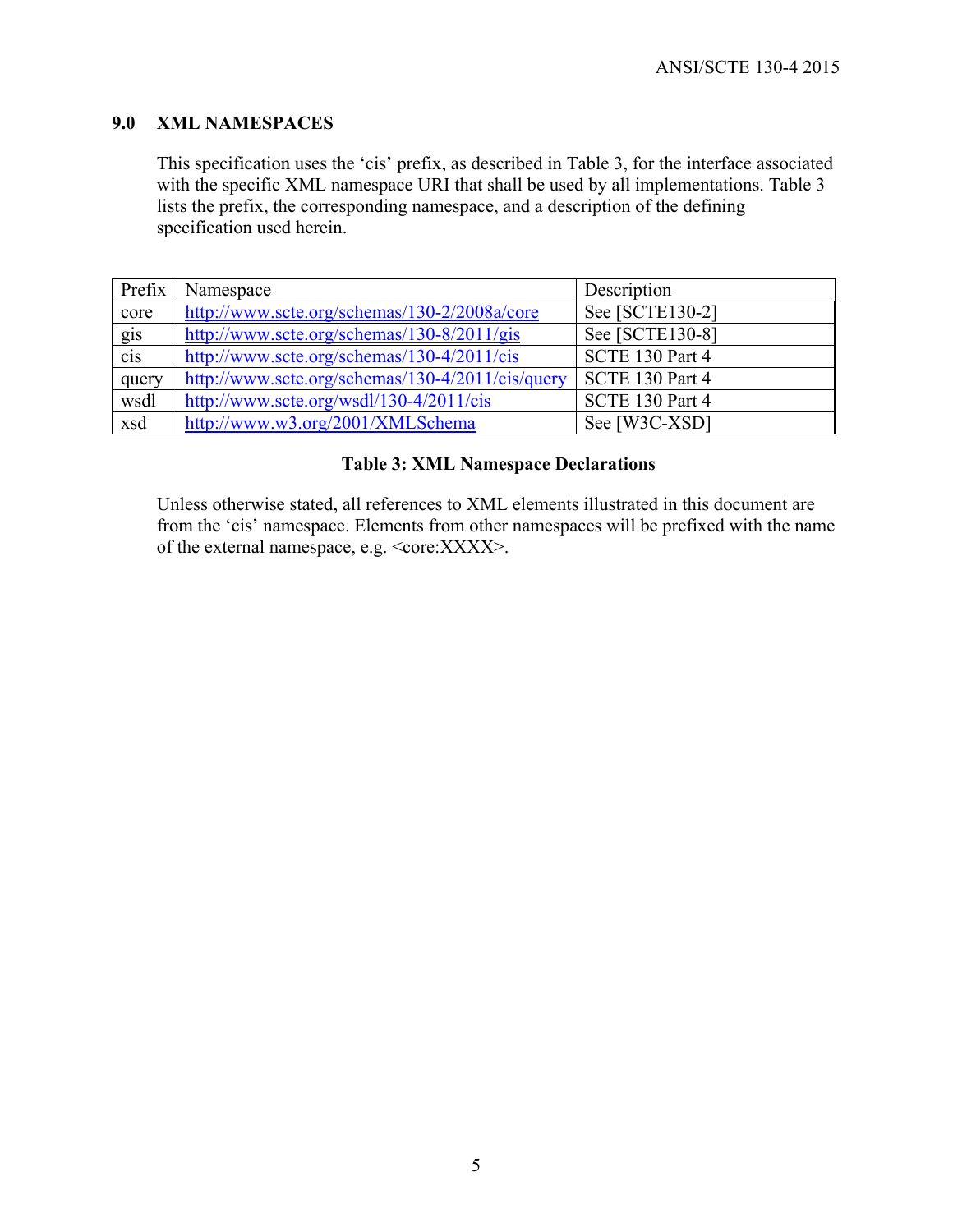## 9.0 XML NAMESPACES

This specification uses the 'cis' prefix, as described in Table 3, for the interface associated with the specific XML namespace URI that shall be used by all implementations. Table 3 lists the prefix, the corresponding namespace, and a description of the defining specification used herein.

| Prefix | Namespace | Description |
|---|---|---|
| core | http://www.scte.org/schemas/130-2/2008a/core | See [SCTE130-2] |
| gis | http://www.scte.org/schemas/130-8/2011/gis | See [SCTE130-8] |
| cis | http://www.scte.org/schemas/130-4/2011/cis | SCTE 130 Part 4 |
| query | http://www.scte.org/schemas/130-4/2011/cis/query | SCTE 130 Part 4 |
| wsdl | http://www.scte.org/wsdl/130-4/2011/cis | SCTE 130 Part 4 |
| xsd | http://www.w3.org/2001/XMLSchema | See [W3C-XSD] |

**Table 3: XML Namespace Declarations**

Unless otherwise stated, all references to XML elements illustrated in this document are from the 'cis' namespace. Elements from other namespaces will be prefixed with the name of the external namespace, e.g. <core:XXXX>.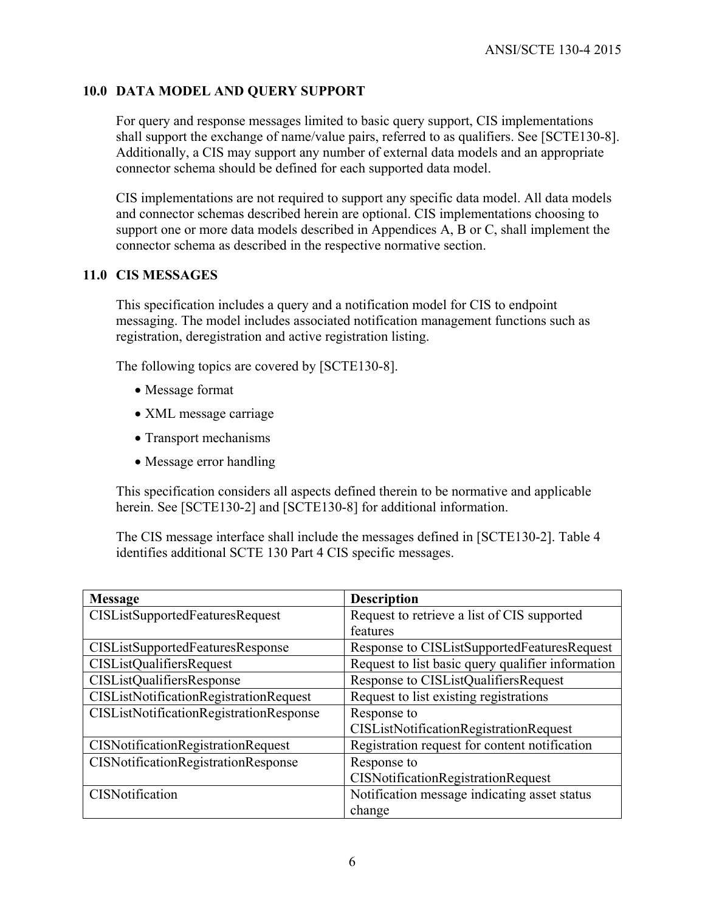## 10.0 DATA MODEL AND QUERY SUPPORT

For query and response messages limited to basic query support, CIS implementations shall support the exchange of name/value pairs, referred to as qualifiers. See [SCTE130-8]. Additionally, a CIS may support any number of external data models and an appropriate connector schema should be defined for each supported data model.

CIS implementations are not required to support any specific data model. All data models and connector schemas described herein are optional. CIS implementations choosing to support one or more data models described in Appendices A, B or C, shall implement the connector schema as described in the respective normative section.

## 11.0 CIS MESSAGES

This specification includes a query and a notification model for CIS to endpoint messaging. The model includes associated notification management functions such as registration, deregistration and active registration listing.

The following topics are covered by [SCTE130-8].

- Message format
- XML message carriage
- Transport mechanisms
- Message error handling

This specification considers all aspects defined therein to be normative and applicable herein. See [SCTE130-2] and [SCTE130-8] for additional information.

The CIS message interface shall include the messages defined in [SCTE130-2]. Table 4 identifies additional SCTE 130 Part 4 CIS specific messages.

| Message | Description |
|---|---|
| CISListSupportedFeaturesRequest | Request to retrieve a list of CIS supported features |
| CISListSupportedFeaturesResponse | Response to CISListSupportedFeaturesRequest |
| CISListQualifiersRequest | Request to list basic query qualifier information |
| CISListQualifiersResponse | Response to CISListQualifiersRequest |
| CISListNotificationRegistrationRequest | Request to list existing registrations |
| CISListNotificationRegistrationResponse | Response to CISListNotificationRegistrationRequest |
| CISNotificationRegistrationRequest | Registration request for content notification |
| CISNotificationRegistrationResponse | Response to CISNotificationRegistrationRequest |
| CISNotification | Notification message indicating asset status change |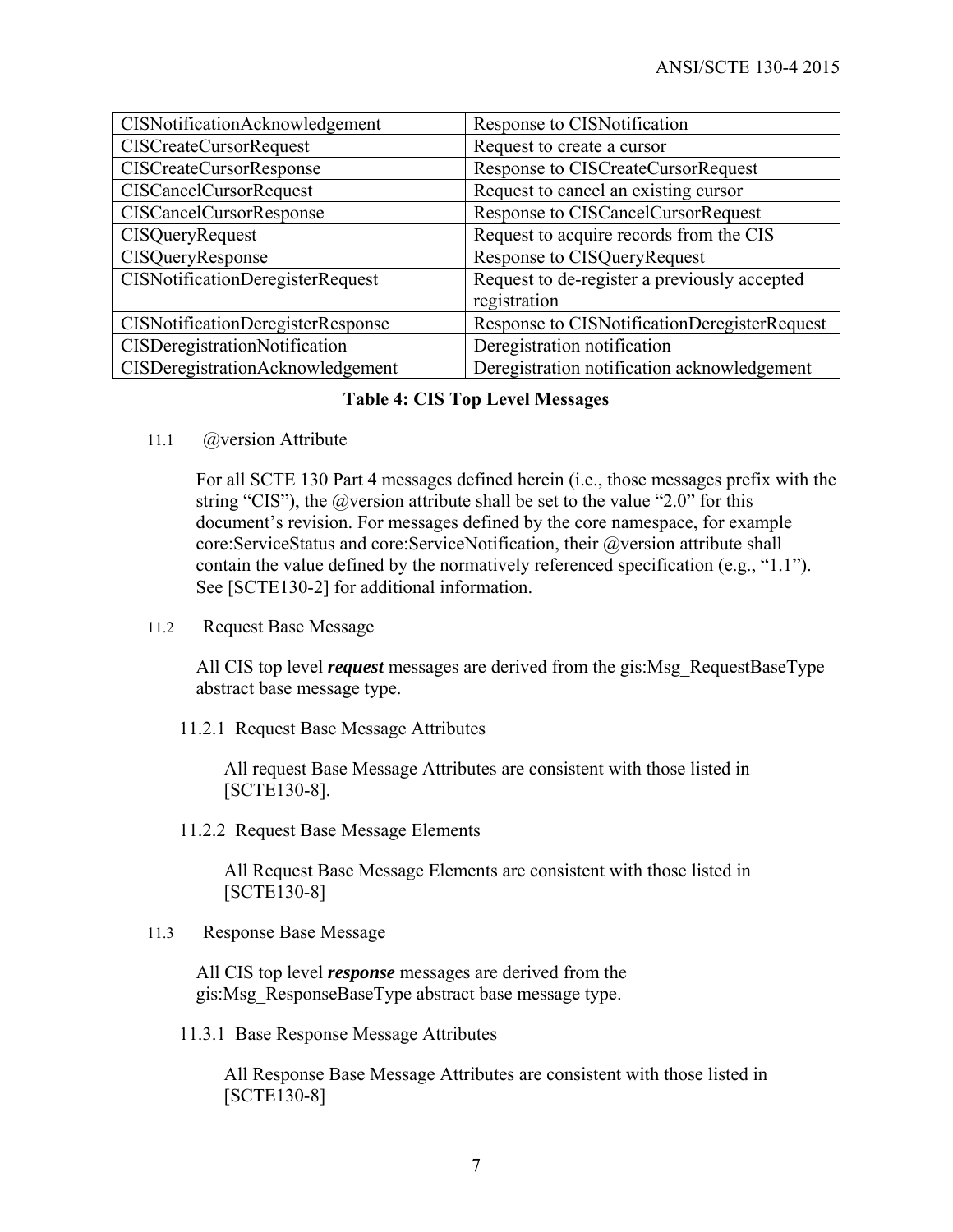| CISNotificationAcknowledgement | Response to CISNotification |
|---|---|
| CISCreateCursorRequest | Request to create a cursor |
| CISCreateCursorResponse | Response to CISCreateCursorRequest |
| CISCancelCursorRequest | Request to cancel an existing cursor |
| CISCancelCursorResponse | Response to CISCancelCursorRequest |
| CISQueryRequest | Request to acquire records from the CIS |
| CISQueryResponse | Response to CISQueryRequest |
| CISNotificationDeregisterRequest | Request to de-register a previously accepted registration |
| CISNotificationDeregisterResponse | Response to CISNotificationDeregisterRequest |
| CISDeregistrationNotification | Deregistration notification |
| CISDeregistrationAcknowledgement | Deregistration notification acknowledgement |

**Table 4: CIS Top Level Messages**

## 11.1 @version Attribute

For all SCTE 130 Part 4 messages defined herein (i.e., those messages prefix with the string "CIS"), the @version attribute shall be set to the value "2.0" for this document's revision. For messages defined by the core namespace, for example core:ServiceStatus and core:ServiceNotification, their @version attribute shall contain the value defined by the normatively referenced specification (e.g., "1.1"). See [SCTE130-2] for additional information.

## 11.2 Request Base Message

All CIS top level ***request*** messages are derived from the gis:Msg_RequestBaseType abstract base message type.

### 11.2.1 Request Base Message Attributes

All request Base Message Attributes are consistent with those listed in [SCTE130-8].

### 11.2.2 Request Base Message Elements

All Request Base Message Elements are consistent with those listed in [SCTE130-8]

## 11.3 Response Base Message

All CIS top level ***response*** messages are derived from the gis:Msg_ResponseBaseType abstract base message type.

### 11.3.1 Base Response Message Attributes

All Response Base Message Attributes are consistent with those listed in [SCTE130-8]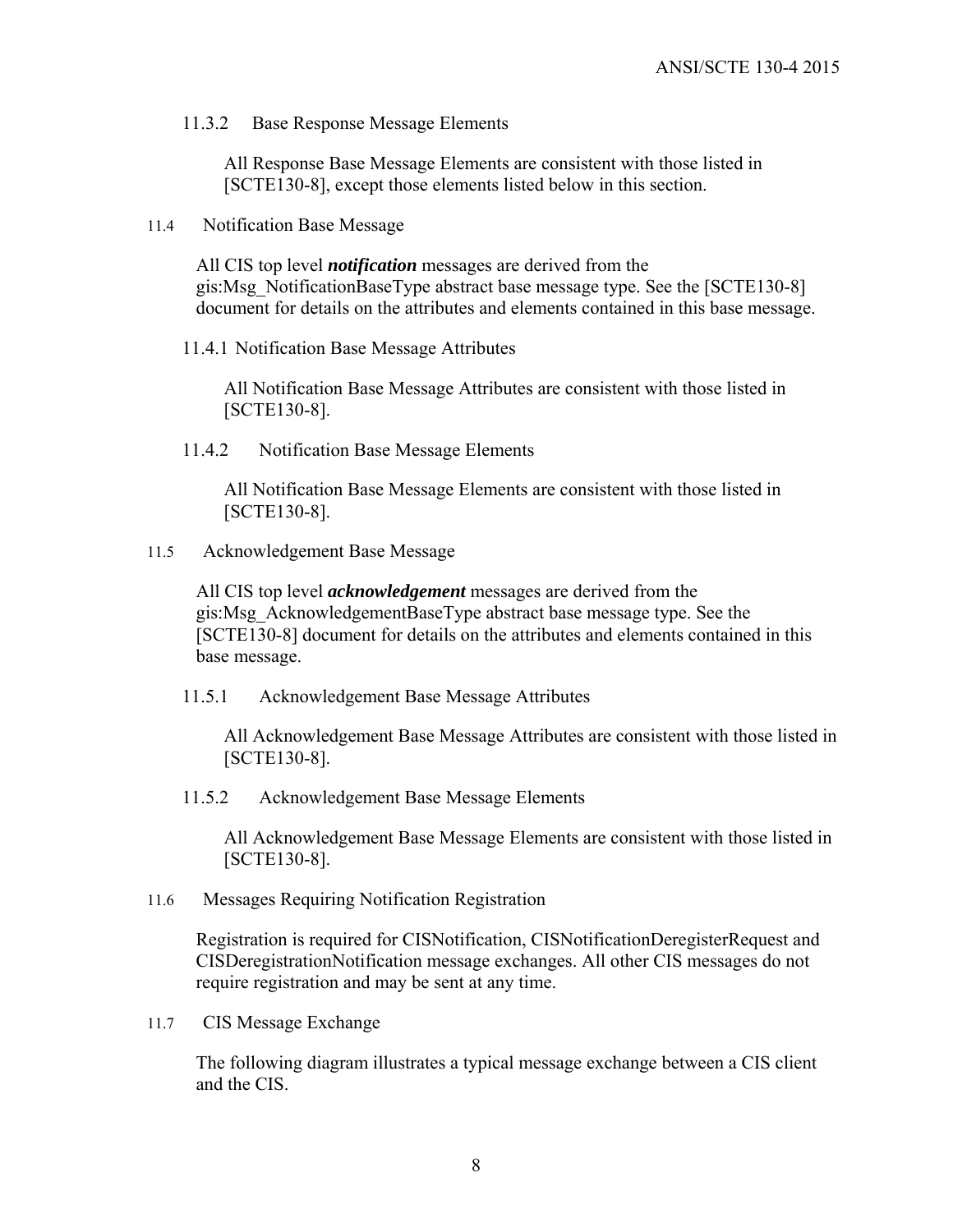#### 11.3.2 Base Response Message Elements

All Response Base Message Elements are consistent with those listed in [SCTE130-8], except those elements listed below in this section.

### 11.4 Notification Base Message

All CIS top level ***notification*** messages are derived from the gis:Msg_NotificationBaseType abstract base message type. See the [SCTE130-8] document for details on the attributes and elements contained in this base message.

#### 11.4.1 Notification Base Message Attributes

All Notification Base Message Attributes are consistent with those listed in [SCTE130-8].

#### 11.4.2 Notification Base Message Elements

All Notification Base Message Elements are consistent with those listed in [SCTE130-8].

### 11.5 Acknowledgement Base Message

All CIS top level ***acknowledgement*** messages are derived from the gis:Msg_AcknowledgementBaseType abstract base message type. See the [SCTE130-8] document for details on the attributes and elements contained in this base message.

#### 11.5.1 Acknowledgement Base Message Attributes

All Acknowledgement Base Message Attributes are consistent with those listed in [SCTE130-8].

#### 11.5.2 Acknowledgement Base Message Elements

All Acknowledgement Base Message Elements are consistent with those listed in [SCTE130-8].

### 11.6 Messages Requiring Notification Registration

Registration is required for CISNotification, CISNotificationDeregisterRequest and CISDeregistrationNotification message exchanges. All other CIS messages do not require registration and may be sent at any time.

### 11.7 CIS Message Exchange

The following diagram illustrates a typical message exchange between a CIS client and the CIS.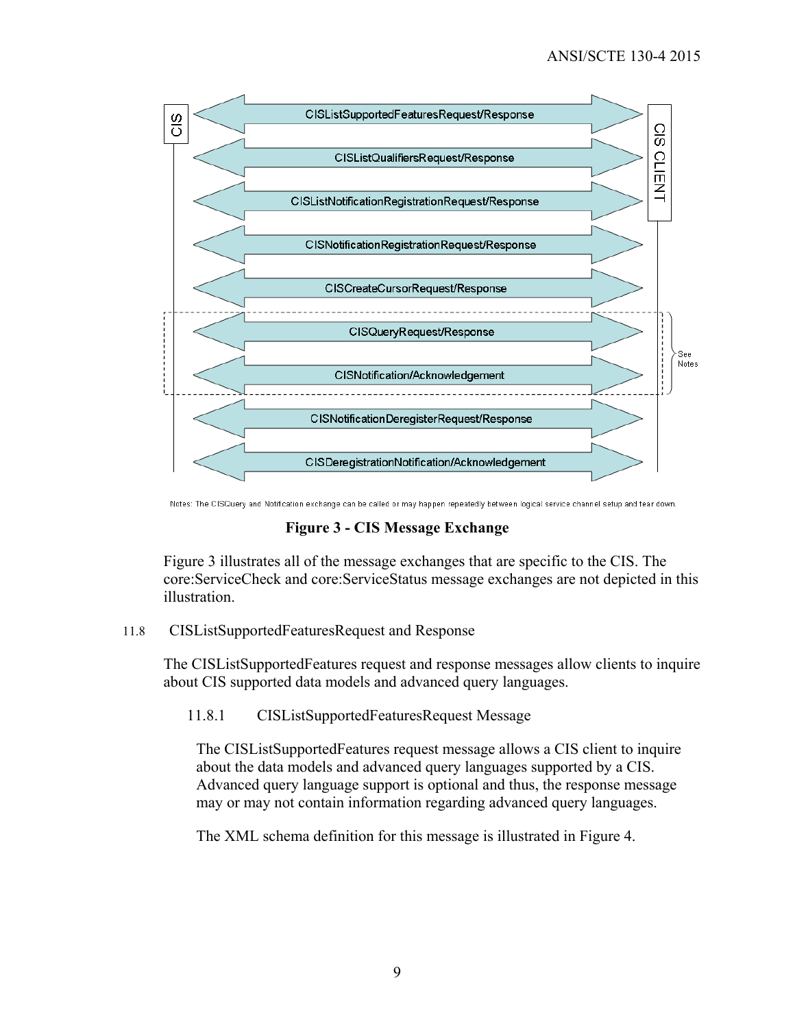Notes: The CISQuery and Notification exchange can be called or may happen repeatedly between logical service channel setup and tear down.

**Figure 3 - CIS Message Exchange**

Figure 3 illustrates all of the message exchanges that are specific to the CIS. The core:ServiceCheck and core:ServiceStatus message exchanges are not depicted in this illustration.

## 11.8 CISListSupportedFeaturesRequest and Response

The CISListSupportedFeatures request and response messages allow clients to inquire about CIS supported data models and advanced query languages.

### 11.8.1 CISListSupportedFeaturesRequest Message

The CISListSupportedFeatures request message allows a CIS client to inquire about the data models and advanced query languages supported by a CIS. Advanced query language support is optional and thus, the response message may or may not contain information regarding advanced query languages.

The XML schema definition for this message is illustrated in Figure 4.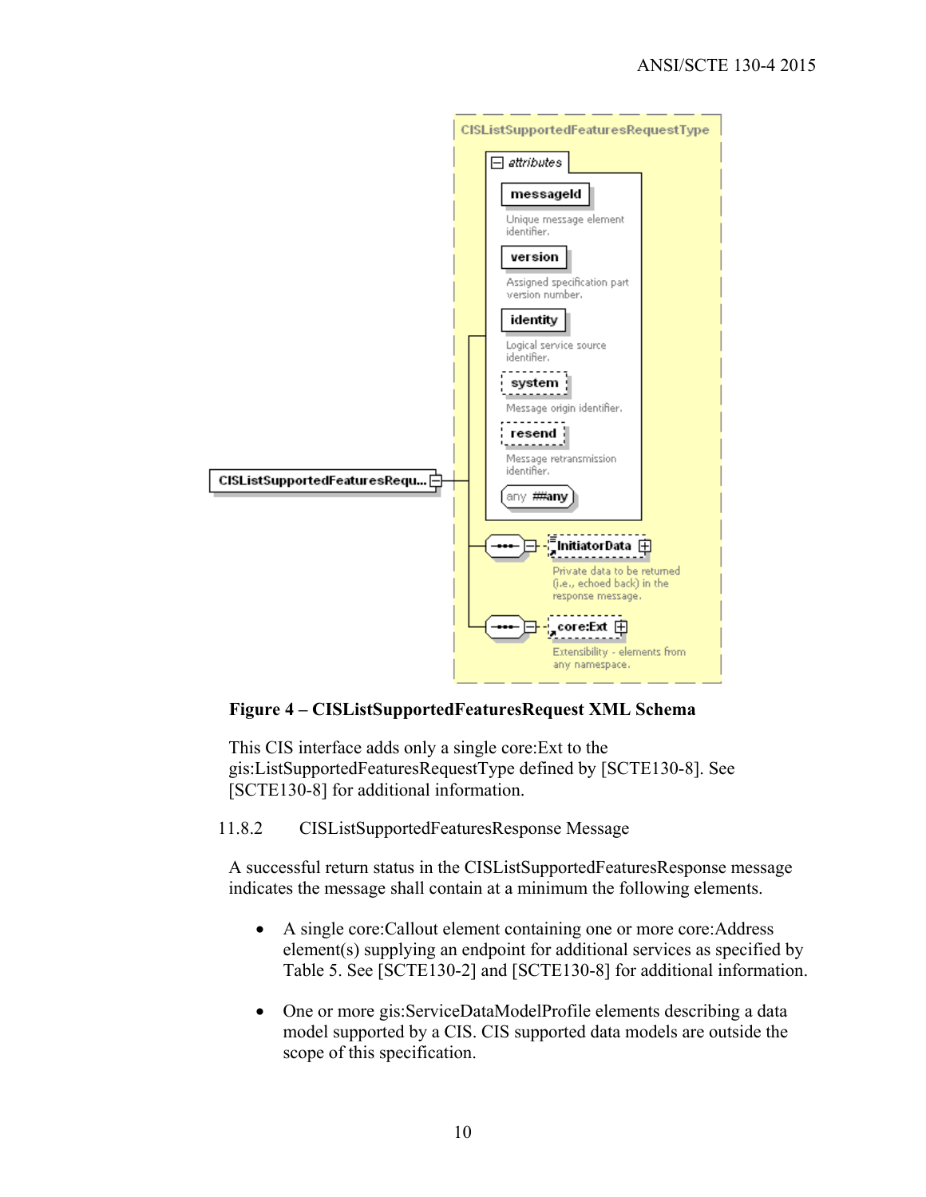**Figure 4 – CISListSupportedFeaturesRequest XML Schema**

This CIS interface adds only a single core:Ext to the gis:ListSupportedFeaturesRequestType defined by [SCTE130-8]. See [SCTE130-8] for additional information.

### 11.8.2 CISListSupportedFeaturesResponse Message

A successful return status in the CISListSupportedFeaturesResponse message indicates the message shall contain at a minimum the following elements.

- A single core:Callout element containing one or more core:Address element(s) supplying an endpoint for additional services as specified by Table 5. See [SCTE130-2] and [SCTE130-8] for additional information.

- One or more gis:ServiceDataModelProfile elements describing a data model supported by a CIS. CIS supported data models are outside the scope of this specification.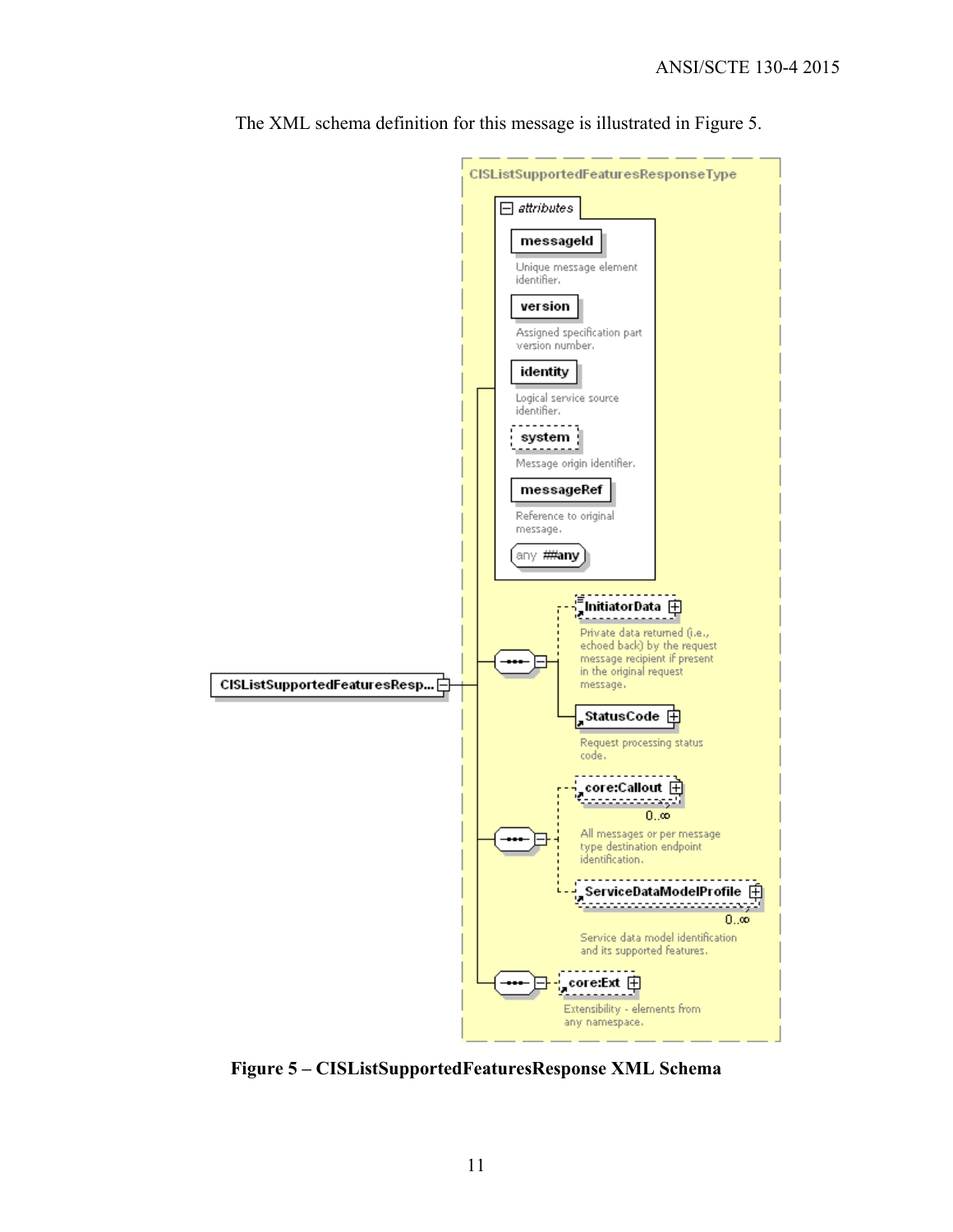The XML schema definition for this message is illustrated in Figure 5.

**Figure 5 – CISListSupportedFeaturesResponse XML Schema**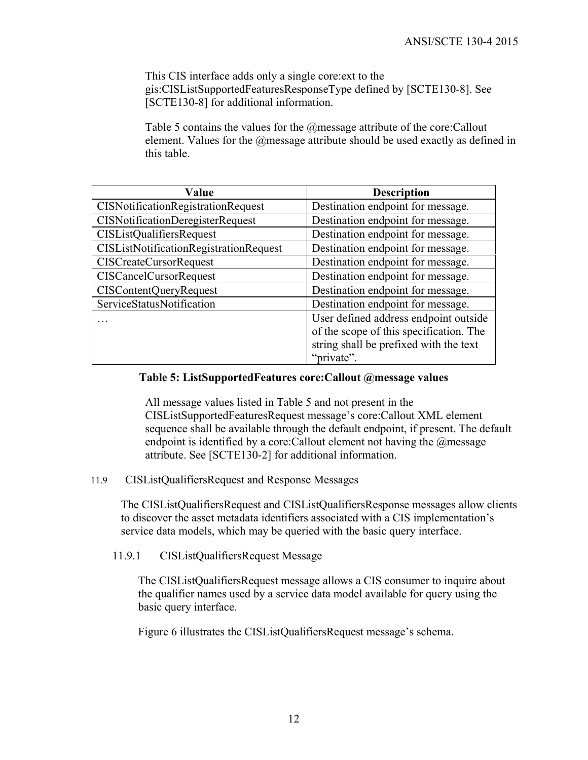This CIS interface adds only a single core:ext to the gis:CISListSupportedFeaturesResponseType defined by [SCTE130-8]. See [SCTE130-8] for additional information.

Table 5 contains the values for the @message attribute of the core:Callout element. Values for the @message attribute should be used exactly as defined in this table.

| Value | Description |
| --- | --- |
| CISNotificationRegistrationRequest | Destination endpoint for message. |
| CISNotificationDeregisterRequest | Destination endpoint for message. |
| CISListQualifiersRequest | Destination endpoint for message. |
| CISListNotificationRegistrationRequest | Destination endpoint for message. |
| CISCreateCursorRequest | Destination endpoint for message. |
| CISCancelCursorRequest | Destination endpoint for message. |
| CISContentQueryRequest | Destination endpoint for message. |
| ServiceStatusNotification | Destination endpoint for message. |
| … | User defined address endpoint outside of the scope of this specification. The string shall be prefixed with the text "private". |

**Table 5: ListSupportedFeatures core:Callout @message values**

All message values listed in Table 5 and not present in the CISListSupportedFeaturesRequest message's core:Callout XML element sequence shall be available through the default endpoint, if present. The default endpoint is identified by a core:Callout element not having the @message attribute. See [SCTE130-2] for additional information.

## 11.9 CISListQualifiersRequest and Response Messages

The CISListQualifiersRequest and CISListQualifiersResponse messages allow clients to discover the asset metadata identifiers associated with a CIS implementation's service data models, which may be queried with the basic query interface.

### 11.9.1 CISListQualifiersRequest Message

The CISListQualifiersRequest message allows a CIS consumer to inquire about the qualifier names used by a service data model available for query using the basic query interface.

Figure 6 illustrates the CISListQualifiersRequest message's schema.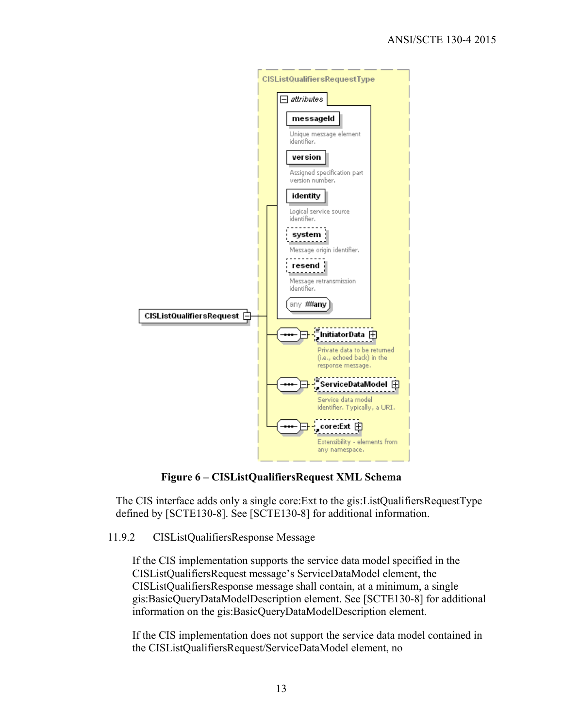Figure 6 – CISListQualifiersRequest XML Schema

The CIS interface adds only a single core:Ext to the gis:ListQualifiersRequestType defined by [SCTE130-8]. See [SCTE130-8] for additional information.

### 11.9.2 CISListQualifiersResponse Message

If the CIS implementation supports the service data model specified in the CISListQualifiersRequest message's ServiceDataModel element, the CISListQualifiersResponse message shall contain, at a minimum, a single gis:BasicQueryDataModelDescription element. See [SCTE130-8] for additional information on the gis:BasicQueryDataModelDescription element.

If the CIS implementation does not support the service data model contained in the CISListQualifiersRequest/ServiceDataModel element, no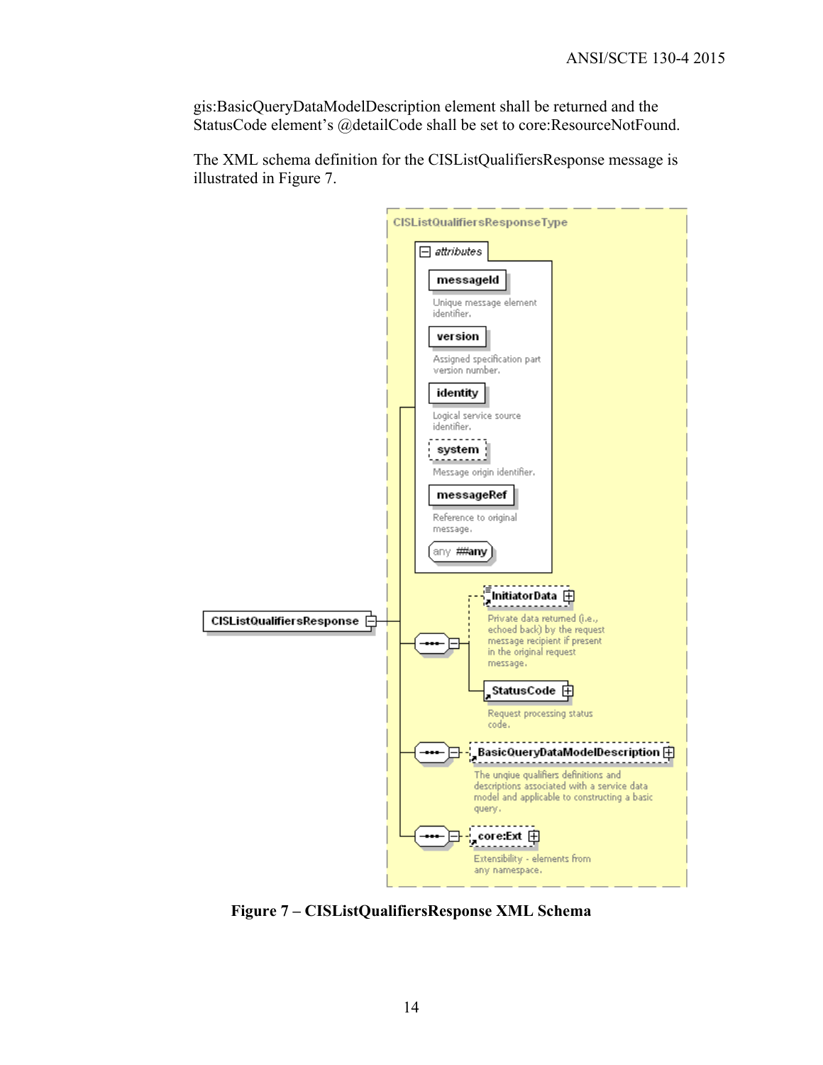gis:BasicQueryDataModelDescription element shall be returned and the StatusCode element's @detailCode shall be set to core:ResourceNotFound.

The XML schema definition for the CISListQualifiersResponse message is illustrated in Figure 7.

**Figure 7 – CISListQualifiersResponse XML Schema**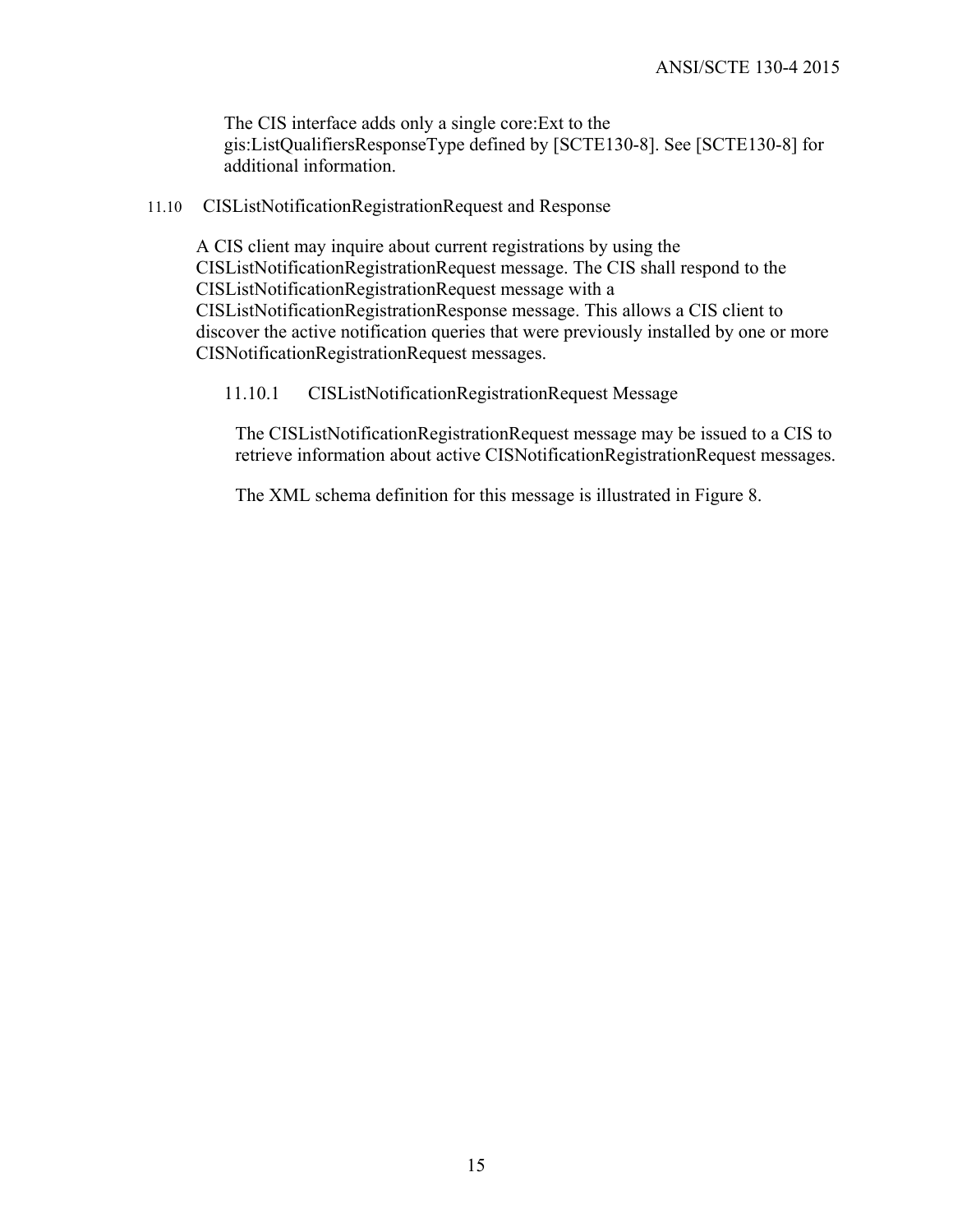The CIS interface adds only a single core:Ext to the gis:ListQualifiersResponseType defined by [SCTE130-8]. See [SCTE130-8] for additional information.

## 11.10 CISListNotificationRegistrationRequest and Response

A CIS client may inquire about current registrations by using the CISListNotificationRegistrationRequest message. The CIS shall respond to the CISListNotificationRegistrationRequest message with a CISListNotificationRegistrationResponse message. This allows a CIS client to discover the active notification queries that were previously installed by one or more CISNotificationRegistrationRequest messages.

### 11.10.1 CISListNotificationRegistrationRequest Message

The CISListNotificationRegistrationRequest message may be issued to a CIS to retrieve information about active CISNotificationRegistrationRequest messages.

The XML schema definition for this message is illustrated in Figure 8.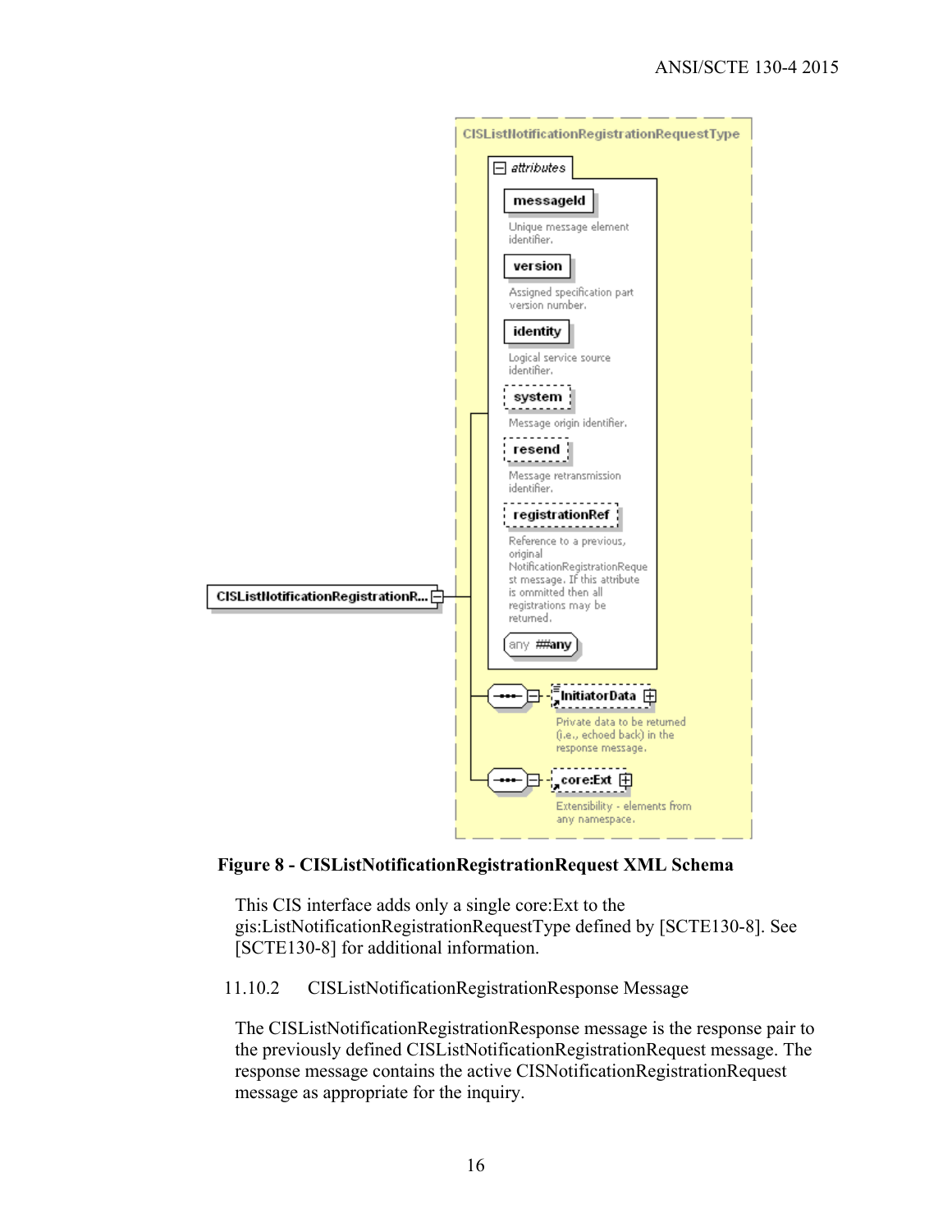**Figure 8 - CISListNotificationRegistrationRequest XML Schema**

This CIS interface adds only a single core:Ext to the gis:ListNotificationRegistrationRequestType defined by [SCTE130-8]. See [SCTE130-8] for additional information.

### 11.10.2 CISListNotificationRegistrationResponse Message

The CISListNotificationRegistrationResponse message is the response pair to the previously defined CISListNotificationRegistrationRequest message. The response message contains the active CISNotificationRegistrationRequest message as appropriate for the inquiry.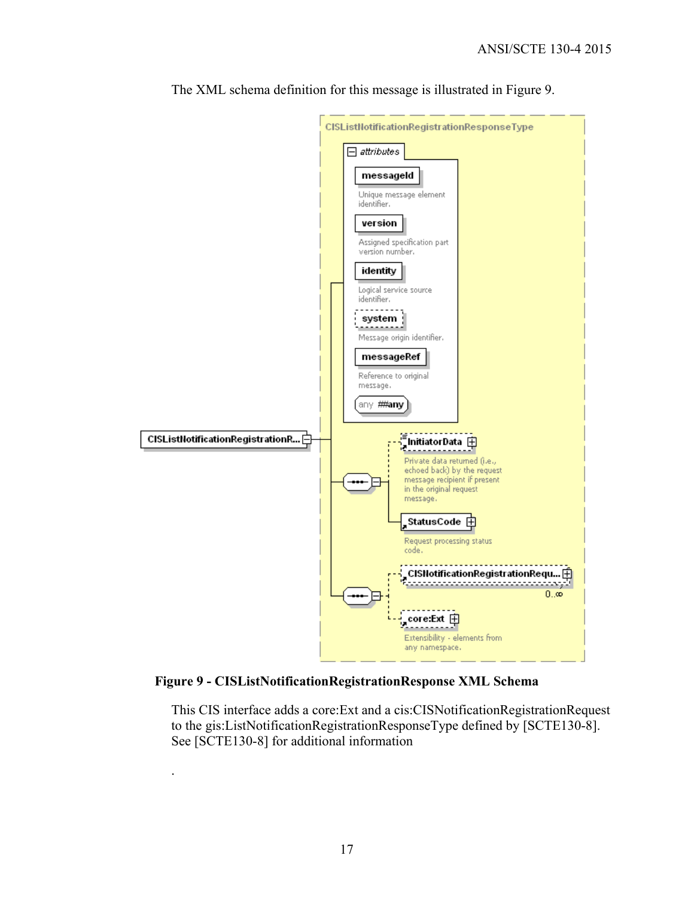The XML schema definition for this message is illustrated in Figure 9.

**Figure 9 - CISListNotificationRegistrationResponse XML Schema**

This CIS interface adds a core:Ext and a cis:CISNotificationRegistrationRequest to the gis:ListNotificationRegistrationResponseType defined by [SCTE130-8]. See [SCTE130-8] for additional information

.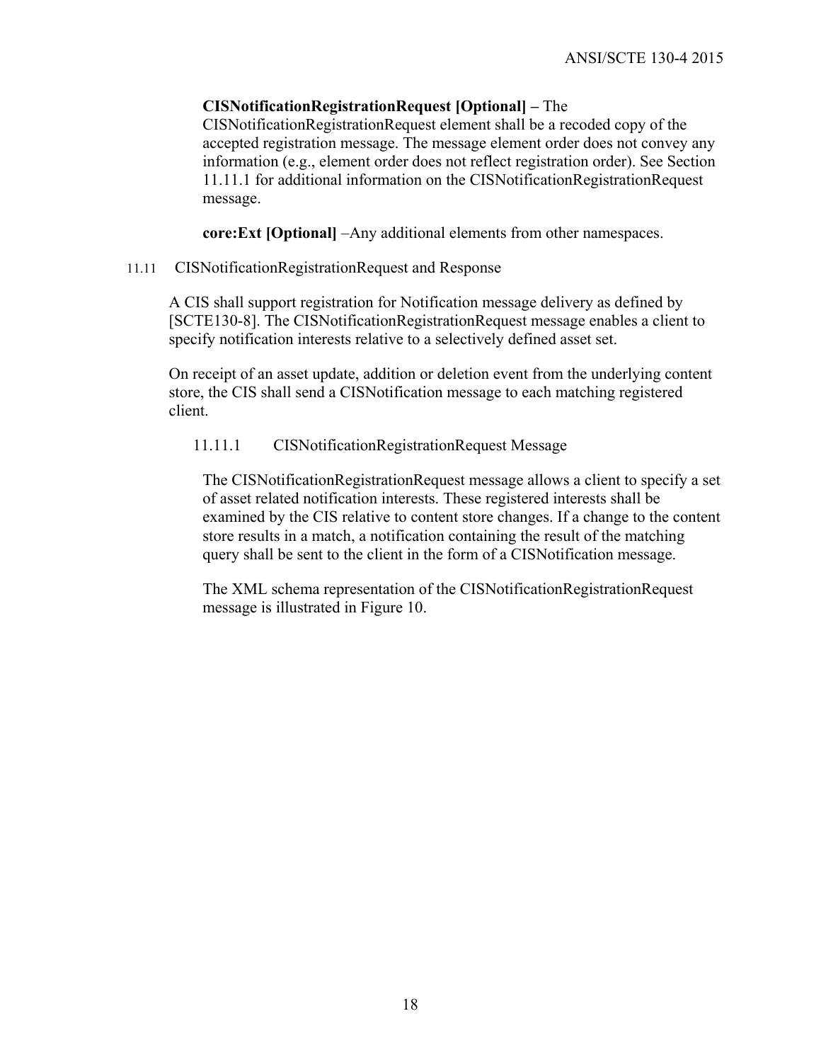**CISNotificationRegistrationRequest [Optional] –** The CISNotificationRegistrationRequest element shall be a recoded copy of the accepted registration message. The message element order does not convey any information (e.g., element order does not reflect registration order). See Section 11.11.1 for additional information on the CISNotificationRegistrationRequest message.

**core:Ext [Optional]** –Any additional elements from other namespaces.

## 11.11 CISNotificationRegistrationRequest and Response

A CIS shall support registration for Notification message delivery as defined by [SCTE130-8]. The CISNotificationRegistrationRequest message enables a client to specify notification interests relative to a selectively defined asset set.

On receipt of an asset update, addition or deletion event from the underlying content store, the CIS shall send a CISNotification message to each matching registered client.

### 11.11.1 CISNotificationRegistrationRequest Message

The CISNotificationRegistrationRequest message allows a client to specify a set of asset related notification interests. These registered interests shall be examined by the CIS relative to content store changes. If a change to the content store results in a match, a notification containing the result of the matching query shall be sent to the client in the form of a CISNotification message.

The XML schema representation of the CISNotificationRegistrationRequest message is illustrated in Figure 10.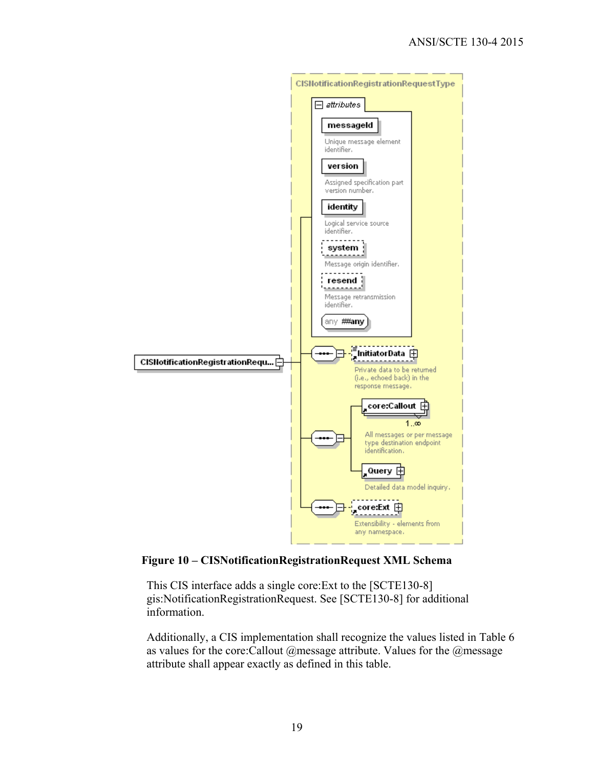**Figure 10 – CISNotificationRegistrationRequest XML Schema**

This CIS interface adds a single core:Ext to the [SCTE130-8] gis:NotificationRegistrationRequest. See [SCTE130-8] for additional information.

Additionally, a CIS implementation shall recognize the values listed in Table 6 as values for the core:Callout @message attribute. Values for the @message attribute shall appear exactly as defined in this table.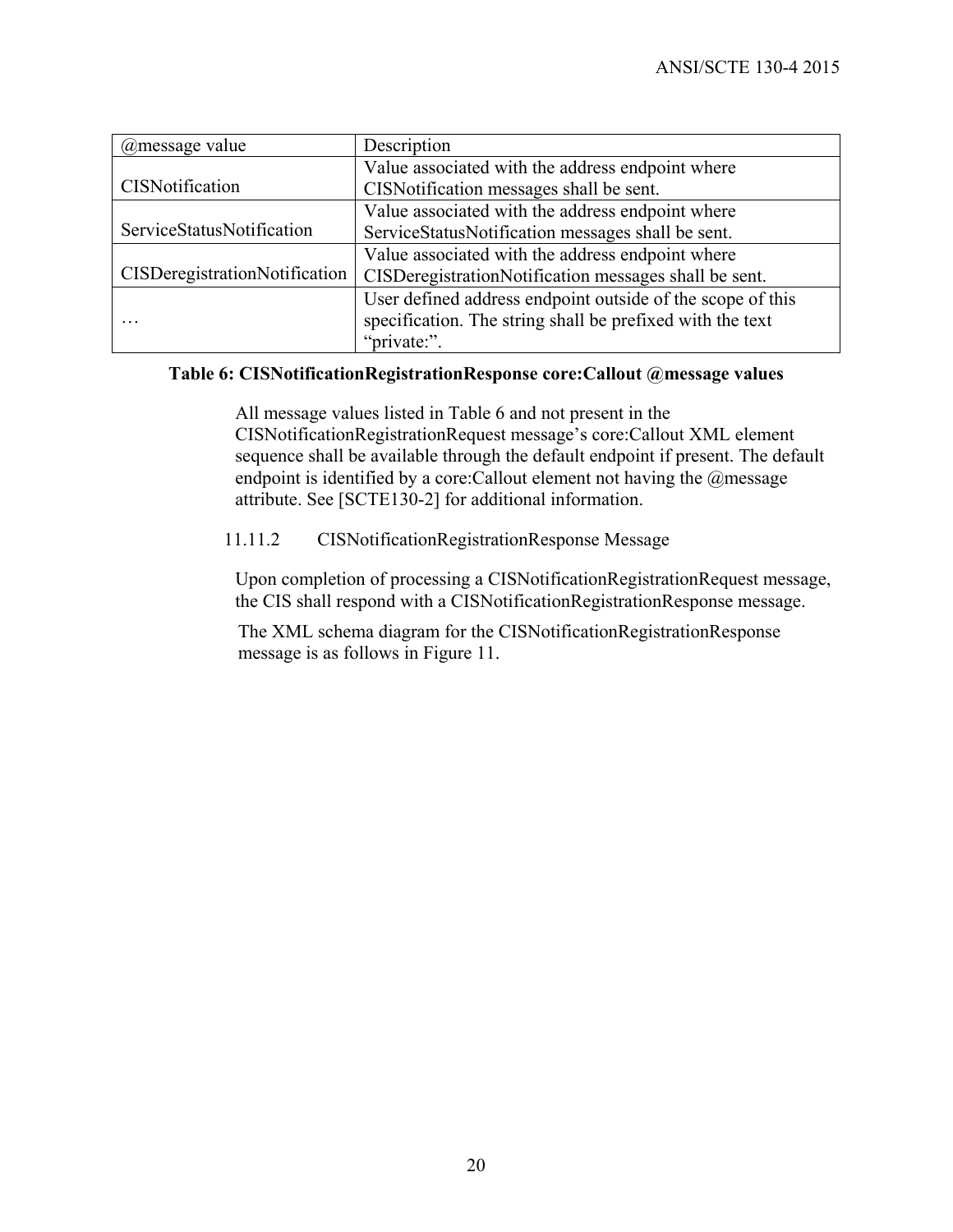| @message value | Description |
| --- | --- |
| CISNotification | Value associated with the address endpoint where CISNotification messages shall be sent. |
| ServiceStatusNotification | Value associated with the address endpoint where ServiceStatusNotification messages shall be sent. |
| CISDeregistrationNotification | Value associated with the address endpoint where CISDeregistrationNotification messages shall be sent. |
| … | User defined address endpoint outside of the scope of this specification. The string shall be prefixed with the text "private:". |

**Table 6: CISNotificationRegistrationResponse core:Callout @message values**

All message values listed in Table 6 and not present in the CISNotificationRegistrationRequest message's core:Callout XML element sequence shall be available through the default endpoint if present. The default endpoint is identified by a core:Callout element not having the @message attribute. See [SCTE130-2] for additional information.

#### 11.11.2 CISNotificationRegistrationResponse Message

Upon completion of processing a CISNotificationRegistrationRequest message, the CIS shall respond with a CISNotificationRegistrationResponse message.

The XML schema diagram for the CISNotificationRegistrationResponse message is as follows in Figure 11.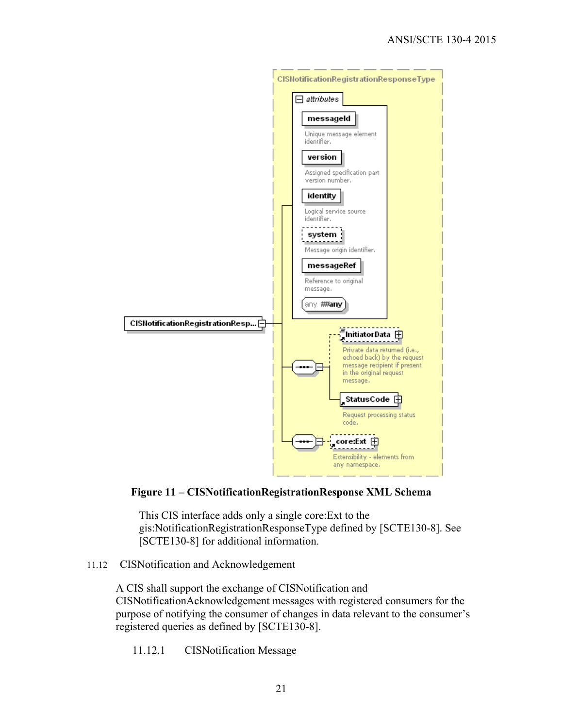**Figure 11 – CISNotificationRegistrationResponse XML Schema**

This CIS interface adds only a single core:Ext to the gis:NotificationRegistrationResponseType defined by [SCTE130-8]. See [SCTE130-8] for additional information.

## 11.12 CISNotification and Acknowledgement

A CIS shall support the exchange of CISNotification and CISNotificationAcknowledgement messages with registered consumers for the purpose of notifying the consumer of changes in data relevant to the consumer's registered queries as defined by [SCTE130-8].

### 11.12.1 CISNotification Message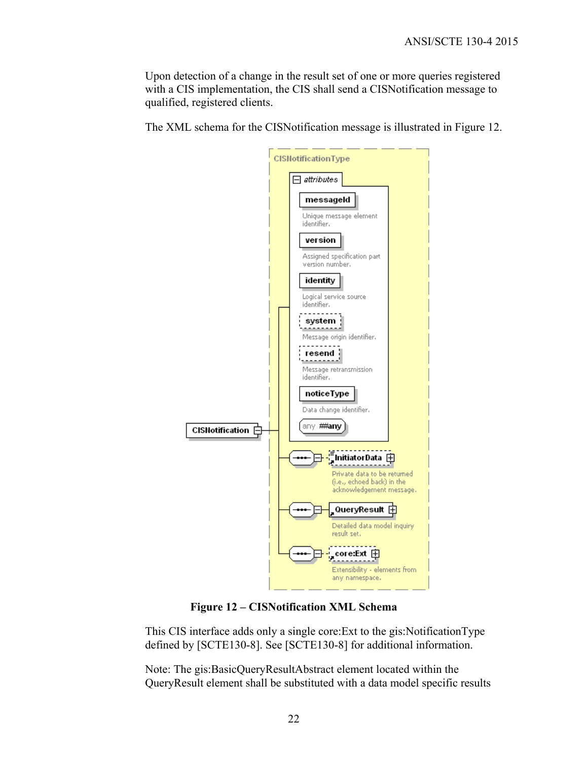Upon detection of a change in the result set of one or more queries registered with a CIS implementation, the CIS shall send a CISNotification message to qualified, registered clients.

The XML schema for the CISNotification message is illustrated in Figure 12.

**Figure 12 – CISNotification XML Schema**

This CIS interface adds only a single core:Ext to the gis:NotificationType defined by [SCTE130-8]. See [SCTE130-8] for additional information.

Note: The gis:BasicQueryResultAbstract element located within the QueryResult element shall be substituted with a data model specific results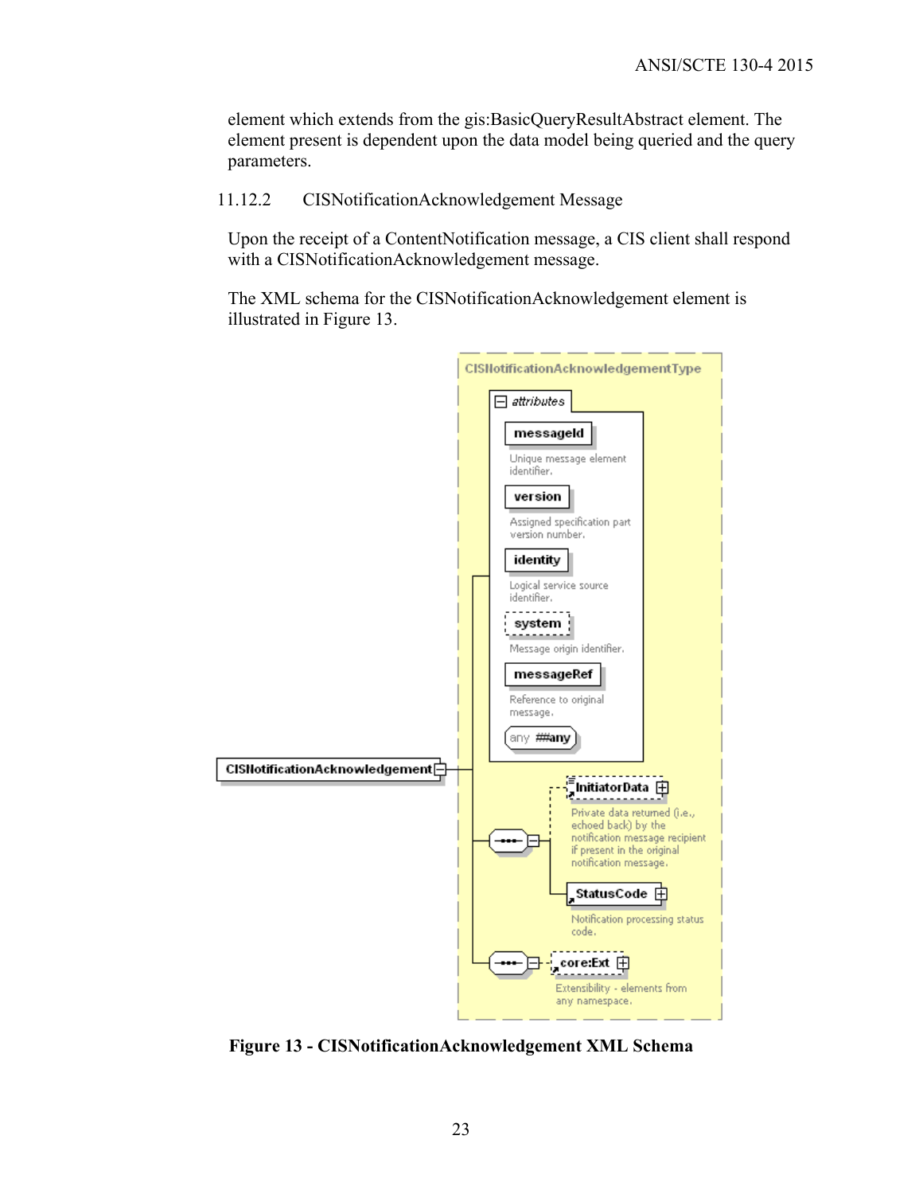element which extends from the gis:BasicQueryResultAbstract element. The element present is dependent upon the data model being queried and the query parameters.

### 11.12.2 CISNotificationAcknowledgement Message

Upon the receipt of a ContentNotification message, a CIS client shall respond with a CISNotificationAcknowledgement message.

The XML schema for the CISNotificationAcknowledgement element is illustrated in Figure 13.

**Figure 13 - CISNotificationAcknowledgement XML Schema**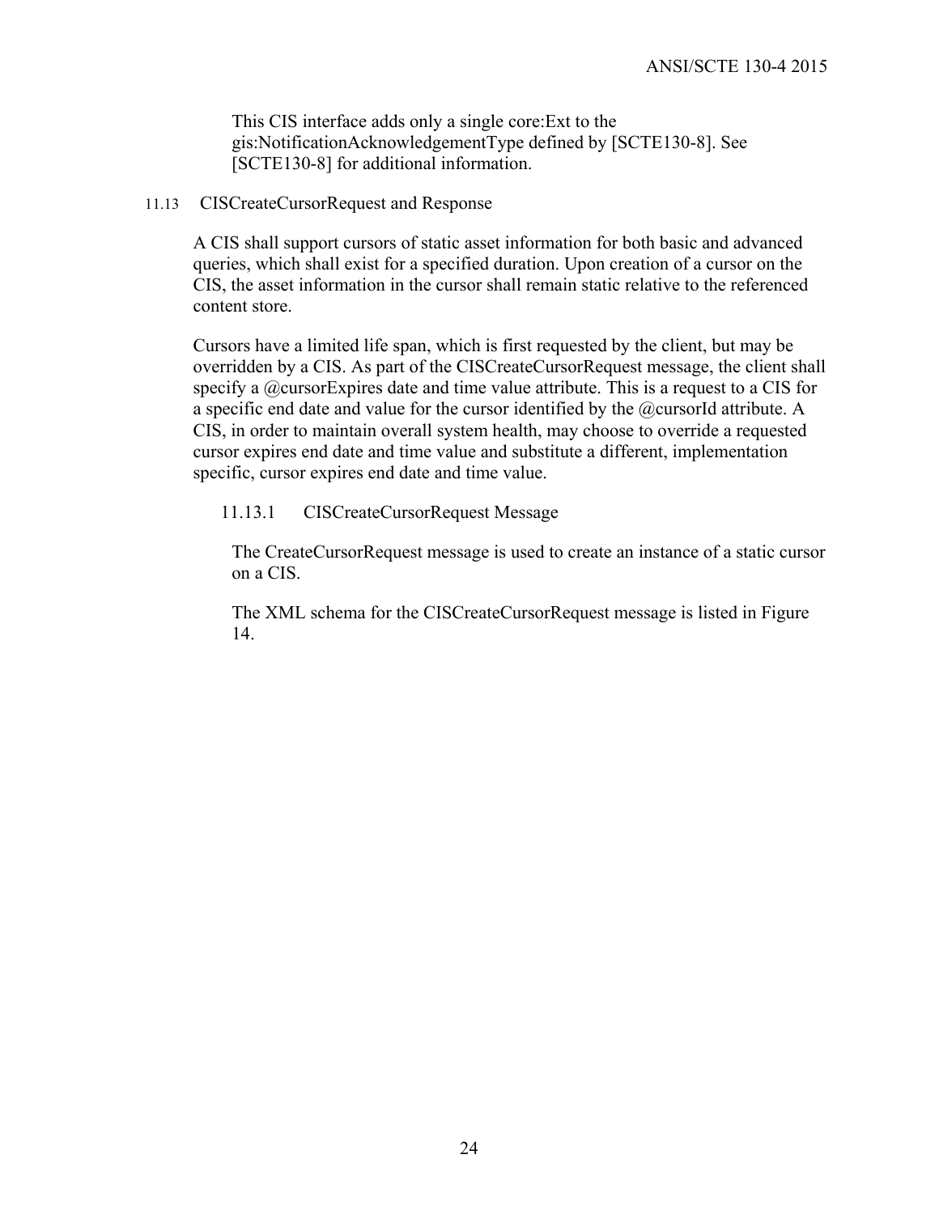This CIS interface adds only a single core:Ext to the gis:NotificationAcknowledgementType defined by [SCTE130-8]. See [SCTE130-8] for additional information.

## 11.13 CISCreateCursorRequest and Response

A CIS shall support cursors of static asset information for both basic and advanced queries, which shall exist for a specified duration. Upon creation of a cursor on the CIS, the asset information in the cursor shall remain static relative to the referenced content store.

Cursors have a limited life span, which is first requested by the client, but may be overridden by a CIS. As part of the CISCreateCursorRequest message, the client shall specify a @cursorExpires date and time value attribute. This is a request to a CIS for a specific end date and value for the cursor identified by the @cursorId attribute. A CIS, in order to maintain overall system health, may choose to override a requested cursor expires end date and time value and substitute a different, implementation specific, cursor expires end date and time value.

### 11.13.1 CISCreateCursorRequest Message

The CreateCursorRequest message is used to create an instance of a static cursor on a CIS.

The XML schema for the CISCreateCursorRequest message is listed in Figure 14.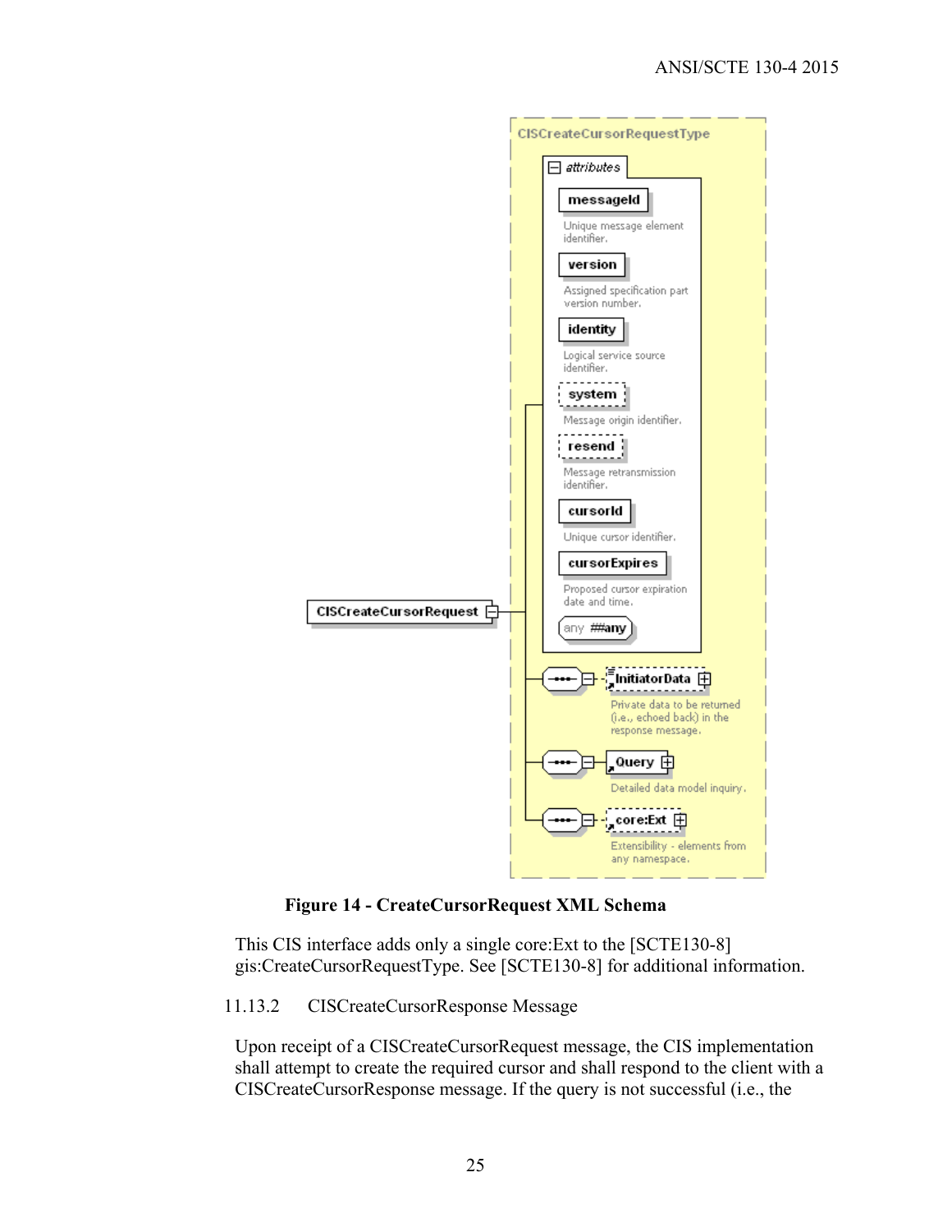**Figure 14 - CreateCursorRequest XML Schema**

This CIS interface adds only a single core:Ext to the [SCTE130-8] gis:CreateCursorRequestType. See [SCTE130-8] for additional information.

### 11.13.2 CISCreateCursorResponse Message

Upon receipt of a CISCreateCursorRequest message, the CIS implementation shall attempt to create the required cursor and shall respond to the client with a CISCreateCursorResponse message. If the query is not successful (i.e., the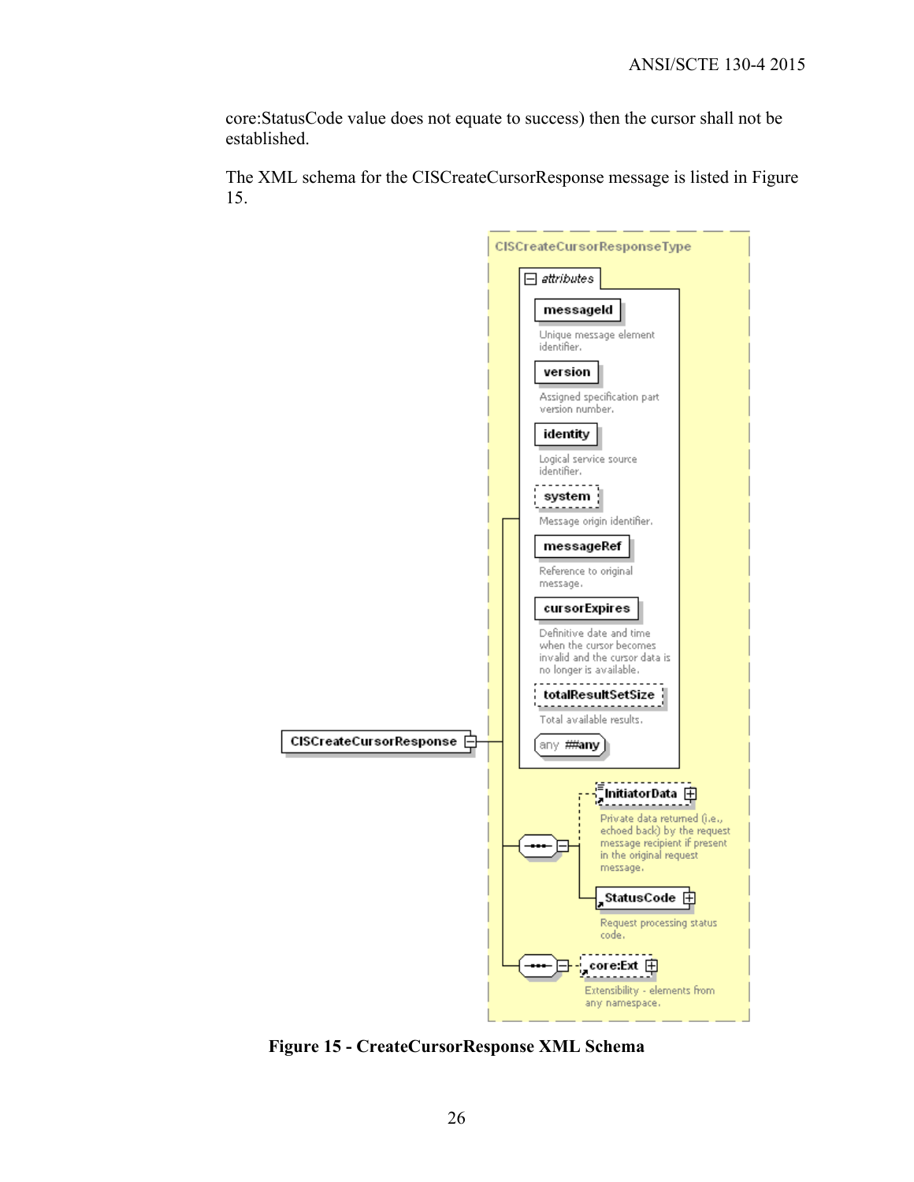core:StatusCode value does not equate to success) then the cursor shall not be established.

The XML schema for the CISCreateCursorResponse message is listed in Figure 15.

CISCreateCursorResponseType

attributes

messageId
Unique message element identifier.

version
Assigned specification part version number.

identity
Logical service source identifier.

system
Message origin identifier.

messageRef
Reference to original message.

cursorExpires
Definitive date and time when the cursor becomes invalid and the cursor data is no longer is available.

totalResultSetSize
Total available results.

any ##any

CISCreateCursorResponse

InitiatorData
Private data returned (i.e., echoed back) by the request message recipient if present in the original request message.

StatusCode
Request processing status code.

core:Ext
Extensibility - elements from any namespace.

**Figure 15 - CreateCursorResponse XML Schema**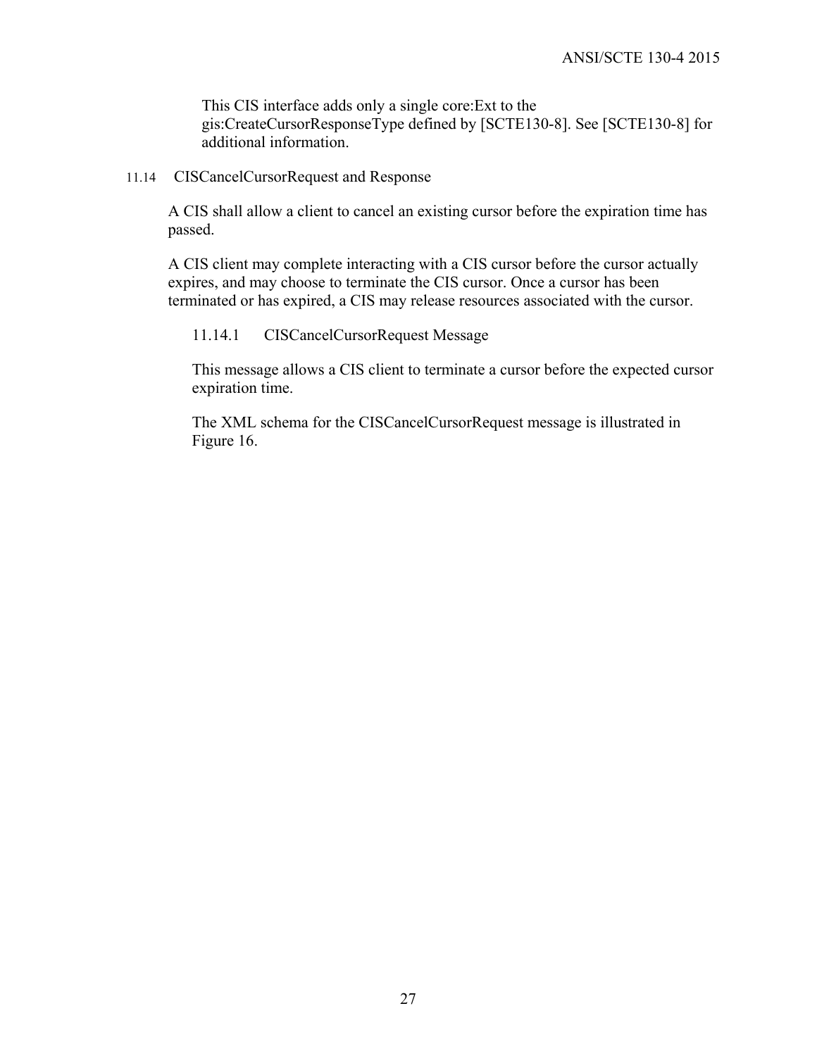This CIS interface adds only a single core:Ext to the gis:CreateCursorResponseType defined by [SCTE130-8]. See [SCTE130-8] for additional information.

## 11.14 CISCancelCursorRequest and Response

A CIS shall allow a client to cancel an existing cursor before the expiration time has passed.

A CIS client may complete interacting with a CIS cursor before the cursor actually expires, and may choose to terminate the CIS cursor. Once a cursor has been terminated or has expired, a CIS may release resources associated with the cursor.

### 11.14.1 CISCancelCursorRequest Message

This message allows a CIS client to terminate a cursor before the expected cursor expiration time.

The XML schema for the CISCancelCursorRequest message is illustrated in Figure 16.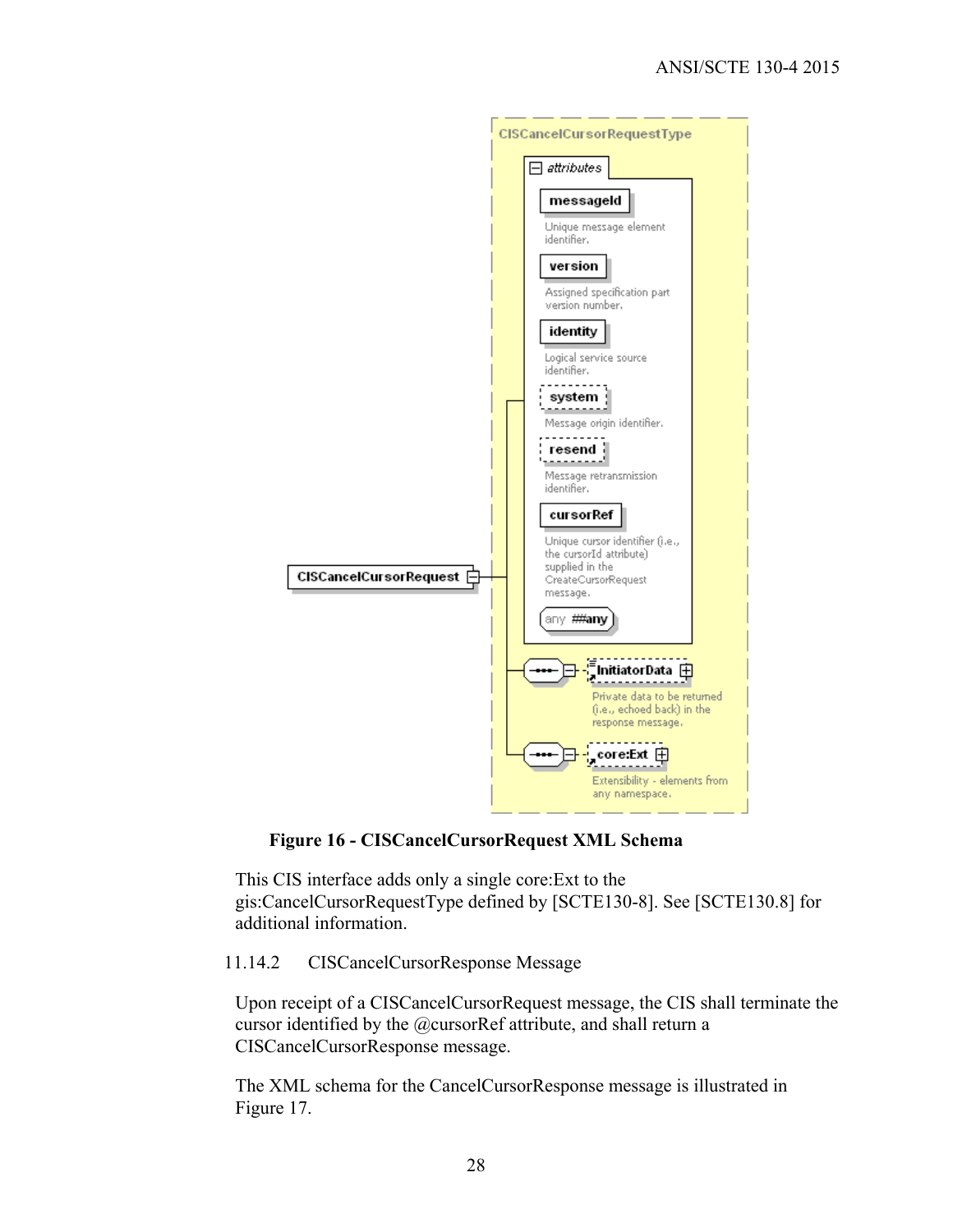**Figure 16 - CISCancelCursorRequest XML Schema**

This CIS interface adds only a single core:Ext to the gis:CancelCursorRequestType defined by [SCTE130-8]. See [SCTE130.8] for additional information.

#### 11.14.2 CISCancelCursorResponse Message

Upon receipt of a CISCancelCursorRequest message, the CIS shall terminate the cursor identified by the @cursorRef attribute, and shall return a CISCancelCursorResponse message.

The XML schema for the CancelCursorResponse message is illustrated in Figure 17.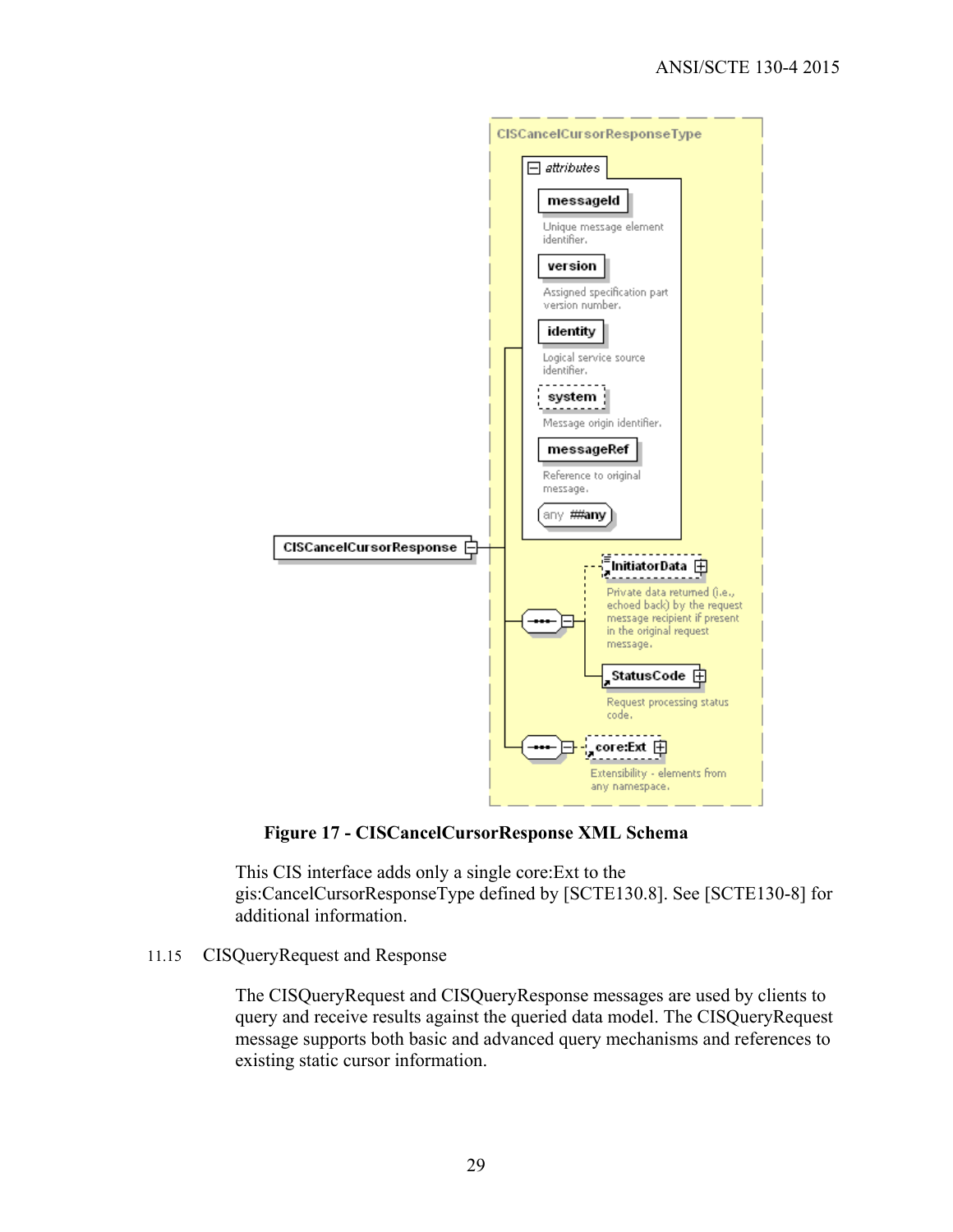**Figure 17 - CISCancelCursorResponse XML Schema**

This CIS interface adds only a single core:Ext to the gis:CancelCursorResponseType defined by [SCTE130.8]. See [SCTE130-8] for additional information.

### 11.15 CISQueryRequest and Response

The CISQueryRequest and CISQueryResponse messages are used by clients to query and receive results against the queried data model. The CISQueryRequest message supports both basic and advanced query mechanisms and references to existing static cursor information.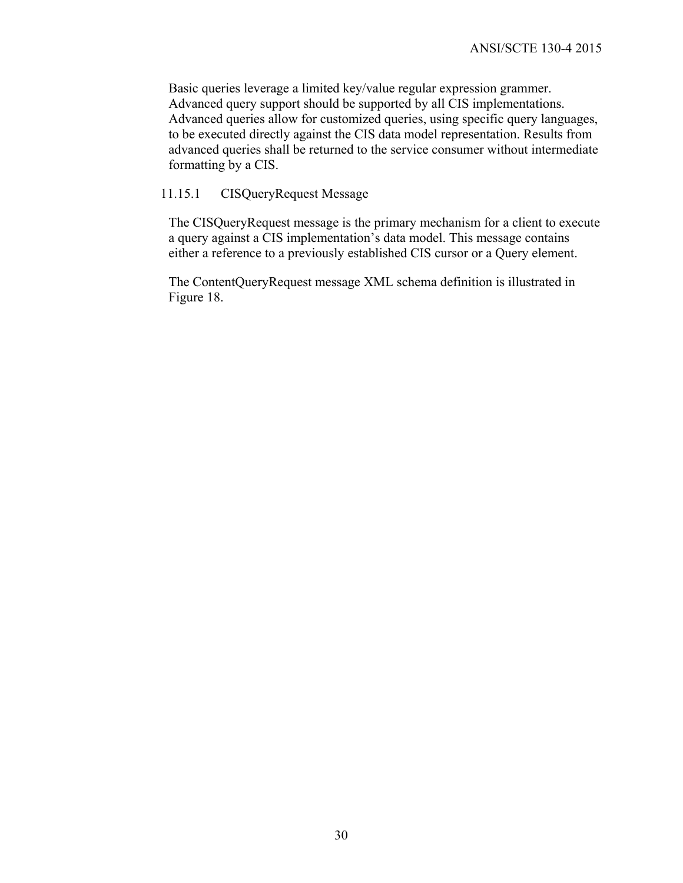Basic queries leverage a limited key/value regular expression grammer. Advanced query support should be supported by all CIS implementations. Advanced queries allow for customized queries, using specific query languages, to be executed directly against the CIS data model representation. Results from advanced queries shall be returned to the service consumer without intermediate formatting by a CIS.

### 11.15.1 CISQueryRequest Message

The CISQueryRequest message is the primary mechanism for a client to execute a query against a CIS implementation's data model. This message contains either a reference to a previously established CIS cursor or a Query element.

The ContentQueryRequest message XML schema definition is illustrated in Figure 18.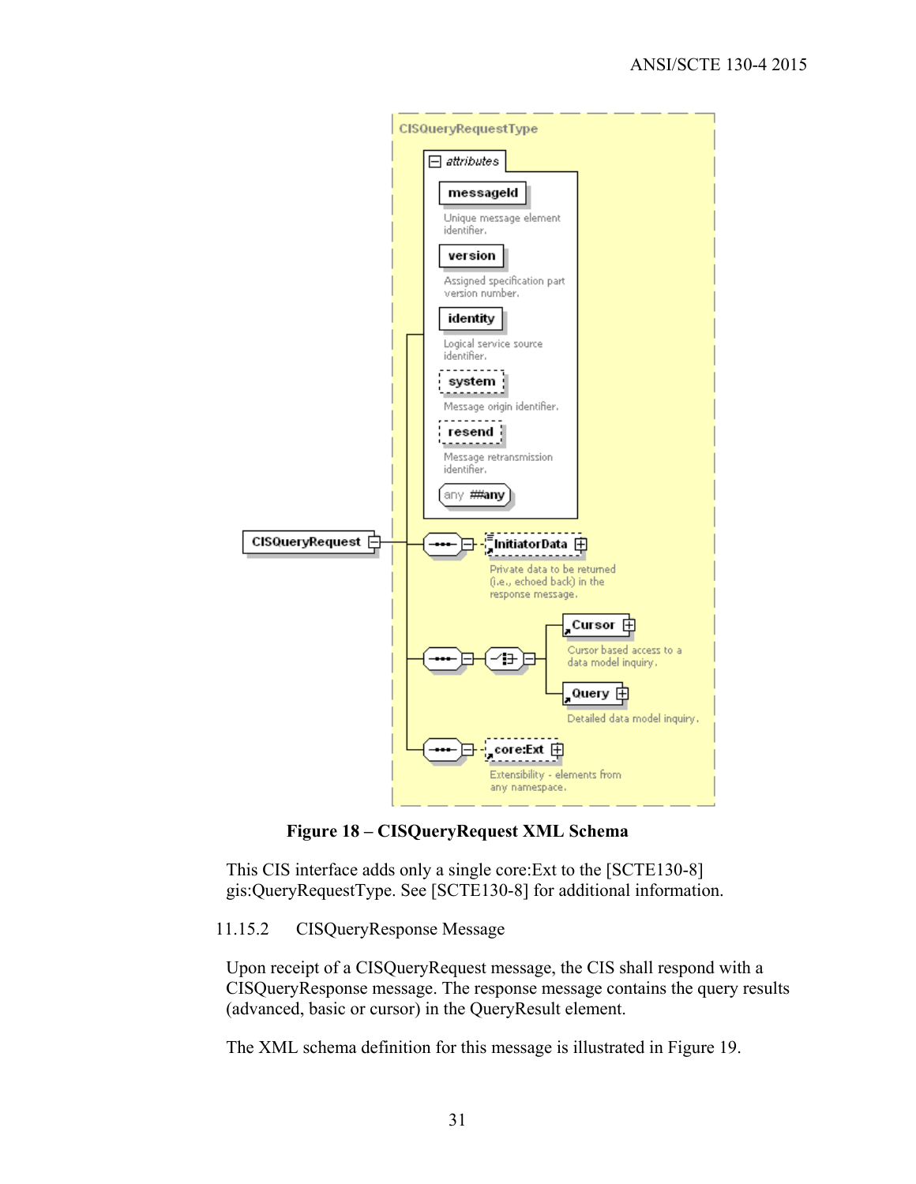**Figure 18 – CISQueryRequest XML Schema**

This CIS interface adds only a single core:Ext to the [SCTE130-8] gis:QueryRequestType. See [SCTE130-8] for additional information.

### 11.15.2 CISQueryResponse Message

Upon receipt of a CISQueryRequest message, the CIS shall respond with a CISQueryResponse message. The response message contains the query results (advanced, basic or cursor) in the QueryResult element.

The XML schema definition for this message is illustrated in Figure 19.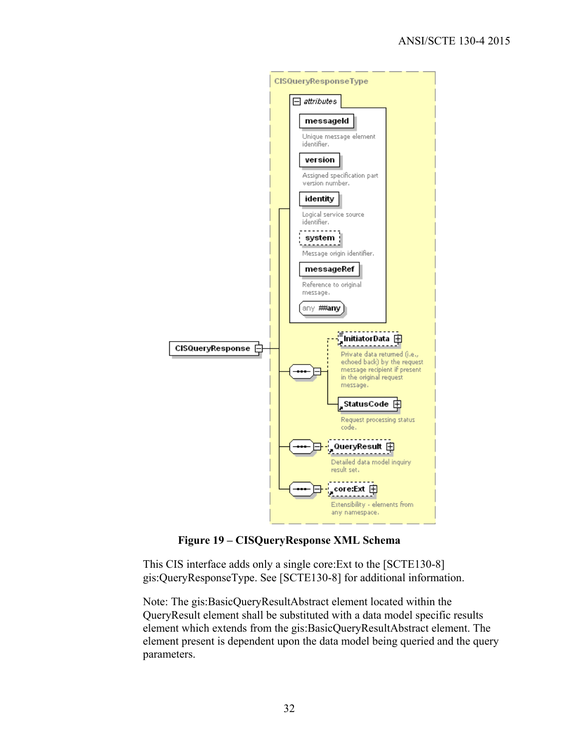**Figure 19 – CISQueryResponse XML Schema**

This CIS interface adds only a single core:Ext to the [SCTE130-8] gis:QueryResponseType. See [SCTE130-8] for additional information.

Note: The gis:BasicQueryResultAbstract element located within the QueryResult element shall be substituted with a data model specific results element which extends from the gis:BasicQueryResultAbstract element. The element present is dependent upon the data model being queried and the query parameters.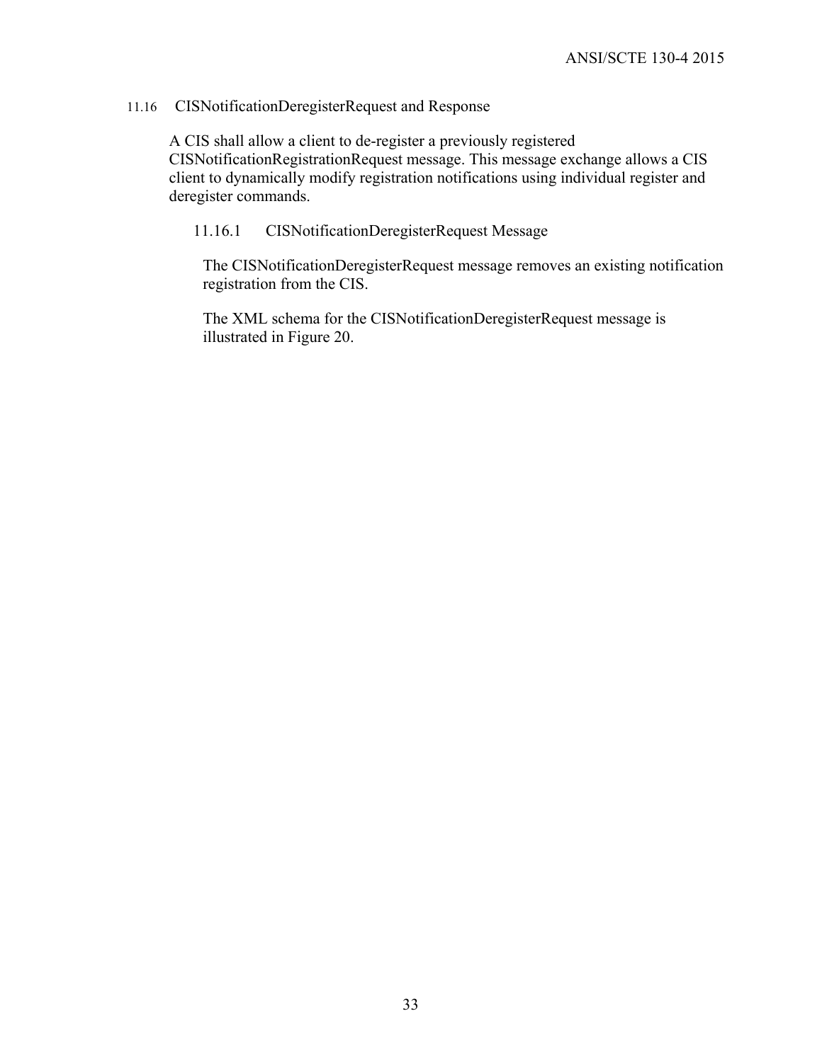## 11.16 CISNotificationDeregisterRequest and Response

A CIS shall allow a client to de-register a previously registered CISNotificationRegistrationRequest message. This message exchange allows a CIS client to dynamically modify registration notifications using individual register and deregister commands.

### 11.16.1 CISNotificationDeregisterRequest Message

The CISNotificationDeregisterRequest message removes an existing notification registration from the CIS.

The XML schema for the CISNotificationDeregisterRequest message is illustrated in Figure 20.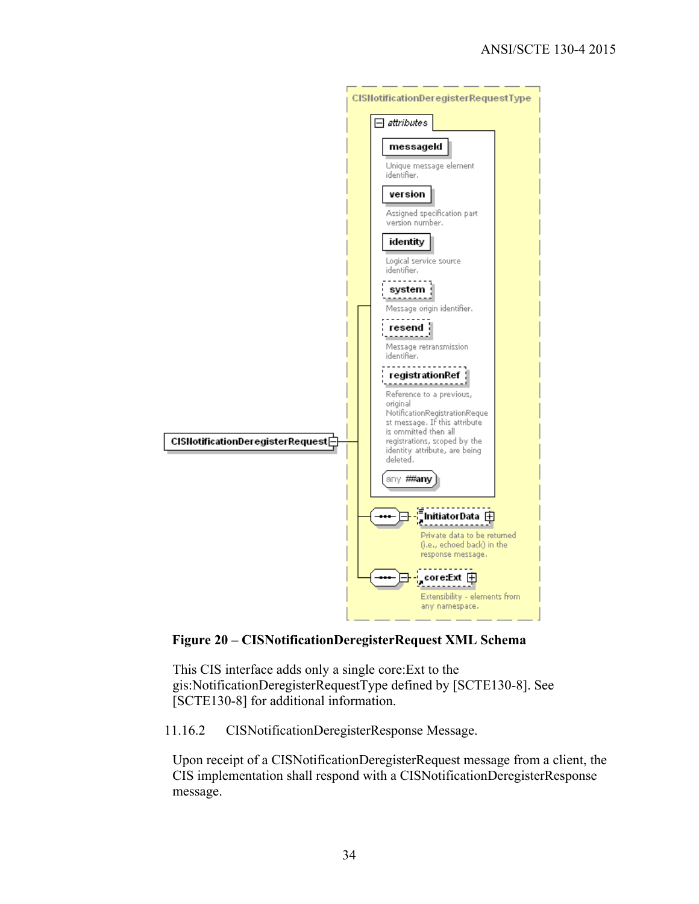**Figure 20 – CISNotificationDeregisterRequest XML Schema**

This CIS interface adds only a single core:Ext to the gis:NotificationDeregisterRequestType defined by [SCTE130-8]. See [SCTE130-8] for additional information.

### 11.16.2 CISNotificationDeregisterResponse Message.

Upon receipt of a CISNotificationDeregisterRequest message from a client, the CIS implementation shall respond with a CISNotificationDeregisterResponse message.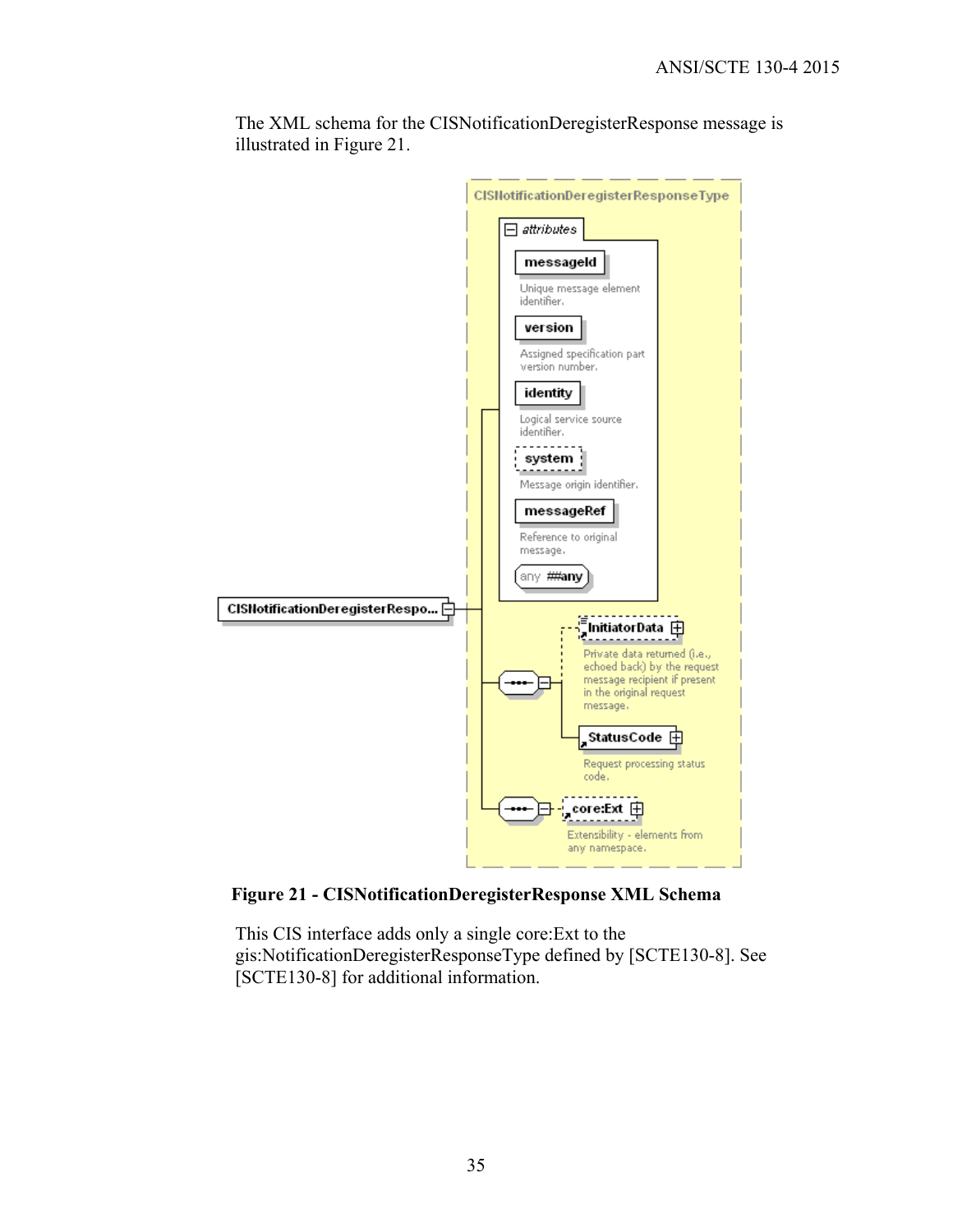The XML schema for the CISNotificationDeregisterResponse message is illustrated in Figure 21.

**Figure 21 - CISNotificationDeregisterResponse XML Schema**

This CIS interface adds only a single core:Ext to the gis:NotificationDeregisterResponseType defined by [SCTE130-8]. See [SCTE130-8] for additional information.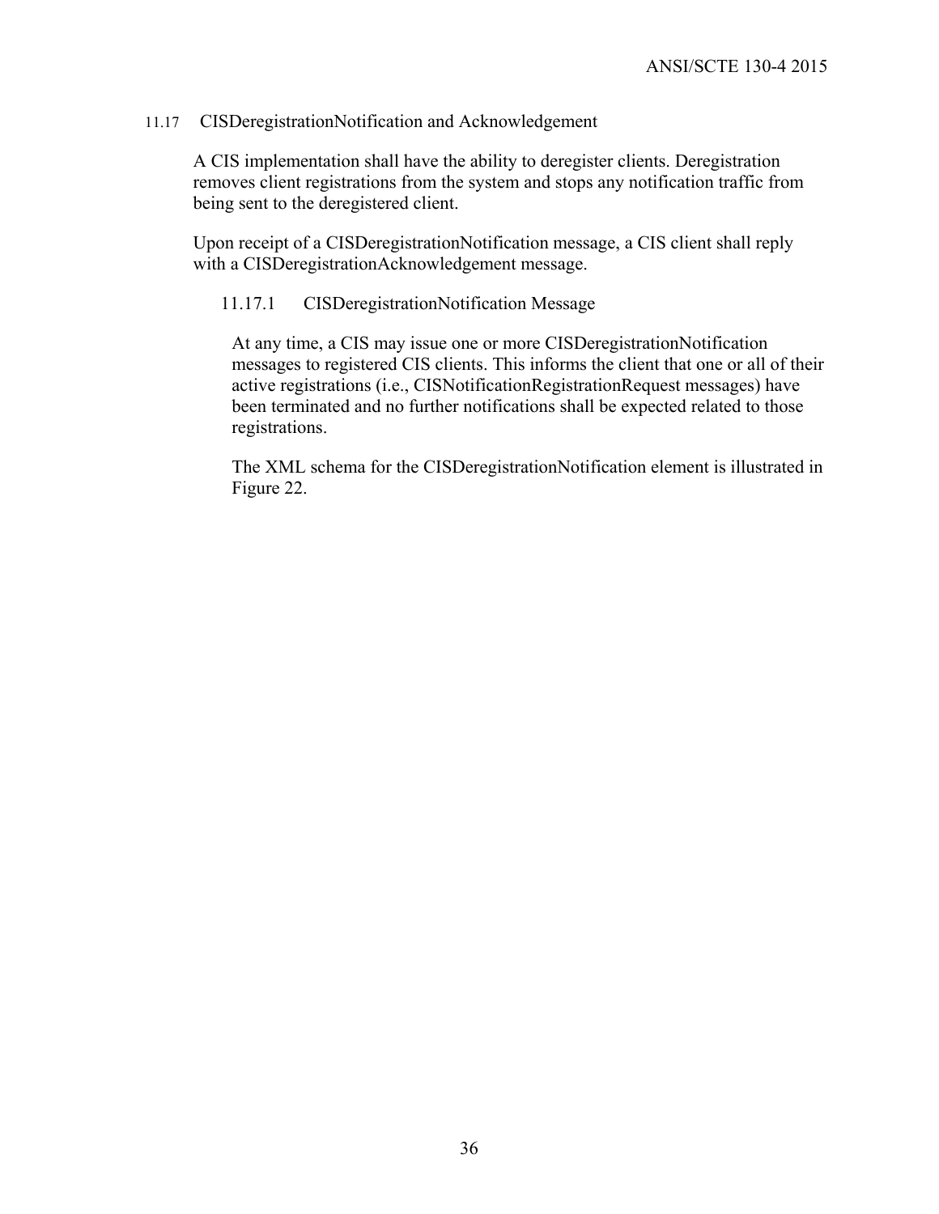## 11.17 CISDeregistrationNotification and Acknowledgement

A CIS implementation shall have the ability to deregister clients. Deregistration removes client registrations from the system and stops any notification traffic from being sent to the deregistered client.

Upon receipt of a CISDeregistrationNotification message, a CIS client shall reply with a CISDeregistrationAcknowledgement message.

### 11.17.1 CISDeregistrationNotification Message

At any time, a CIS may issue one or more CISDeregistrationNotification messages to registered CIS clients. This informs the client that one or all of their active registrations (i.e., CISNotificationRegistrationRequest messages) have been terminated and no further notifications shall be expected related to those registrations.

The XML schema for the CISDeregistrationNotification element is illustrated in Figure 22.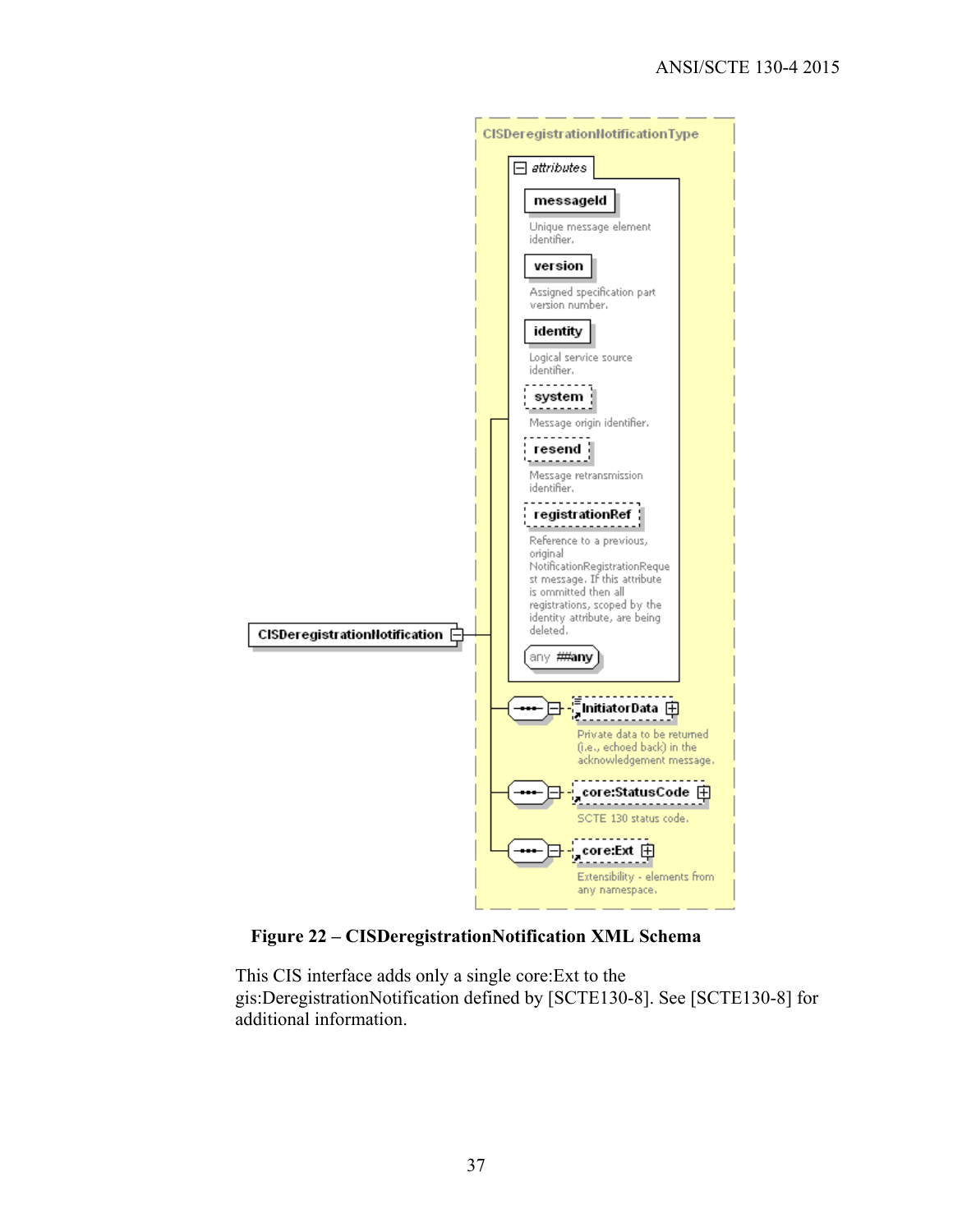**Figure 22 – CISDeregistrationNotification XML Schema**

This CIS interface adds only a single core:Ext to the gis:DeregistrationNotification defined by [SCTE130-8]. See [SCTE130-8] for additional information.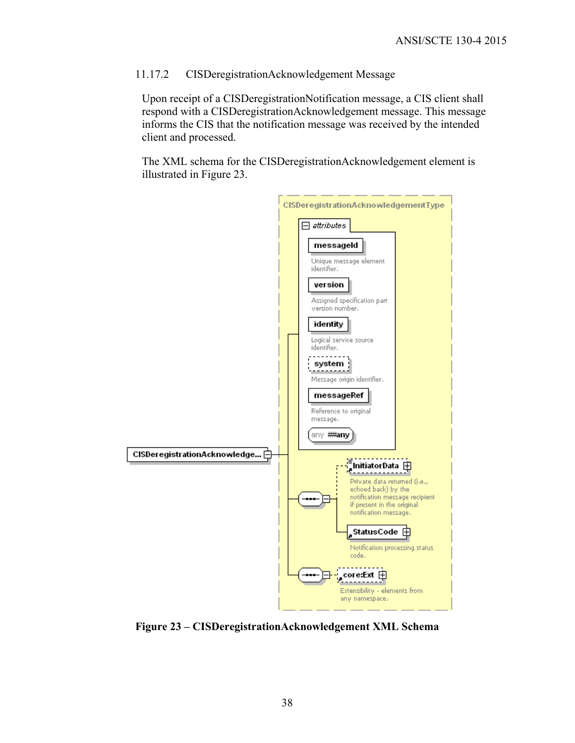### 11.17.2 CISDeregistrationAcknowledgement Message

Upon receipt of a CISDeregistrationNotification message, a CIS client shall respond with a CISDeregistrationAcknowledgement message. This message informs the CIS that the notification message was received by the intended client and processed.

The XML schema for the CISDeregistrationAcknowledgement element is illustrated in Figure 23.

**Figure 23 – CISDeregistrationAcknowledgement XML Schema**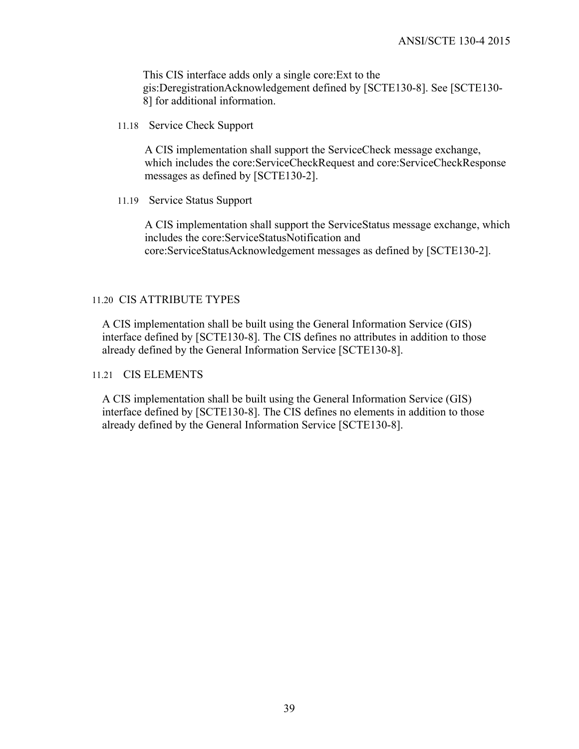This CIS interface adds only a single core:Ext to the gis:DeregistrationAcknowledgement defined by [SCTE130-8]. See [SCTE130-8] for additional information.

### 11.18 Service Check Support

A CIS implementation shall support the ServiceCheck message exchange, which includes the core:ServiceCheckRequest and core:ServiceCheckResponse messages as defined by [SCTE130-2].

### 11.19 Service Status Support

A CIS implementation shall support the ServiceStatus message exchange, which includes the core:ServiceStatusNotification and core:ServiceStatusAcknowledgement messages as defined by [SCTE130-2].

## 11.20 CIS ATTRIBUTE TYPES

A CIS implementation shall be built using the General Information Service (GIS) interface defined by [SCTE130-8]. The CIS defines no attributes in addition to those already defined by the General Information Service [SCTE130-8].

## 11.21 CIS ELEMENTS

A CIS implementation shall be built using the General Information Service (GIS) interface defined by [SCTE130-8]. The CIS defines no elements in addition to those already defined by the General Information Service [SCTE130-8].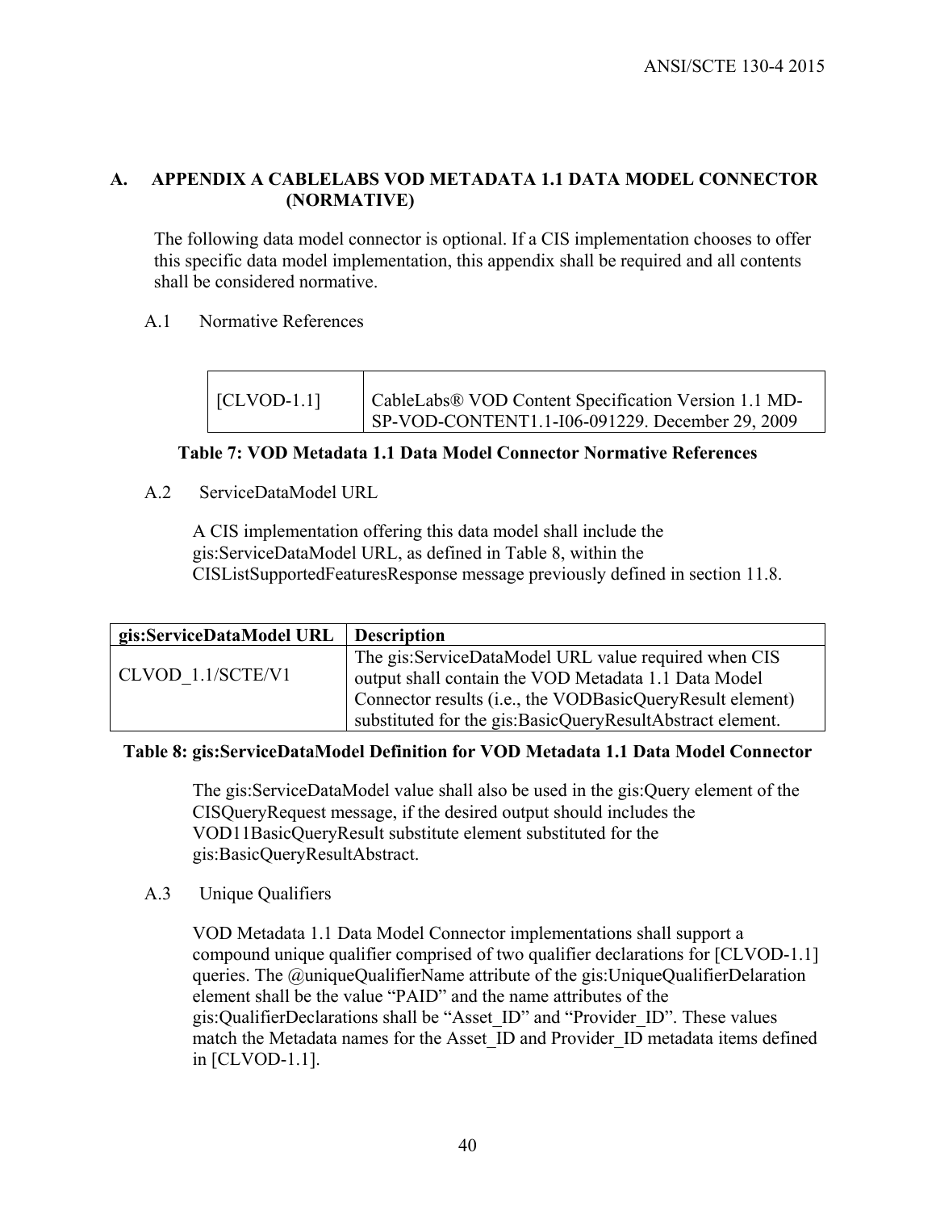# A. APPENDIX A CABLELABS VOD METADATA 1.1 DATA MODEL CONNECTOR (NORMATIVE)

The following data model connector is optional. If a CIS implementation chooses to offer this specific data model implementation, this appendix shall be required and all contents shall be considered normative.

## A.1 Normative References

| | |
|---|---|
| [CLVOD-1.1] | CableLabs® VOD Content Specification Version 1.1 MD-SP-VOD-CONTENT1.1-I06-091229. December 29, 2009 |

**Table 7: VOD Metadata 1.1 Data Model Connector Normative References**

## A.2 ServiceDataModel URL

A CIS implementation offering this data model shall include the gis:ServiceDataModel URL, as defined in Table 8, within the CISListSupportedFeaturesResponse message previously defined in section 11.8.

| gis:ServiceDataModel URL | Description |
|---|---|
| CLVOD_1.1/SCTE/V1 | The gis:ServiceDataModel URL value required when CIS output shall contain the VOD Metadata 1.1 Data Model Connector results (i.e., the VODBasicQueryResult element) substituted for the gis:BasicQueryResultAbstract element. |

**Table 8: gis:ServiceDataModel Definition for VOD Metadata 1.1 Data Model Connector**

The gis:ServiceDataModel value shall also be used in the gis:Query element of the CISQueryRequest message, if the desired output should includes the VOD11BasicQueryResult substitute element substituted for the gis:BasicQueryResultAbstract.

## A.3 Unique Qualifiers

VOD Metadata 1.1 Data Model Connector implementations shall support a compound unique qualifier comprised of two qualifier declarations for [CLVOD-1.1] queries. The @uniqueQualifierName attribute of the gis:UniqueQualifierDelaration element shall be the value "PAID" and the name attributes of the gis:QualifierDeclarations shall be "Asset_ID" and "Provider_ID". These values match the Metadata names for the Asset_ID and Provider_ID metadata items defined in [CLVOD-1.1].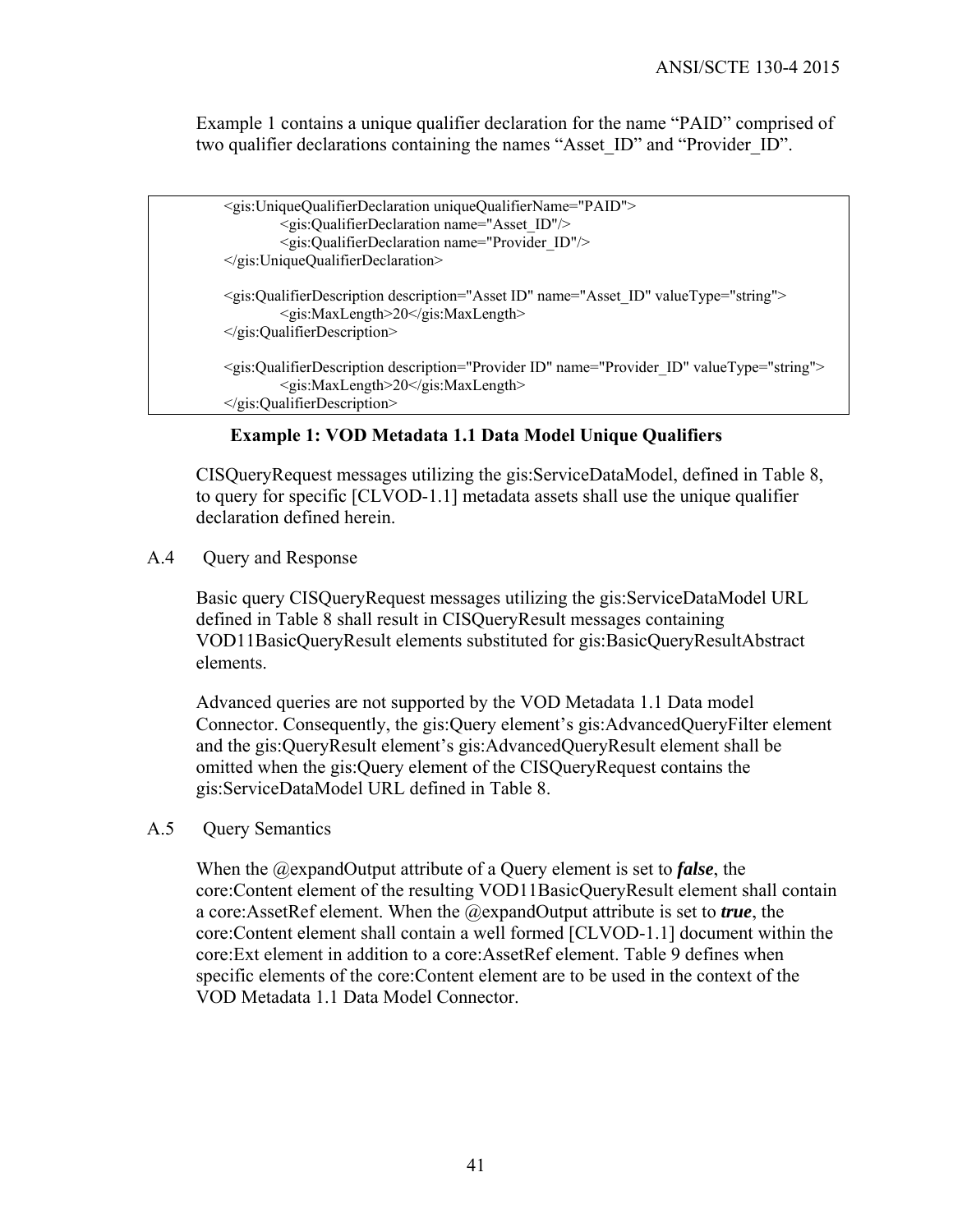Example 1 contains a unique qualifier declaration for the name "PAID" comprised of two qualifier declarations containing the names "Asset_ID" and "Provider_ID".

```
<gis:UniqueQualifierDeclaration uniqueQualifierName="PAID">
        <gis:QualifierDeclaration name="Asset_ID"/>
        <gis:QualifierDeclaration name="Provider_ID"/>
</gis:UniqueQualifierDeclaration>

<gis:QualifierDescription description="Asset ID" name="Asset_ID" valueType="string">
        <gis:MaxLength>20</gis:MaxLength>
</gis:QualifierDescription>

<gis:QualifierDescription description="Provider ID" name="Provider_ID" valueType="string">
        <gis:MaxLength>20</gis:MaxLength>
</gis:QualifierDescription>
```

**Example 1: VOD Metadata 1.1 Data Model Unique Qualifiers**

CISQueryRequest messages utilizing the gis:ServiceDataModel, defined in Table 8, to query for specific [CLVOD-1.1] metadata assets shall use the unique qualifier declaration defined herein.

## A.4 Query and Response

Basic query CISQueryRequest messages utilizing the gis:ServiceDataModel URL defined in Table 8 shall result in CISQueryResult messages containing VOD11BasicQueryResult elements substituted for gis:BasicQueryResultAbstract elements.

Advanced queries are not supported by the VOD Metadata 1.1 Data model Connector. Consequently, the gis:Query element's gis:AdvancedQueryFilter element and the gis:QueryResult element's gis:AdvancedQueryResult element shall be omitted when the gis:Query element of the CISQueryRequest contains the gis:ServiceDataModel URL defined in Table 8.

## A.5 Query Semantics

When the @expandOutput attribute of a Query element is set to ***false***, the core:Content element of the resulting VOD11BasicQueryResult element shall contain a core:AssetRef element. When the @expandOutput attribute is set to ***true***, the core:Content element shall contain a well formed [CLVOD-1.1] document within the core:Ext element in addition to a core:AssetRef element. Table 9 defines when specific elements of the core:Content element are to be used in the context of the VOD Metadata 1.1 Data Model Connector.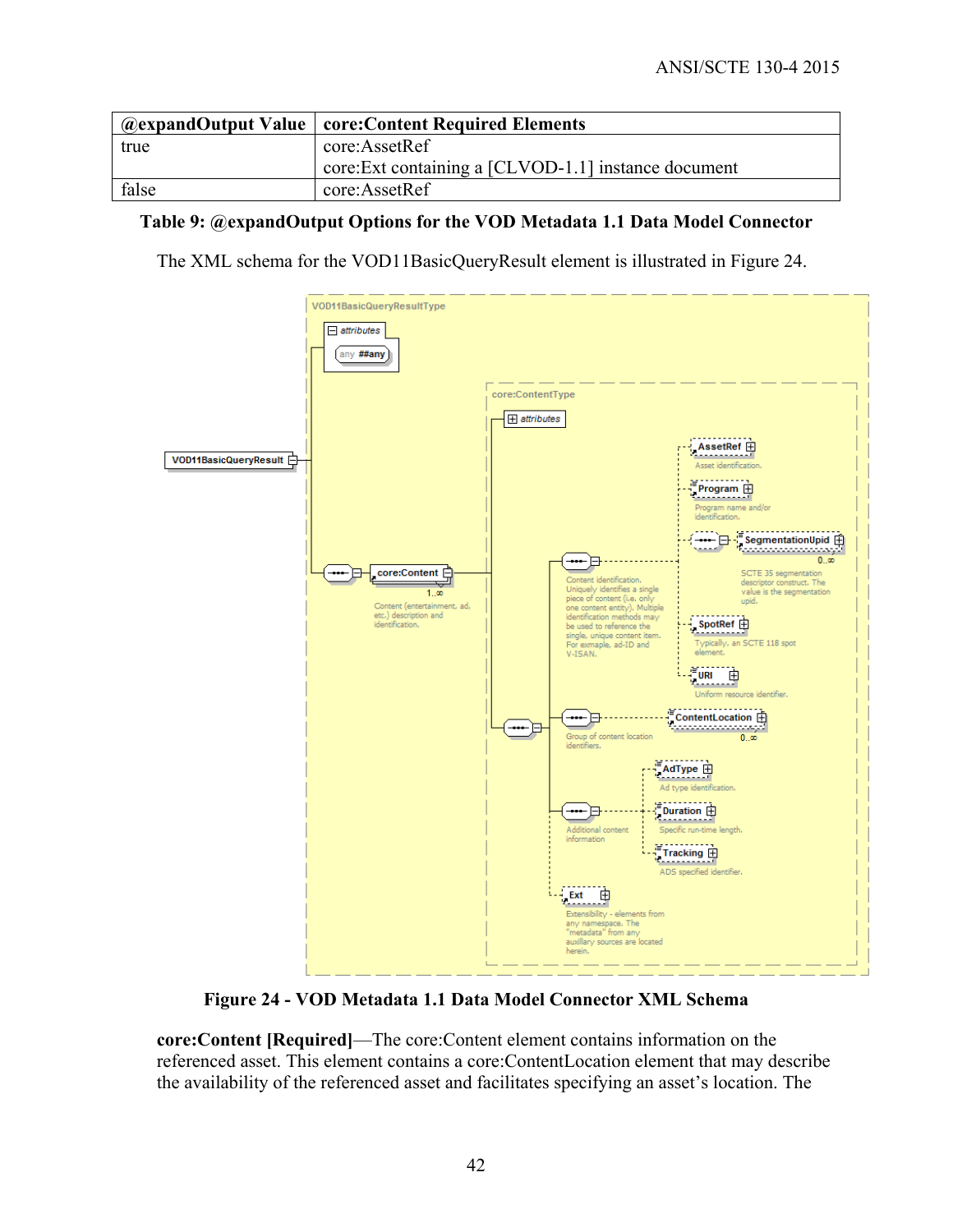| @expandOutput Value | core:Content Required Elements |
|---|---|
| true | core:AssetRef<br>core:Ext containing a [CLVOD-1.1] instance document |
| false | core:AssetRef |

**Table 9: @expandOutput Options for the VOD Metadata 1.1 Data Model Connector**

The XML schema for the VOD11BasicQueryResult element is illustrated in Figure 24.

**Figure 24 - VOD Metadata 1.1 Data Model Connector XML Schema**

**core:Content [Required]**—The core:Content element contains information on the referenced asset. This element contains a core:ContentLocation element that may describe the availability of the referenced asset and facilitates specifying an asset's location. The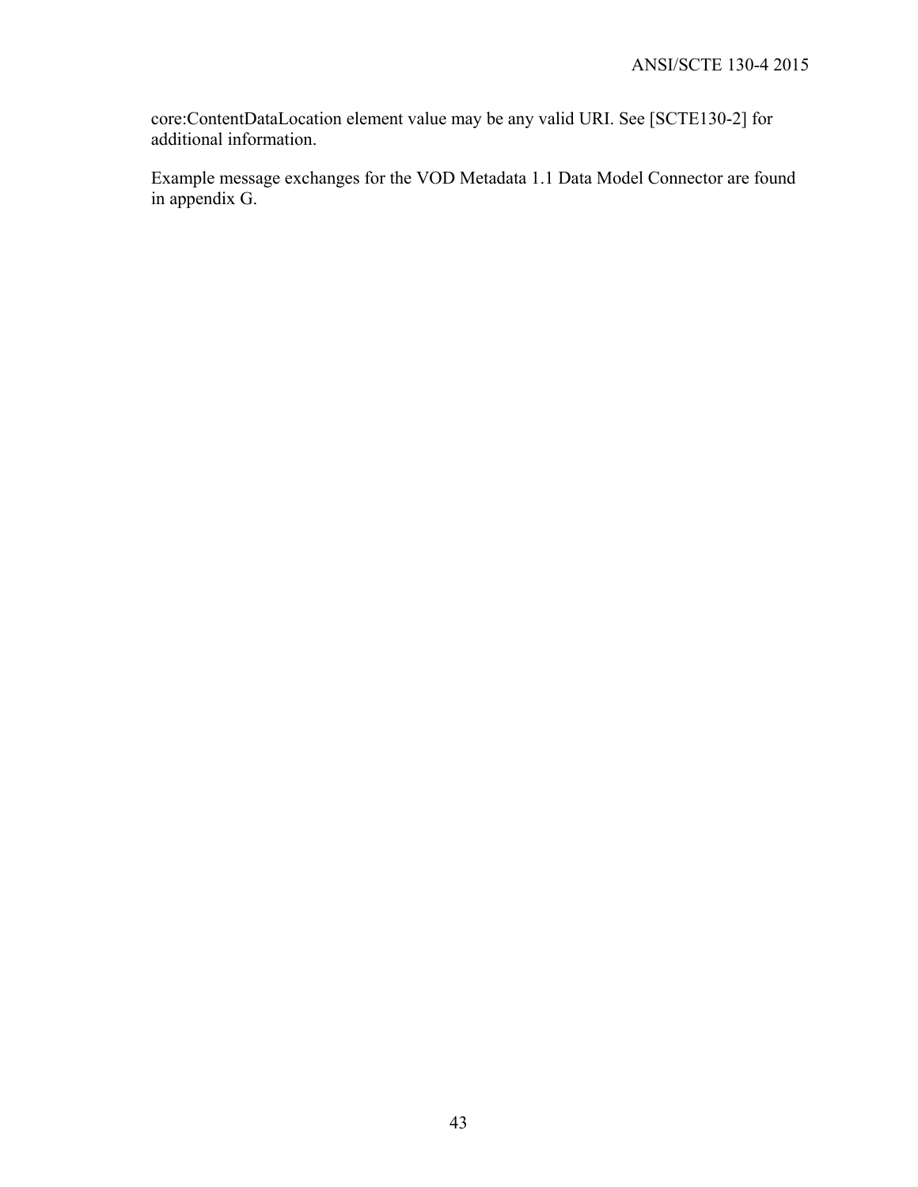core:ContentDataLocation element value may be any valid URI. See [SCTE130-2] for additional information.

Example message exchanges for the VOD Metadata 1.1 Data Model Connector are found in appendix G.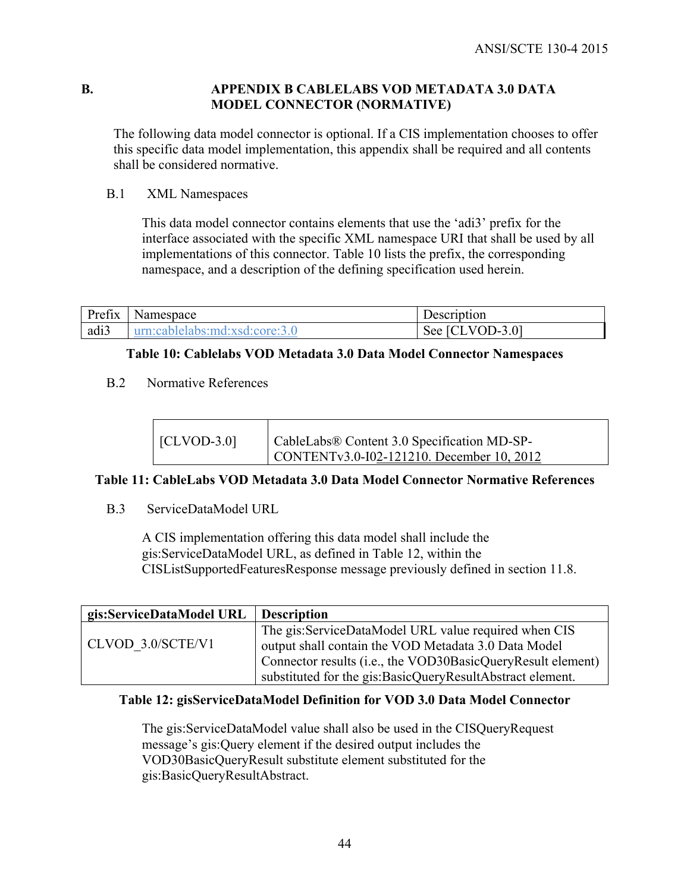# B. APPENDIX B CABLELABS VOD METADATA 3.0 DATA MODEL CONNECTOR (NORMATIVE)

The following data model connector is optional. If a CIS implementation chooses to offer this specific data model implementation, this appendix shall be required and all contents shall be considered normative.

## B.1 XML Namespaces

This data model connector contains elements that use the 'adi3' prefix for the interface associated with the specific XML namespace URI that shall be used by all implementations of this connector. Table 10 lists the prefix, the corresponding namespace, and a description of the defining specification used herein.

| Prefix | Namespace | Description |
|---|---|---|
| adi3 | urn:cablelabs:md:xsd:core:3.0 | See [CLVOD-3.0] |

**Table 10: Cablelabs VOD Metadata 3.0 Data Model Connector Namespaces**

## B.2 Normative References

| | |
|---|---|
| [CLVOD-3.0] | CableLabs® Content 3.0 Specification MD-SP-CONTENTv3.0-I02-121210. December 10, 2012 |

**Table 11: CableLabs VOD Metadata 3.0 Data Model Connector Normative References**

## B.3 ServiceDataModel URL

A CIS implementation offering this data model shall include the gis:ServiceDataModel URL, as defined in Table 12, within the CISListSupportedFeaturesResponse message previously defined in section 11.8.

| gis:ServiceDataModel URL | Description |
|---|---|
| CLVOD_3.0/SCTE/V1 | The gis:ServiceDataModel URL value required when CIS output shall contain the VOD Metadata 3.0 Data Model Connector results (i.e., the VOD30BasicQueryResult element) substituted for the gis:BasicQueryResultAbstract element. |

**Table 12: gisServiceDataModel Definition for VOD 3.0 Data Model Connector**

The gis:ServiceDataModel value shall also be used in the CISQueryRequest message's gis:Query element if the desired output includes the VOD30BasicQueryResult substitute element substituted for the gis:BasicQueryResultAbstract.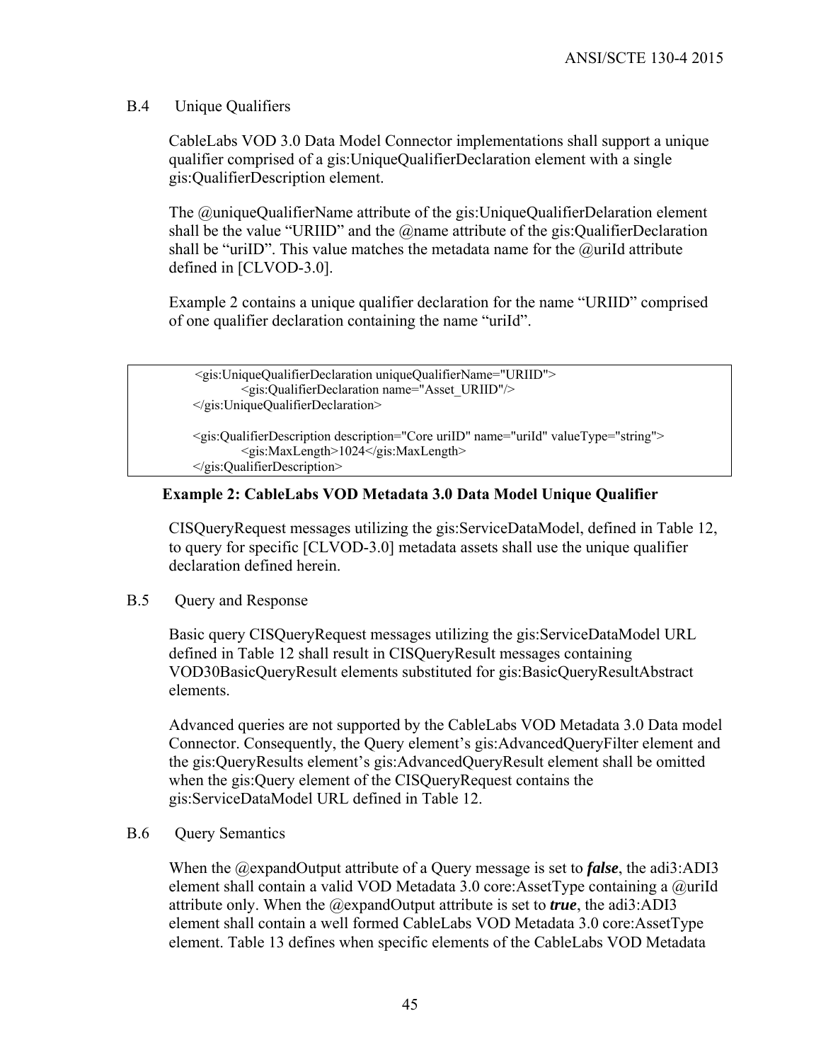## B.4 Unique Qualifiers

CableLabs VOD 3.0 Data Model Connector implementations shall support a unique qualifier comprised of a gis:UniqueQualifierDeclaration element with a single gis:QualifierDescription element.

The @uniqueQualifierName attribute of the gis:UniqueQualifierDelaration element shall be the value "URIID" and the @name attribute of the gis:QualifierDeclaration shall be "uriID". This value matches the metadata name for the @uriId attribute defined in [CLVOD-3.0].

Example 2 contains a unique qualifier declaration for the name "URIID" comprised of one qualifier declaration containing the name "uriId".

```
<gis:UniqueQualifierDeclaration uniqueQualifierName="URIID">
        <gis:QualifierDeclaration name="Asset_URIID"/>
</gis:UniqueQualifierDeclaration>

<gis:QualifierDescription description="Core uriID" name="uriId" valueType="string">
        <gis:MaxLength>1024</gis:MaxLength>
</gis:QualifierDescription>
```

**Example 2: CableLabs VOD Metadata 3.0 Data Model Unique Qualifier**

CISQueryRequest messages utilizing the gis:ServiceDataModel, defined in Table 12, to query for specific [CLVOD-3.0] metadata assets shall use the unique qualifier declaration defined herein.

## B.5 Query and Response

Basic query CISQueryRequest messages utilizing the gis:ServiceDataModel URL defined in Table 12 shall result in CISQueryResult messages containing VOD30BasicQueryResult elements substituted for gis:BasicQueryResultAbstract elements.

Advanced queries are not supported by the CableLabs VOD Metadata 3.0 Data model Connector. Consequently, the Query element's gis:AdvancedQueryFilter element and the gis:QueryResults element's gis:AdvancedQueryResult element shall be omitted when the gis:Query element of the CISQueryRequest contains the gis:ServiceDataModel URL defined in Table 12.

## B.6 Query Semantics

When the @expandOutput attribute of a Query message is set to ***false***, the adi3:ADI3 element shall contain a valid VOD Metadata 3.0 core:AssetType containing a @uriId attribute only. When the @expandOutput attribute is set to ***true***, the adi3:ADI3 element shall contain a well formed CableLabs VOD Metadata 3.0 core:AssetType element. Table 13 defines when specific elements of the CableLabs VOD Metadata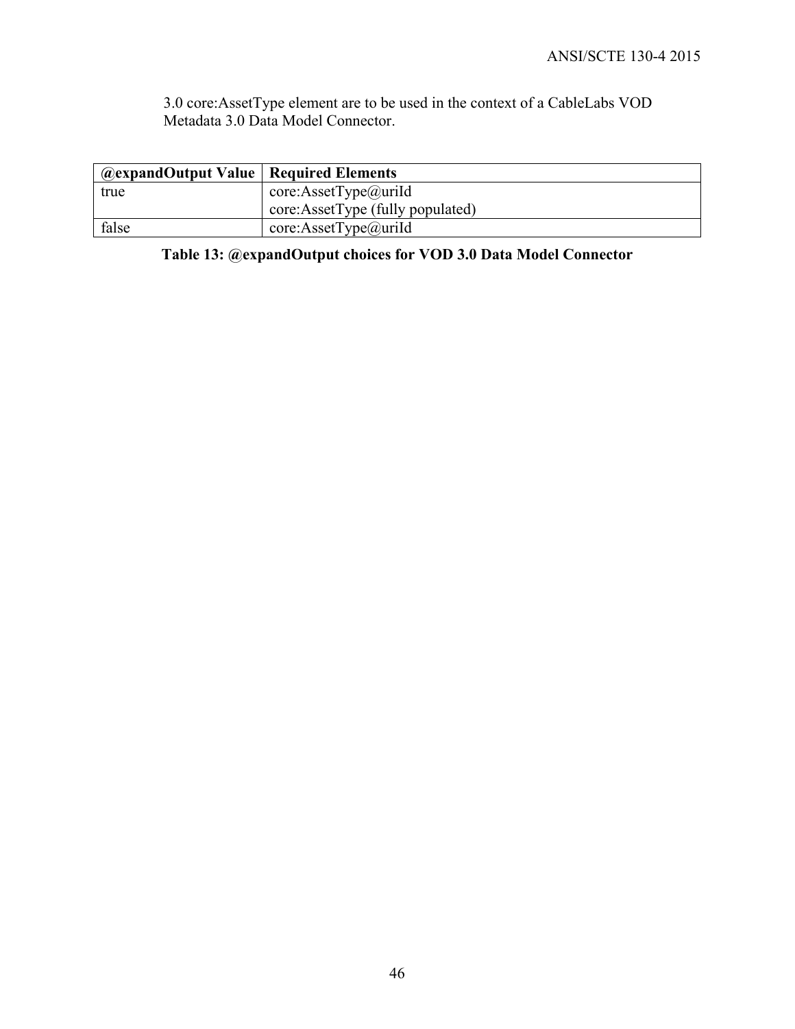3.0 core:AssetType element are to be used in the context of a CableLabs VOD Metadata 3.0 Data Model Connector.

| @expandOutput Value | Required Elements |
|---|---|
| true | core:AssetType@uriId<br>core:AssetType (fully populated) |
| false | core:AssetType@uriId |

**Table 13: @expandOutput choices for VOD 3.0 Data Model Connector**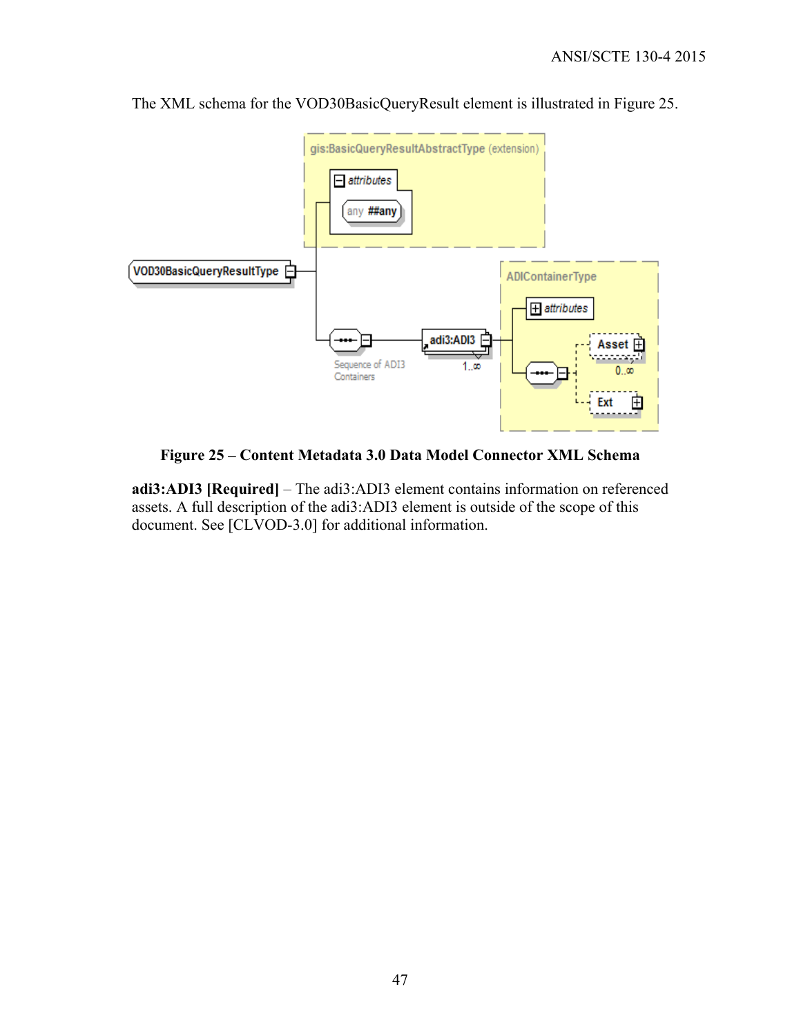The XML schema for the VOD30BasicQueryResult element is illustrated in Figure 25.

**Figure 25 – Content Metadata 3.0 Data Model Connector XML Schema**

**adi3:ADI3 [Required]** – The adi3:ADI3 element contains information on referenced assets. A full description of the adi3:ADI3 element is outside of the scope of this document. See [CLVOD-3.0] for additional information.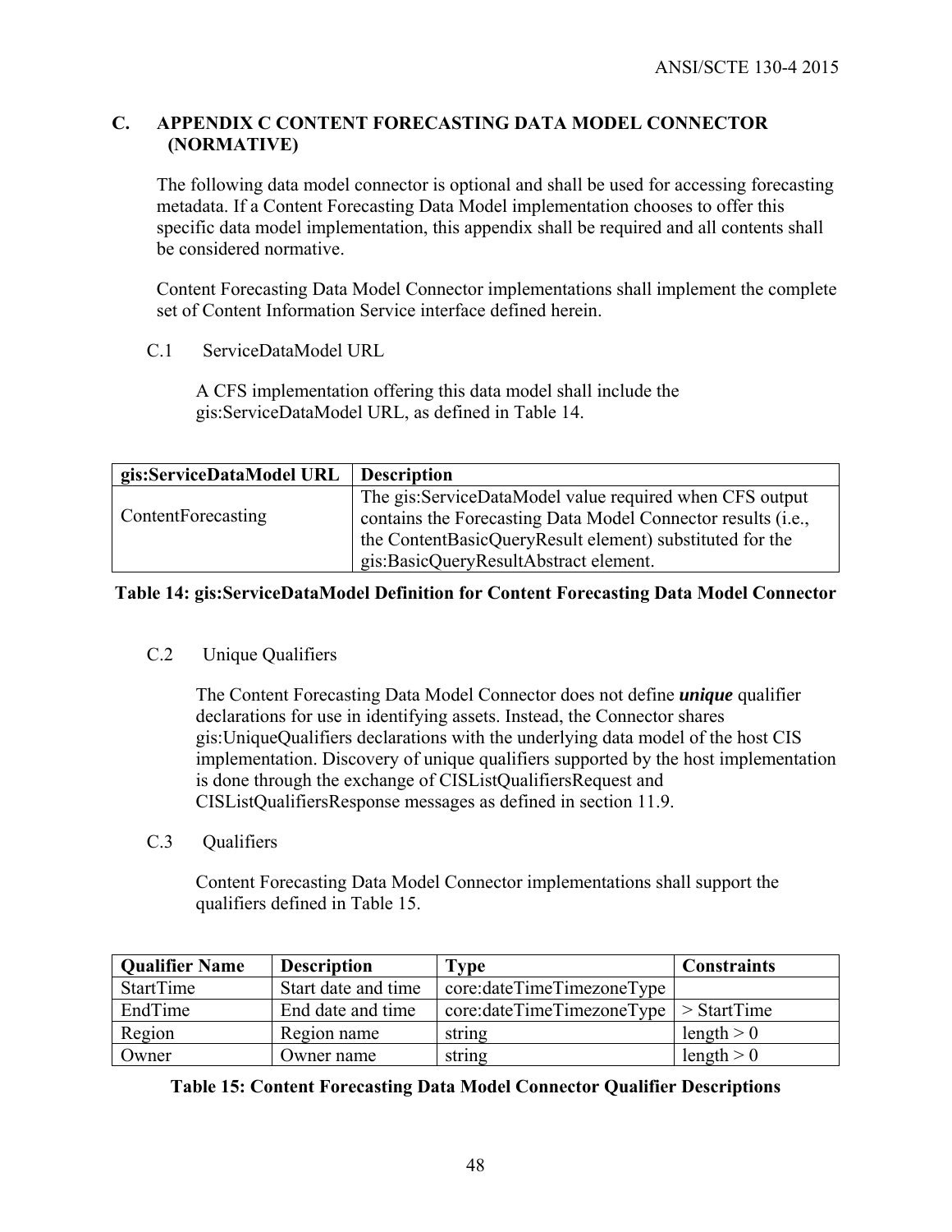# C. APPENDIX C CONTENT FORECASTING DATA MODEL CONNECTOR (NORMATIVE)

The following data model connector is optional and shall be used for accessing forecasting metadata. If a Content Forecasting Data Model implementation chooses to offer this specific data model implementation, this appendix shall be required and all contents shall be considered normative.

Content Forecasting Data Model Connector implementations shall implement the complete set of Content Information Service interface defined herein.

## C.1 ServiceDataModel URL

A CFS implementation offering this data model shall include the gis:ServiceDataModel URL, as defined in Table 14.

| gis:ServiceDataModel URL | Description |
|---|---|
| ContentForecasting | The gis:ServiceDataModel value required when CFS output contains the Forecasting Data Model Connector results (i.e., the ContentBasicQueryResult element) substituted for the gis:BasicQueryResultAbstract element. |

**Table 14: gis:ServiceDataModel Definition for Content Forecasting Data Model Connector**

## C.2 Unique Qualifiers

The Content Forecasting Data Model Connector does not define ***unique*** qualifier declarations for use in identifying assets. Instead, the Connector shares gis:UniqueQualifiers declarations with the underlying data model of the host CIS implementation. Discovery of unique qualifiers supported by the host implementation is done through the exchange of CISListQualifiersRequest and CISListQualifiersResponse messages as defined in section 11.9.

## C.3 Qualifiers

Content Forecasting Data Model Connector implementations shall support the qualifiers defined in Table 15.

| Qualifier Name | Description | Type | Constraints |
|---|---|---|---|
| StartTime | Start date and time | core:dateTimeTimezoneType | |
| EndTime | End date and time | core:dateTimeTimezoneType | > StartTime |
| Region | Region name | string | length > 0 |
| Owner | Owner name | string | length > 0 |

**Table 15: Content Forecasting Data Model Connector Qualifier Descriptions**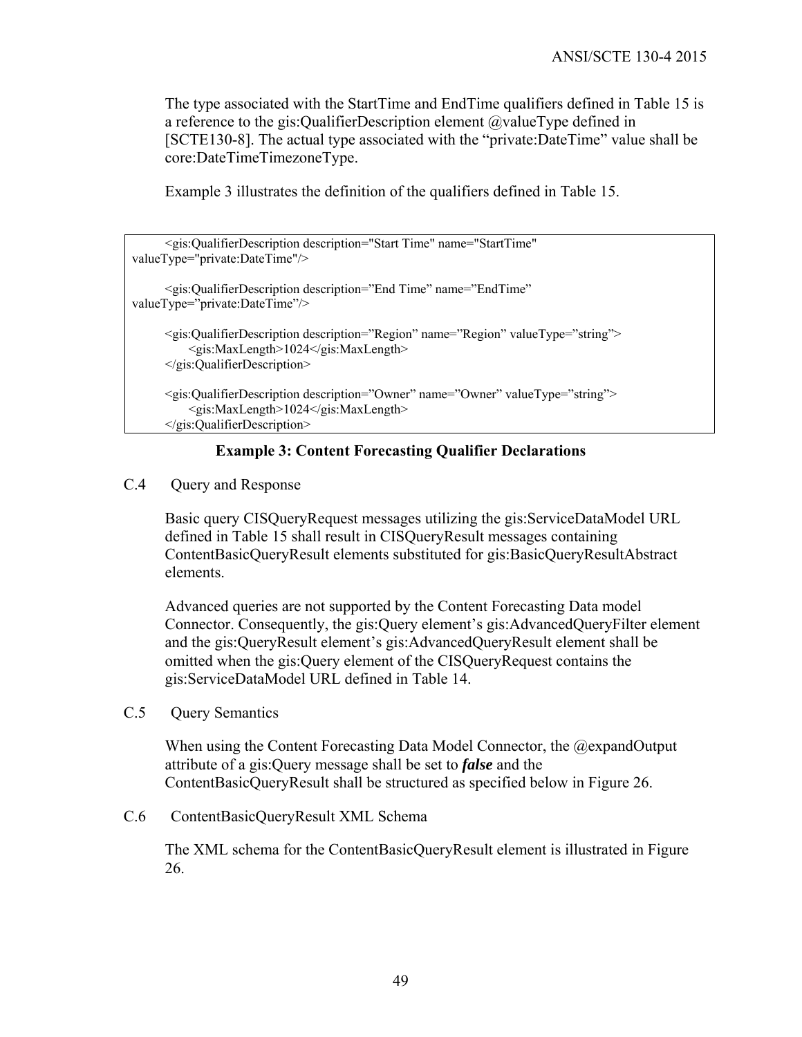The type associated with the StartTime and EndTime qualifiers defined in Table 15 is a reference to the gis:QualifierDescription element @valueType defined in [SCTE130-8]. The actual type associated with the "private:DateTime" value shall be core:DateTimeTimezoneType.

Example 3 illustrates the definition of the qualifiers defined in Table 15.

```
<gis:QualifierDescription description="Start Time" name="StartTime"
valueType="private:DateTime"/>

<gis:QualifierDescription description="End Time" name="EndTime"
valueType="private:DateTime"/>

<gis:QualifierDescription description="Region" name="Region" valueType="string">
    <gis:MaxLength>1024</gis:MaxLength>
</gis:QualifierDescription>

<gis:QualifierDescription description="Owner" name="Owner" valueType="string">
    <gis:MaxLength>1024</gis:MaxLength>
</gis:QualifierDescription>
```

**Example 3: Content Forecasting Qualifier Declarations**

## C.4 Query and Response

Basic query CISQueryRequest messages utilizing the gis:ServiceDataModel URL defined in Table 15 shall result in CISQueryResult messages containing ContentBasicQueryResult elements substituted for gis:BasicQueryResultAbstract elements.

Advanced queries are not supported by the Content Forecasting Data model Connector. Consequently, the gis:Query element's gis:AdvancedQueryFilter element and the gis:QueryResult element's gis:AdvancedQueryResult element shall be omitted when the gis:Query element of the CISQueryRequest contains the gis:ServiceDataModel URL defined in Table 14.

## C.5 Query Semantics

When using the Content Forecasting Data Model Connector, the @expandOutput attribute of a gis:Query message shall be set to ***false*** and the ContentBasicQueryResult shall be structured as specified below in Figure 26.

## C.6 ContentBasicQueryResult XML Schema

The XML schema for the ContentBasicQueryResult element is illustrated in Figure 26.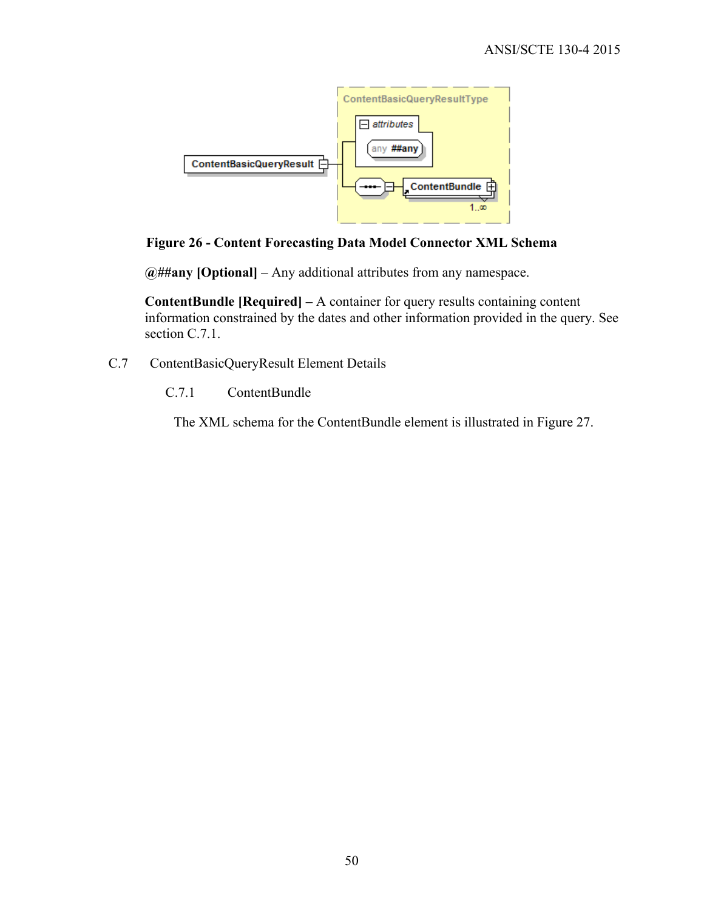**Figure 26 - Content Forecasting Data Model Connector XML Schema**

**@##any [Optional]** – Any additional attributes from any namespace.

**ContentBundle [Required] –** A container for query results containing content information constrained by the dates and other information provided in the query. See section C.7.1.

## C.7 ContentBasicQueryResult Element Details

### C.7.1 ContentBundle

The XML schema for the ContentBundle element is illustrated in Figure 27.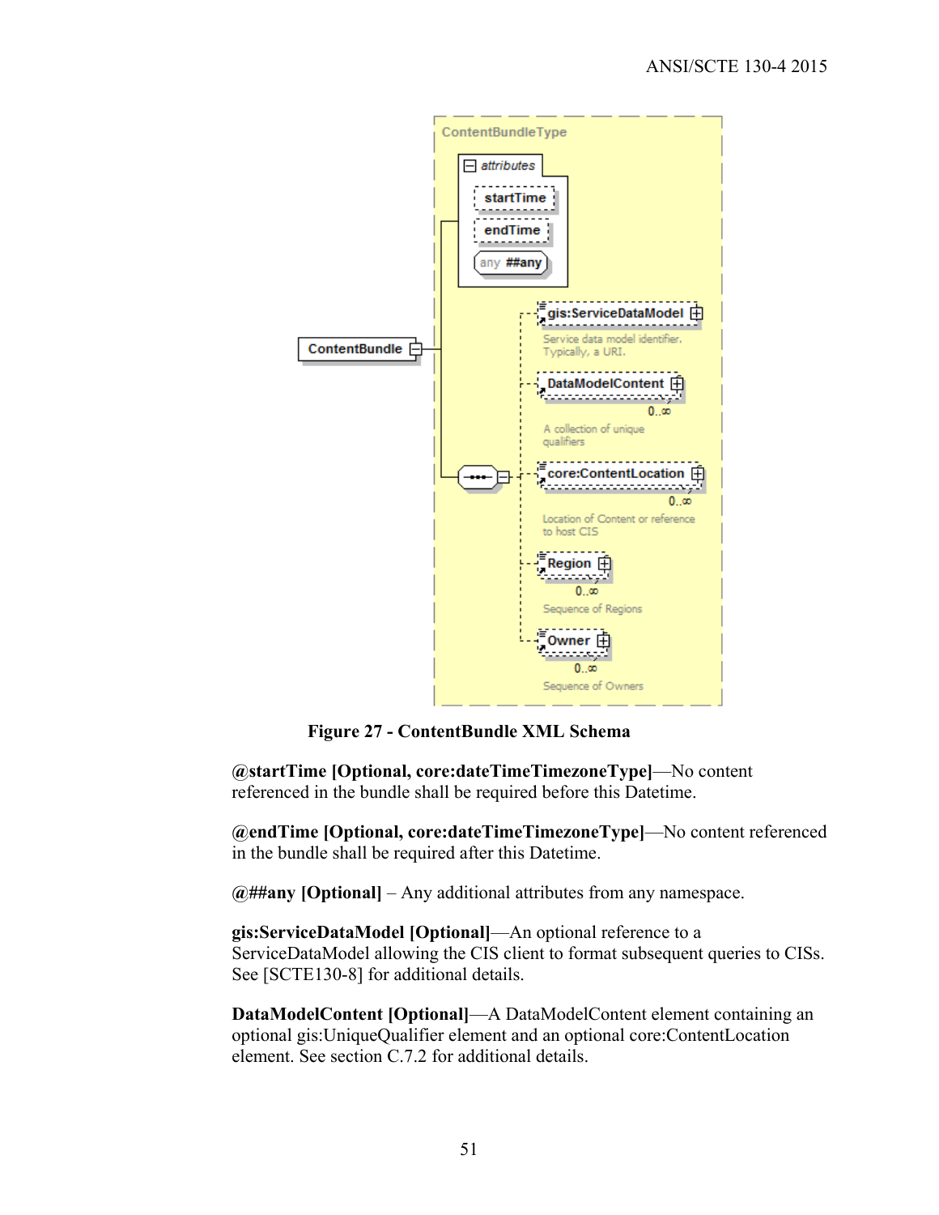**Figure 27 - ContentBundle XML Schema**

**@startTime [Optional, core:dateTimeTimezoneType]**—No content referenced in the bundle shall be required before this Datetime.

**@endTime [Optional, core:dateTimeTimezoneType]**—No content referenced in the bundle shall be required after this Datetime.

**@##any [Optional]** – Any additional attributes from any namespace.

**gis:ServiceDataModel [Optional]**—An optional reference to a ServiceDataModel allowing the CIS client to format subsequent queries to CISs. See [SCTE130-8] for additional details.

**DataModelContent [Optional]**—A DataModelContent element containing an optional gis:UniqueQualifier element and an optional core:ContentLocation element. See section C.7.2 for additional details.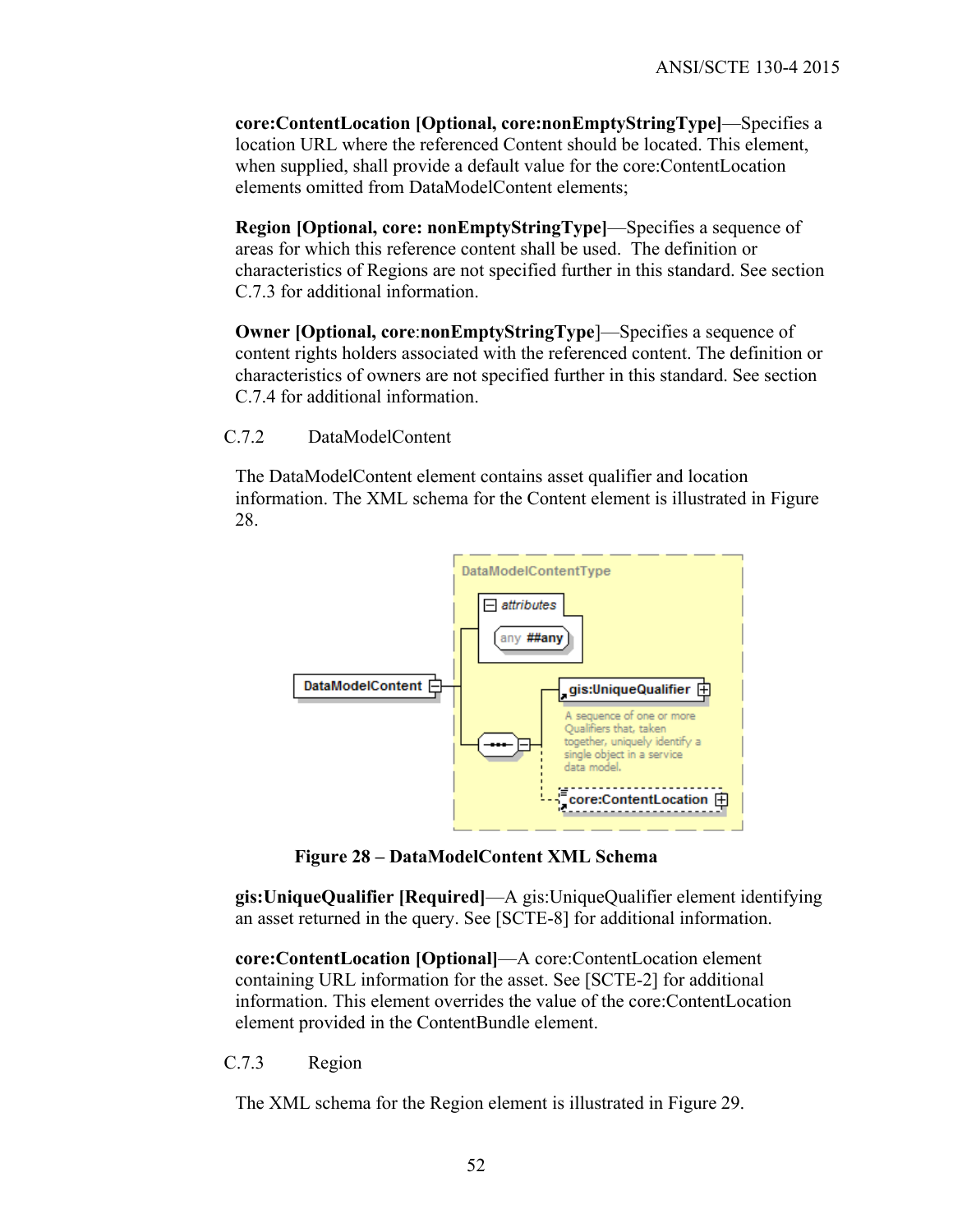**core:ContentLocation [Optional, core:nonEmptyStringType]**—Specifies a location URL where the referenced Content should be located. This element, when supplied, shall provide a default value for the core:ContentLocation elements omitted from DataModelContent elements;

**Region [Optional, core: nonEmptyStringType]**—Specifies a sequence of areas for which this reference content shall be used. The definition or characteristics of Regions are not specified further in this standard. See section C.7.3 for additional information.

**Owner [Optional, core**:**nonEmptyStringType**]—Specifies a sequence of content rights holders associated with the referenced content. The definition or characteristics of owners are not specified further in this standard. See section C.7.4 for additional information.

### C.7.2 DataModelContent

The DataModelContent element contains asset qualifier and location information. The XML schema for the Content element is illustrated in Figure 28.

**Figure 28 – DataModelContent XML Schema**

**gis:UniqueQualifier [Required]**—A gis:UniqueQualifier element identifying an asset returned in the query. See [SCTE-8] for additional information.

**core:ContentLocation [Optional]**—A core:ContentLocation element containing URL information for the asset. See [SCTE-2] for additional information. This element overrides the value of the core:ContentLocation element provided in the ContentBundle element.

### C.7.3 Region

The XML schema for the Region element is illustrated in Figure 29.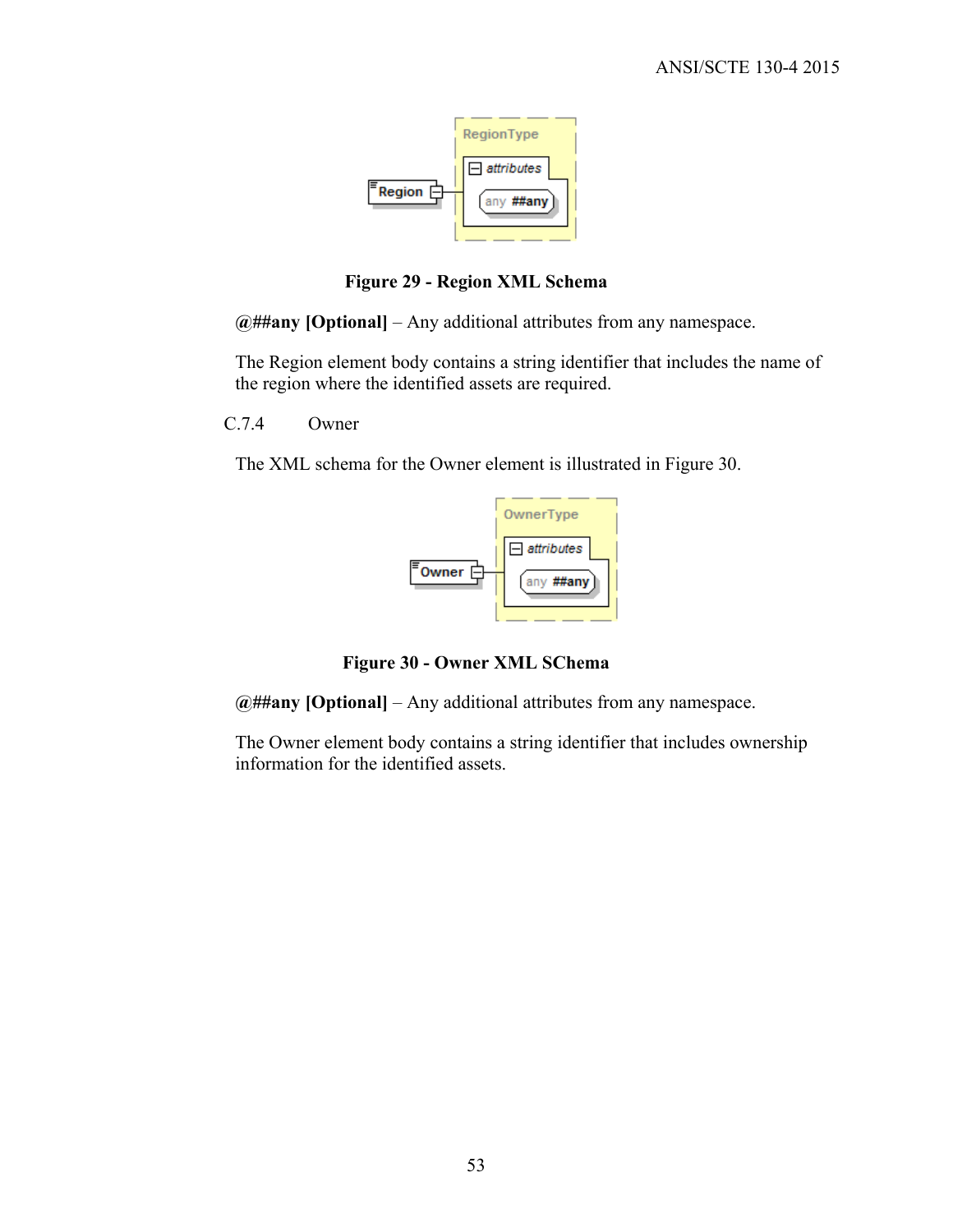Figure 29 - Region XML Schema

**@##any [Optional]** – Any additional attributes from any namespace.

The Region element body contains a string identifier that includes the name of the region where the identified assets are required.

### C.7.4 Owner

The XML schema for the Owner element is illustrated in Figure 30.

Figure 30 - Owner XML SChema

**@##any [Optional]** – Any additional attributes from any namespace.

The Owner element body contains a string identifier that includes ownership information for the identified assets.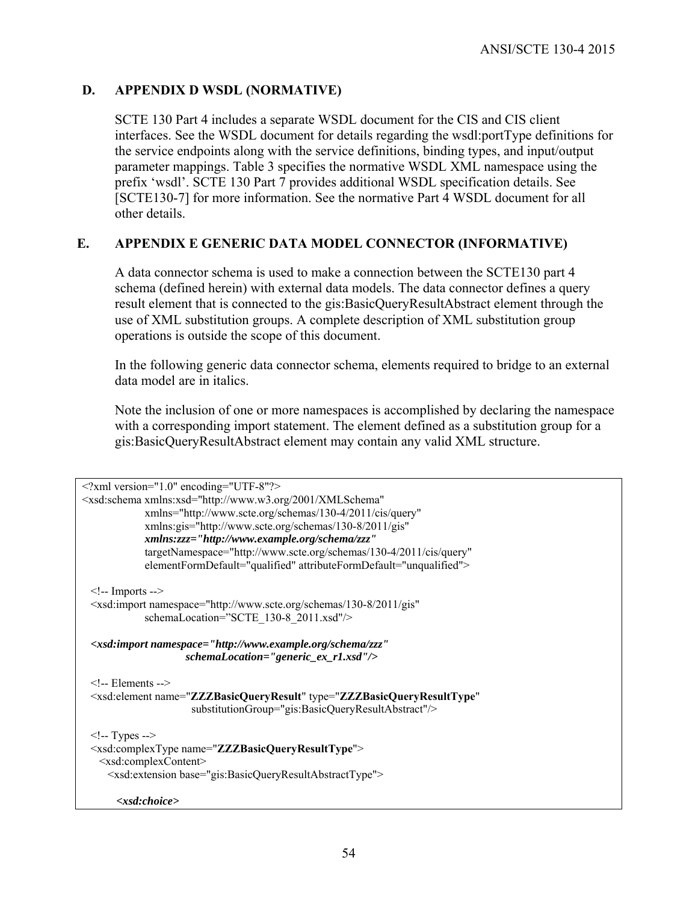## D. APPENDIX D WSDL (NORMATIVE)

SCTE 130 Part 4 includes a separate WSDL document for the CIS and CIS client interfaces. See the WSDL document for details regarding the wsdl:portType definitions for the service endpoints along with the service definitions, binding types, and input/output parameter mappings. Table 3 specifies the normative WSDL XML namespace using the prefix ‘wsdl’. SCTE 130 Part 7 provides additional WSDL specification details. See [SCTE130-7] for more information. See the normative Part 4 WSDL document for all other details.

## E. APPENDIX E GENERIC DATA MODEL CONNECTOR (INFORMATIVE)

A data connector schema is used to make a connection between the SCTE130 part 4 schema (defined herein) with external data models. The data connector defines a query result element that is connected to the gis:BasicQueryResultAbstract element through the use of XML substitution groups. A complete description of XML substitution group operations is outside the scope of this document.

In the following generic data connector schema, elements required to bridge to an external data model are in italics.

Note the inclusion of one or more namespaces is accomplished by declaring the namespace with a corresponding import statement. The element defined as a substitution group for a gis:BasicQueryResultAbstract element may contain any valid XML structure.

```
<?xml version="1.0" encoding="UTF-8"?>
<xsd:schema xmlns:xsd="http://www.w3.org/2001/XMLSchema"
                xmlns="http://www.scte.org/schemas/130-4/2011/cis/query"
                xmlns:gis="http://www.scte.org/schemas/130-8/2011/gis"
                xmlns:zzz="http://www.example.org/schema/zzz"
                targetNamespace="http://www.scte.org/schemas/130-4/2011/cis/query"
                elementFormDefault="qualified" attributeFormDefault="unqualified">

  <!-- Imports -->
  <xsd:import namespace="http://www.scte.org/schemas/130-8/2011/gis"
                schemaLocation=”SCTE_130-8_2011.xsd"/>

  <xsd:import namespace="http://www.example.org/schema/zzz"
                          schemaLocation="generic_ex_r1.xsd"/>

  <!-- Elements -->
  <xsd:element name="ZZZBasicQueryResult" type="ZZZBasicQueryResultType"
                          substitutionGroup="gis:BasicQueryResultAbstract"/>

  <!-- Types -->
  <xsd:complexType name="ZZZBasicQueryResultType">
    <xsd:complexContent>
      <xsd:extension base="gis:BasicQueryResultAbstractType">

        <xsd:choice>
```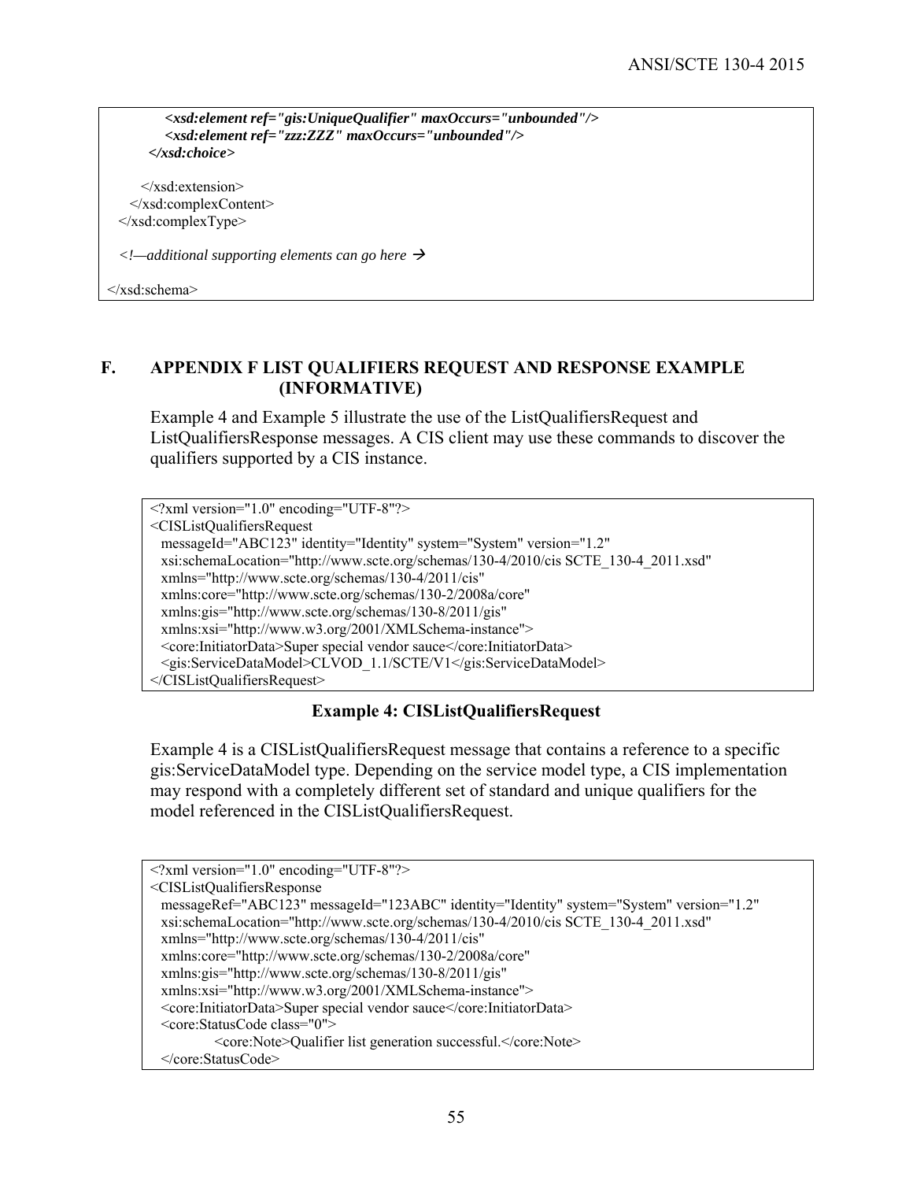```
      <xsd:element ref="gis:UniqueQualifier" maxOccurs="unbounded"/>
      <xsd:element ref="zzz:ZZZ" maxOccurs="unbounded"/>
    </xsd:choice>

   </xsd:extension>
  </xsd:complexContent>
 </xsd:complexType>

 <!—additional supporting elements can go here →

</xsd:schema>
```

## F. APPENDIX F LIST QUALIFIERS REQUEST AND RESPONSE EXAMPLE (INFORMATIVE)

Example 4 and Example 5 illustrate the use of the ListQualifiersRequest and ListQualifiersResponse messages. A CIS client may use these commands to discover the qualifiers supported by a CIS instance.

```
<?xml version="1.0" encoding="UTF-8"?>
<CISListQualifiersRequest
  messageId="ABC123" identity="Identity" system="System" version="1.2"
  xsi:schemaLocation="http://www.scte.org/schemas/130-4/2010/cis SCTE_130-4_2011.xsd"
  xmlns="http://www.scte.org/schemas/130-4/2011/cis"
  xmlns:core="http://www.scte.org/schemas/130-2/2008a/core"
  xmlns:gis="http://www.scte.org/schemas/130-8/2011/gis"
  xmlns:xsi="http://www.w3.org/2001/XMLSchema-instance">
  <core:InitiatorData>Super special vendor sauce</core:InitiatorData>
  <gis:ServiceDataModel>CLVOD_1.1/SCTE/V1</gis:ServiceDataModel>
</CISListQualifiersRequest>
```

**Example 4: CISListQualifiersRequest**

Example 4 is a CISListQualifiersRequest message that contains a reference to a specific gis:ServiceDataModel type. Depending on the service model type, a CIS implementation may respond with a completely different set of standard and unique qualifiers for the model referenced in the CISListQualifiersRequest.

```
<?xml version="1.0" encoding="UTF-8"?>
<CISListQualifiersResponse
  messageRef="ABC123" messageId="123ABC" identity="Identity" system="System" version="1.2"
  xsi:schemaLocation="http://www.scte.org/schemas/130-4/2010/cis SCTE_130-4_2011.xsd"
  xmlns="http://www.scte.org/schemas/130-4/2011/cis"
  xmlns:core="http://www.scte.org/schemas/130-2/2008a/core"
  xmlns:gis="http://www.scte.org/schemas/130-8/2011/gis"
  xmlns:xsi="http://www.w3.org/2001/XMLSchema-instance">
  <core:InitiatorData>Super special vendor sauce</core:InitiatorData>
  <core:StatusCode class="0">
        <core:Note>Qualifier list generation successful.</core:Note>
  </core:StatusCode>
```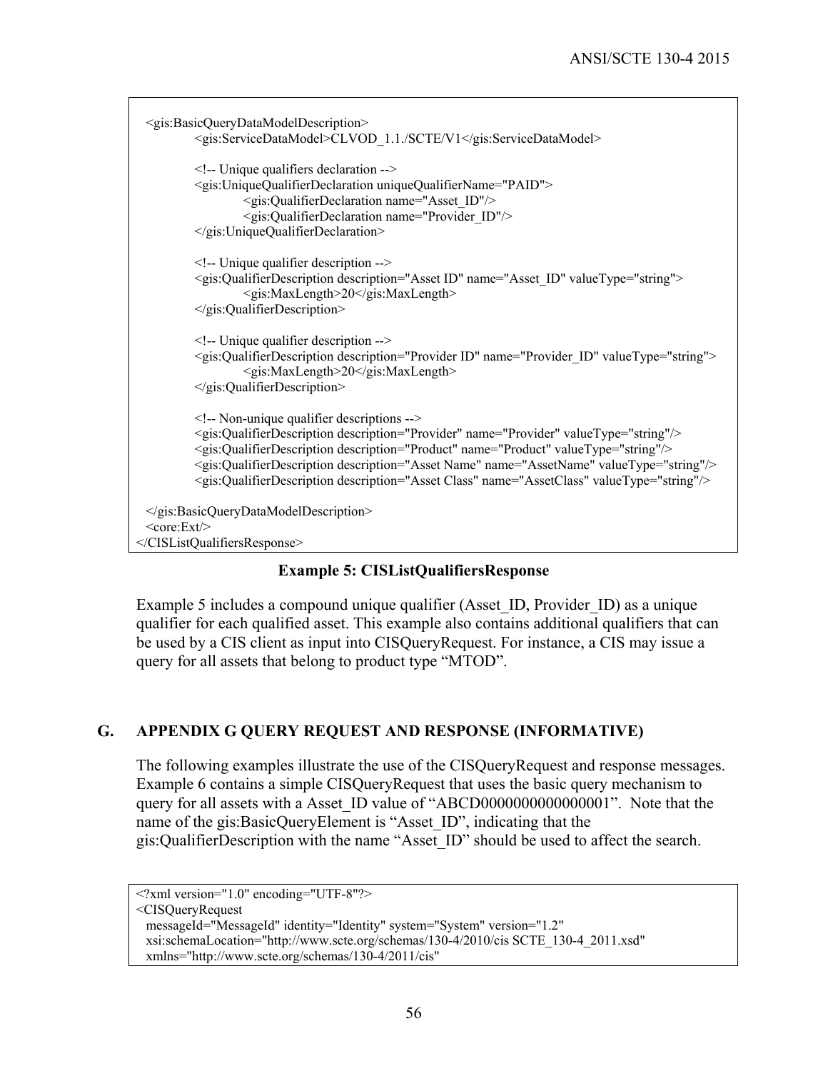```
  <gis:BasicQueryDataModelDescription>
        <gis:ServiceDataModel>CLVOD_1.1./SCTE/V1</gis:ServiceDataModel>

        <!-- Unique qualifiers declaration -->
        <gis:UniqueQualifierDeclaration uniqueQualifierName="PAID">
              <gis:QualifierDeclaration name="Asset_ID"/>
              <gis:QualifierDeclaration name="Provider_ID"/>
        </gis:UniqueQualifierDeclaration>

        <!-- Unique qualifier description -->
        <gis:QualifierDescription description="Asset ID" name="Asset_ID" valueType="string">
              <gis:MaxLength>20</gis:MaxLength>
        </gis:QualifierDescription>

        <!-- Unique qualifier description -->
        <gis:QualifierDescription description="Provider ID" name="Provider_ID" valueType="string">
              <gis:MaxLength>20</gis:MaxLength>
        </gis:QualifierDescription>

        <!-- Non-unique qualifier descriptions -->
        <gis:QualifierDescription description="Provider" name="Provider" valueType="string"/>
        <gis:QualifierDescription description="Product" name="Product" valueType="string"/>
        <gis:QualifierDescription description="Asset Name" name="AssetName" valueType="string"/>
        <gis:QualifierDescription description="Asset Class" name="AssetClass" valueType="string"/>

  </gis:BasicQueryDataModelDescription>
  <core:Ext/>
</CISListQualifiersResponse>
```

**Example 5: CISListQualifiersResponse**

Example 5 includes a compound unique qualifier (Asset_ID, Provider_ID) as a unique qualifier for each qualified asset. This example also contains additional qualifiers that can be used by a CIS client as input into CISQueryRequest. For instance, a CIS may issue a query for all assets that belong to product type "MTOD".

## G. APPENDIX G QUERY REQUEST AND RESPONSE (INFORMATIVE)

The following examples illustrate the use of the CISQueryRequest and response messages. Example 6 contains a simple CISQueryRequest that uses the basic query mechanism to query for all assets with a Asset_ID value of "ABCD0000000000000001". Note that the name of the gis:BasicQueryElement is "Asset_ID", indicating that the gis:QualifierDescription with the name "Asset_ID" should be used to affect the search.

```
<?xml version="1.0" encoding="UTF-8"?>
<CISQueryRequest
  messageId="MessageId" identity="Identity" system="System" version="1.2"
  xsi:schemaLocation="http://www.scte.org/schemas/130-4/2010/cis SCTE_130-4_2011.xsd"
  xmlns="http://www.scte.org/schemas/130-4/2011/cis"
```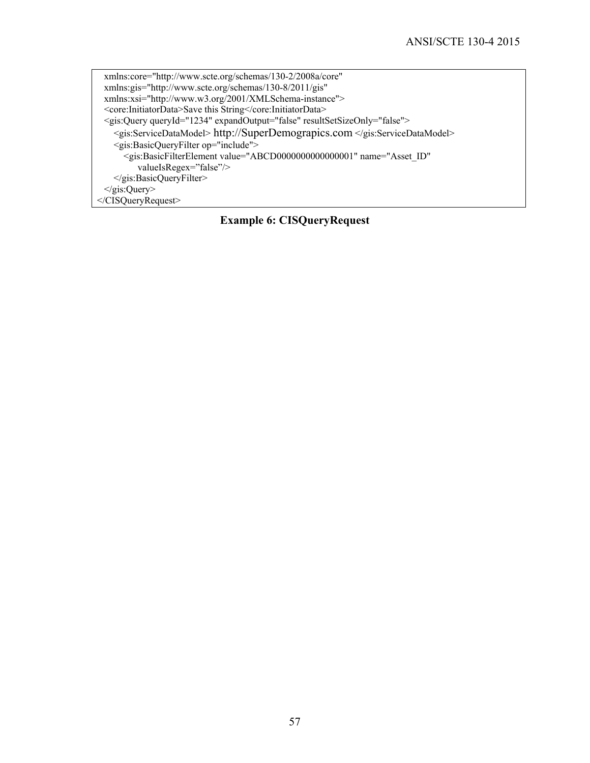```
  xmlns:core="http://www.scte.org/schemas/130-2/2008a/core"
  xmlns:gis="http://www.scte.org/schemas/130-8/2011/gis"
  xmlns:xsi="http://www.w3.org/2001/XMLSchema-instance">
  <core:InitiatorData>Save this String</core:InitiatorData>
  <gis:Query queryId="1234" expandOutput="false" resultSetSizeOnly="false">
    <gis:ServiceDataModel> http://SuperDemograpics.com </gis:ServiceDataModel>
    <gis:BasicQueryFilter op="include">
      <gis:BasicFilterElement value="ABCD0000000000000001" name="Asset_ID"
          valueIsRegex="false"/>
    </gis:BasicQueryFilter>
  </gis:Query>
</CISQueryRequest>
```

**Example 6: CISQueryRequest**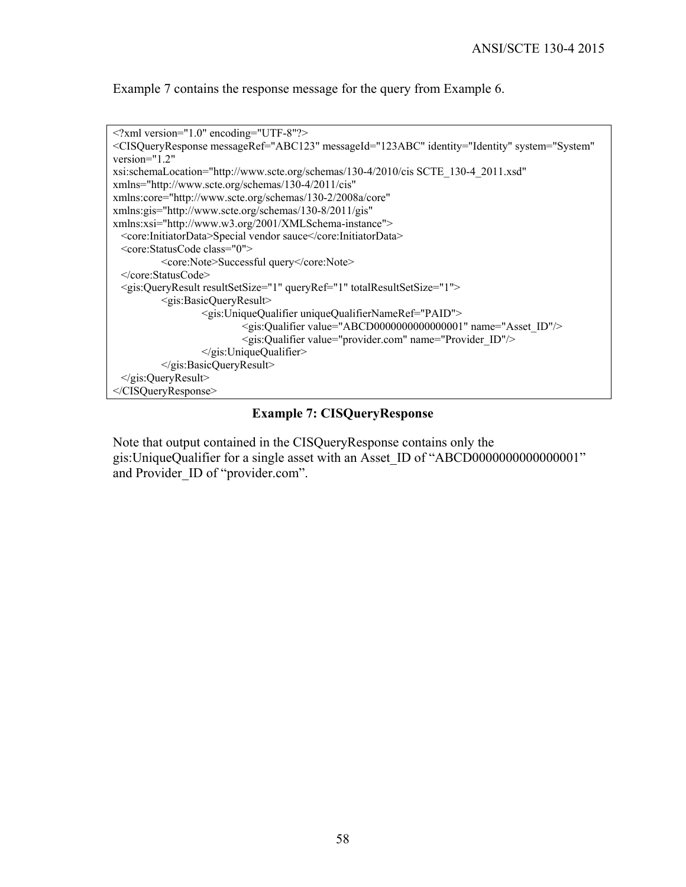Example 7 contains the response message for the query from Example 6.

```
<?xml version="1.0" encoding="UTF-8"?>
<CISQueryResponse messageRef="ABC123" messageId="123ABC" identity="Identity" system="System"
version="1.2"
xsi:schemaLocation="http://www.scte.org/schemas/130-4/2010/cis SCTE_130-4_2011.xsd"
xmlns="http://www.scte.org/schemas/130-4/2011/cis"
xmlns:core="http://www.scte.org/schemas/130-2/2008a/core"
xmlns:gis="http://www.scte.org/schemas/130-8/2011/gis"
xmlns:xsi="http://www.w3.org/2001/XMLSchema-instance">
  <core:InitiatorData>Special vendor sauce</core:InitiatorData>
  <core:StatusCode class="0">
        <core:Note>Successful query</core:Note>
  </core:StatusCode>
  <gis:QueryResult resultSetSize="1" queryRef="1" totalResultSetSize="1">
        <gis:BasicQueryResult>
              <gis:UniqueQualifier uniqueQualifierNameRef="PAID">
                    <gis:Qualifier value="ABCD0000000000000001" name="Asset_ID"/>
                    <gis:Qualifier value="provider.com" name="Provider_ID"/>
              </gis:UniqueQualifier>
        </gis:BasicQueryResult>
  </gis:QueryResult>
</CISQueryResponse>
```

**Example 7: CISQueryResponse**

Note that output contained in the CISQueryResponse contains only the gis:UniqueQualifier for a single asset with an Asset_ID of “ABCD0000000000000001” and Provider_ID of “provider.com”.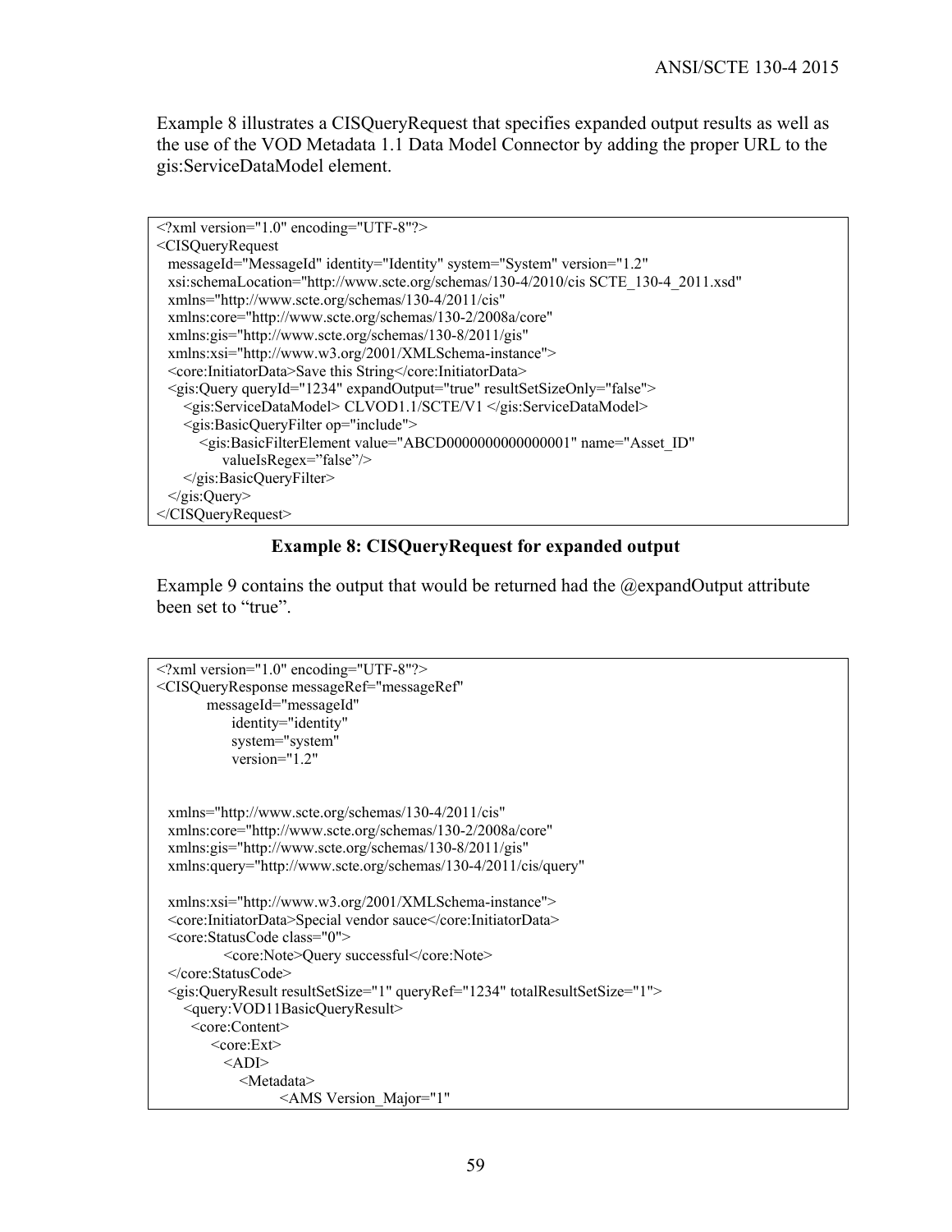Example 8 illustrates a CISQueryRequest that specifies expanded output results as well as the use of the VOD Metadata 1.1 Data Model Connector by adding the proper URL to the gis:ServiceDataModel element.

```
<?xml version="1.0" encoding="UTF-8"?>
<CISQueryRequest
  messageId="MessageId" identity="Identity" system="System" version="1.2"
  xsi:schemaLocation="http://www.scte.org/schemas/130-4/2010/cis SCTE_130-4_2011.xsd"
  xmlns="http://www.scte.org/schemas/130-4/2011/cis"
  xmlns:core="http://www.scte.org/schemas/130-2/2008a/core"
  xmlns:gis="http://www.scte.org/schemas/130-8/2011/gis"
  xmlns:xsi="http://www.w3.org/2001/XMLSchema-instance">
  <core:InitiatorData>Save this String</core:InitiatorData>
  <gis:Query queryId="1234" expandOutput="true" resultSetSizeOnly="false">
    <gis:ServiceDataModel> CLVOD1.1/SCTE/V1 </gis:ServiceDataModel>
    <gis:BasicQueryFilter op="include">
      <gis:BasicFilterElement value="ABCD0000000000000001" name="Asset_ID"
          valueIsRegex="false"/>
    </gis:BasicQueryFilter>
  </gis:Query>
</CISQueryRequest>
```

**Example 8: CISQueryRequest for expanded output**

Example 9 contains the output that would be returned had the @expandOutput attribute been set to "true".

```
<?xml version="1.0" encoding="UTF-8"?>
<CISQueryResponse messageRef="messageRef"
        messageId="messageId"
            identity="identity"
            system="system"
            version="1.2"


  xmlns="http://www.scte.org/schemas/130-4/2011/cis"
  xmlns:core="http://www.scte.org/schemas/130-2/2008a/core"
  xmlns:gis="http://www.scte.org/schemas/130-8/2011/gis"
  xmlns:query="http://www.scte.org/schemas/130-4/2011/cis/query"

  xmlns:xsi="http://www.w3.org/2001/XMLSchema-instance">
  <core:InitiatorData>Special vendor sauce</core:InitiatorData>
  <core:StatusCode class="0">
          <core:Note>Query successful</core:Note>
  </core:StatusCode>
  <gis:QueryResult resultSetSize="1" queryRef="1234" totalResultSetSize="1">
    <query:VOD11BasicQueryResult>
     <core:Content>
        <core:Ext>
          <ADI>
            <Metadata>
                  <AMS Version_Major="1"
```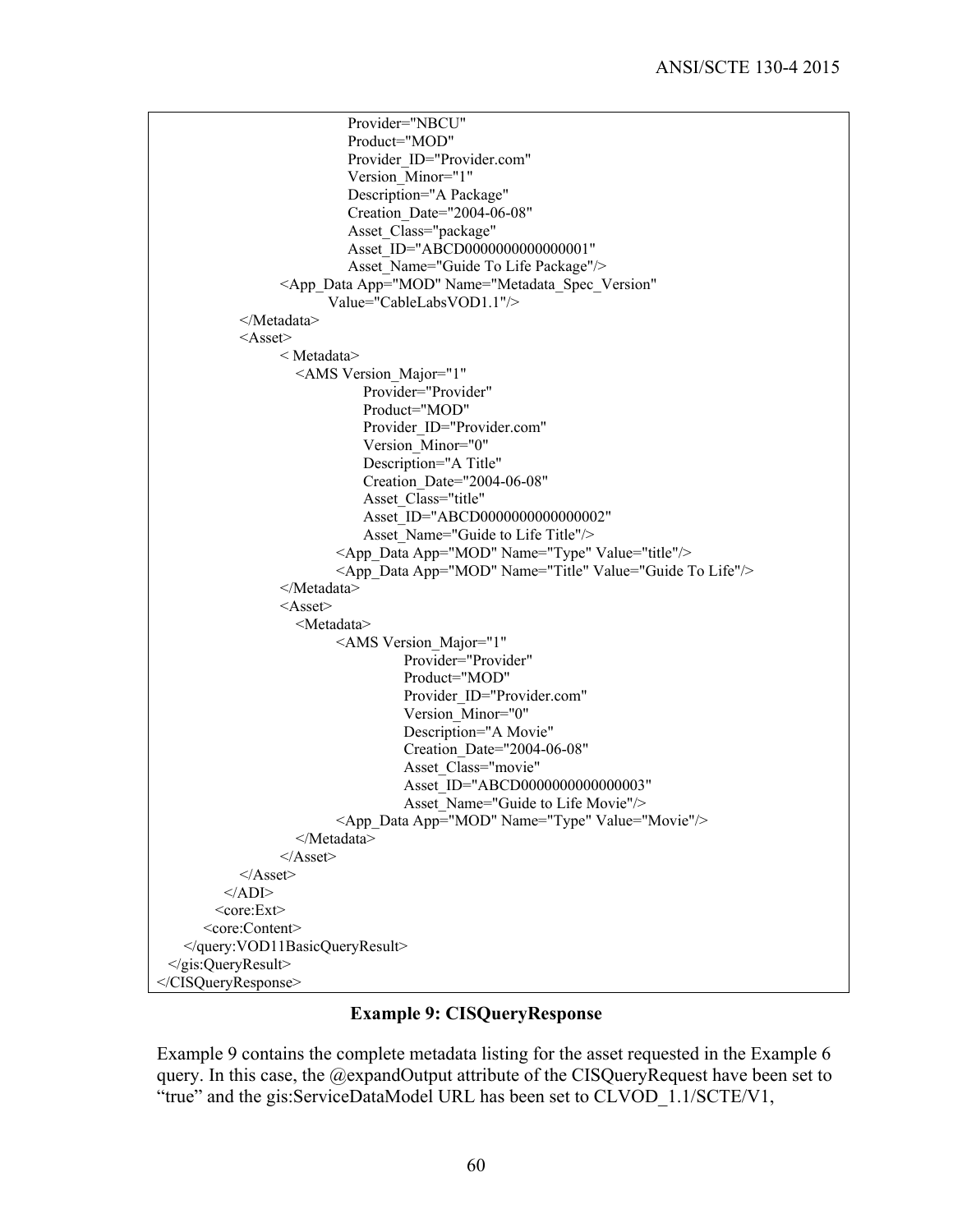```
                Provider="NBCU"
                Product="MOD"
                Provider_ID="Provider.com"
                Version_Minor="1"
                Description="A Package"
                Creation_Date="2004-06-08"
                Asset_Class="package"
                Asset_ID="ABCD0000000000000001"
                Asset_Name="Guide To Life Package"/>
            <App_Data App="MOD" Name="Metadata_Spec_Version"
                Value="CableLabsVOD1.1"/>
        </Metadata>
        <Asset>
            < Metadata>
              <AMS Version_Major="1"
                    Provider="Provider"
                    Product="MOD"
                    Provider_ID="Provider.com"
                    Version_Minor="0"
                    Description="A Title"
                    Creation_Date="2004-06-08"
                    Asset_Class="title"
                    Asset_ID="ABCD0000000000000002"
                    Asset_Name="Guide to Life Title"/>
                <App_Data App="MOD" Name="Type" Value="title"/>
                <App_Data App="MOD" Name="Title" Value="Guide To Life"/>
            </Metadata>
            <Asset>
              <Metadata>
                <AMS Version_Major="1"
                        Provider="Provider"
                        Product="MOD"
                        Provider_ID="Provider.com"
                        Version_Minor="0"
                        Description="A Movie"
                        Creation_Date="2004-06-08"
                        Asset_Class="movie"
                        Asset_ID="ABCD0000000000000003"
                        Asset_Name="Guide to Life Movie"/>
                <App_Data App="MOD" Name="Type" Value="Movie"/>
              </Metadata>
            </Asset>
        </Asset>
      </ADI>
    <core:Ext>
   <core:Content>
  </query:VOD11BasicQueryResult>
 </gis:QueryResult>
</CISQueryResponse>
```

**Example 9: CISQueryResponse**

Example 9 contains the complete metadata listing for the asset requested in the Example 6 query. In this case, the @expandOutput attribute of the CISQueryRequest have been set to "true" and the gis:ServiceDataModel URL has been set to CLVOD_1.1/SCTE/V1,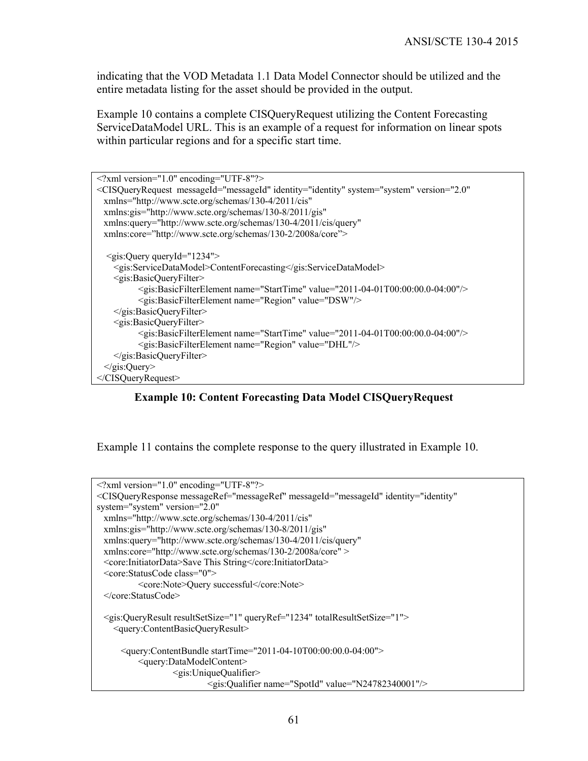indicating that the VOD Metadata 1.1 Data Model Connector should be utilized and the entire metadata listing for the asset should be provided in the output.

Example 10 contains a complete CISQueryRequest utilizing the Content Forecasting ServiceDataModel URL. This is an example of a request for information on linear spots within particular regions and for a specific start time.

```
<?xml version="1.0" encoding="UTF-8"?>
<CISQueryRequest  messageId="messageId" identity="identity" system="system" version="2.0"
  xmlns="http://www.scte.org/schemas/130-4/2011/cis"
  xmlns:gis="http://www.scte.org/schemas/130-8/2011/gis"
  xmlns:query="http://www.scte.org/schemas/130-4/2011/cis/query"
  xmlns:core="http://www.scte.org/schemas/130-2/2008a/core">

   <gis:Query queryId="1234">
     <gis:ServiceDataModel>ContentForecasting</gis:ServiceDataModel>
     <gis:BasicQueryFilter>
           <gis:BasicFilterElement name="StartTime" value="2011-04-01T00:00:00.0-04:00"/>
           <gis:BasicFilterElement name="Region" value="DSW"/>
     </gis:BasicQueryFilter>
     <gis:BasicQueryFilter>
           <gis:BasicFilterElement name="StartTime" value="2011-04-01T00:00:00.0-04:00"/>
           <gis:BasicFilterElement name="Region" value="DHL"/>
     </gis:BasicQueryFilter>
   </gis:Query>
</CISQueryRequest>
```

**Example 10: Content Forecasting Data Model CISQueryRequest**

Example 11 contains the complete response to the query illustrated in Example 10.

```
<?xml version="1.0" encoding="UTF-8"?>
<CISQueryResponse messageRef="messageRef" messageId="messageId" identity="identity"
system="system" version="2.0"
  xmlns="http://www.scte.org/schemas/130-4/2011/cis"
  xmlns:gis="http://www.scte.org/schemas/130-8/2011/gis"
  xmlns:query="http://www.scte.org/schemas/130-4/2011/cis/query"
  xmlns:core="http://www.scte.org/schemas/130-2/2008a/core" >
  <core:InitiatorData>Save This String</core:InitiatorData>
  <core:StatusCode class="0">
          <core:Note>Query successful</core:Note>
  </core:StatusCode>

  <gis:QueryResult resultSetSize="1" queryRef="1234" totalResultSetSize="1">
     <query:ContentBasicQueryResult>

        <query:ContentBundle startTime="2011-04-10T00:00:00.0-04:00">
             <query:DataModelContent>
                      <gis:UniqueQualifier>
                               <gis:Qualifier name="SpotId" value="N24782340001"/>
```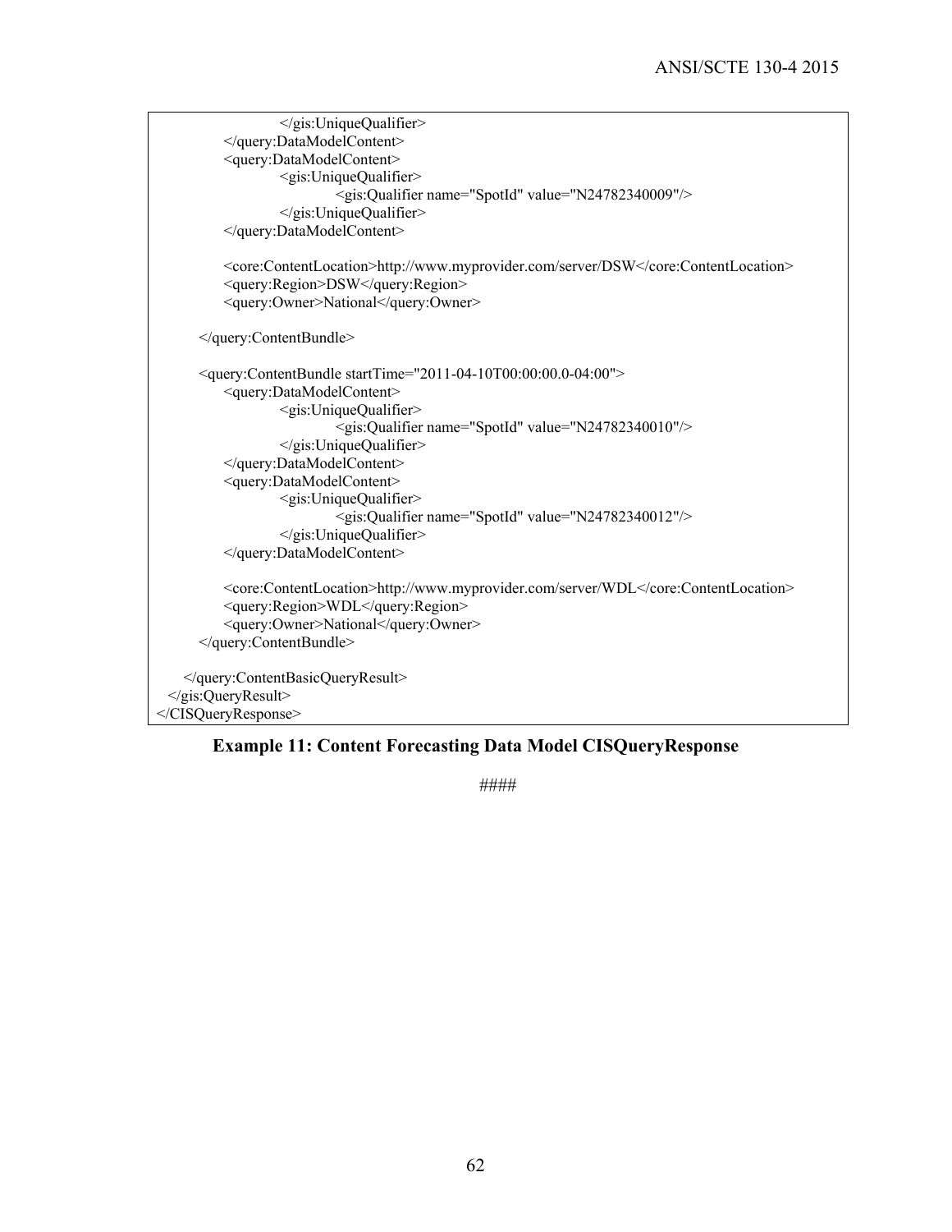```
                    </gis:UniqueQualifier>
          </query:DataModelContent>
          <query:DataModelContent>
                    <gis:UniqueQualifier>
                              <gis:Qualifier name="SpotId" value="N24782340009"/>
                    </gis:UniqueQualifier>
          </query:DataModelContent>

          <core:ContentLocation>http://www.myprovider.com/server/DSW</core:ContentLocation>
          <query:Region>DSW</query:Region>
          <query:Owner>National</query:Owner>

      </query:ContentBundle>

      <query:ContentBundle startTime="2011-04-10T00:00:00.0-04:00">
          <query:DataModelContent>
                    <gis:UniqueQualifier>
                              <gis:Qualifier name="SpotId" value="N24782340010"/>
                    </gis:UniqueQualifier>
          </query:DataModelContent>
          <query:DataModelContent>
                    <gis:UniqueQualifier>
                              <gis:Qualifier name="SpotId" value="N24782340012"/>
                    </gis:UniqueQualifier>
          </query:DataModelContent>

          <core:ContentLocation>http://www.myprovider.com/server/WDL</core:ContentLocation>
          <query:Region>WDL</query:Region>
          <query:Owner>National</query:Owner>
      </query:ContentBundle>

    </query:ContentBasicQueryResult>
  </gis:QueryResult>
</CISQueryResponse>
```

**Example 11: Content Forecasting Data Model CISQueryResponse**

####